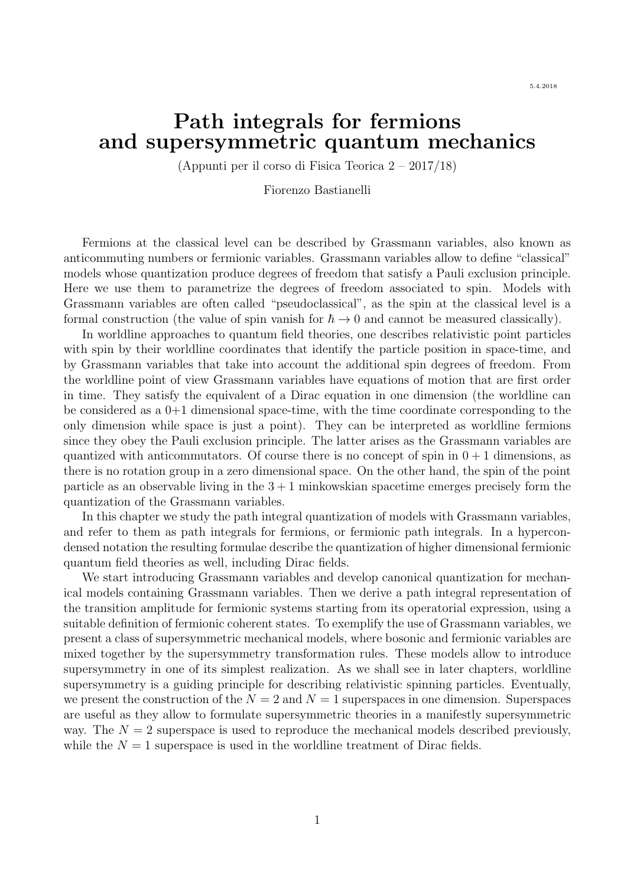5.4.2018

# Path integrals for fermions and supersymmetric quantum mechanics

(Appunti per il corso di Fisica Teorica 2 – 2017/18)

Fiorenzo Bastianelli

Fermions at the classical level can be described by Grassmann variables, also known as anticommuting numbers or fermionic variables. Grassmann variables allow to define "classical" models whose quantization produce degrees of freedom that satisfy a Pauli exclusion principle. Here we use them to parametrize the degrees of freedom associated to spin. Models with Grassmann variables are often called "pseudoclassical", as the spin at the classical level is a formal construction (the value of spin vanish for $\hbar \to 0$ and cannot be measured classically).

In worldline approaches to quantum field theories, one describes relativistic point particles with spin by their worldline coordinates that identify the particle position in space-time, and by Grassmann variables that take into account the additional spin degrees of freedom. From the worldline point of view Grassmann variables have equations of motion that are first order in time. They satisfy the equivalent of a Dirac equation in one dimension (the worldline can be considered as a 0+1 dimensional space-time, with the time coordinate corresponding to the only dimension while space is just a point). They can be interpreted as worldline fermions since they obey the Pauli exclusion principle. The latter arises as the Grassmann variables are quantized with anticommutators. Of course there is no concept of spin in $0+1$ dimensions, as there is no rotation group in a zero dimensional space. On the other hand, the spin of the point particle as an observable living in the $3+1$ minkowskian spacetime emerges precisely form the quantization of the Grassmann variables.

In this chapter we study the path integral quantization of models with Grassmann variables, and refer to them as path integrals for fermions, or fermionic path integrals. In a hypercondensed notation the resulting formulae describe the quantization of higher dimensional fermionic quantum field theories as well, including Dirac fields.

We start introducing Grassmann variables and develop canonical quantization for mechanical models containing Grassmann variables. Then we derive a path integral representation of the transition amplitude for fermionic systems starting from its operatorial expression, using a suitable definition of fermionic coherent states. To exemplify the use of Grassmann variables, we present a class of supersymmetric mechanical models, where bosonic and fermionic variables are mixed together by the supersymmetry transformation rules. These models allow to introduce supersymmetry in one of its simplest realization. As we shall see in later chapters, worldline supersymmetry is a guiding principle for describing relativistic spinning particles. Eventually, we present the construction of the $N = 2$ and $N = 1$ superspaces in one dimension. Superspaces are useful as they allow to formulate supersymmetric theories in a manifestly supersymmetric way. The $N = 2$ superspace is used to reproduce the mechanical models described previously, while the $N = 1$ superspace is used in the worldline treatment of Dirac fields.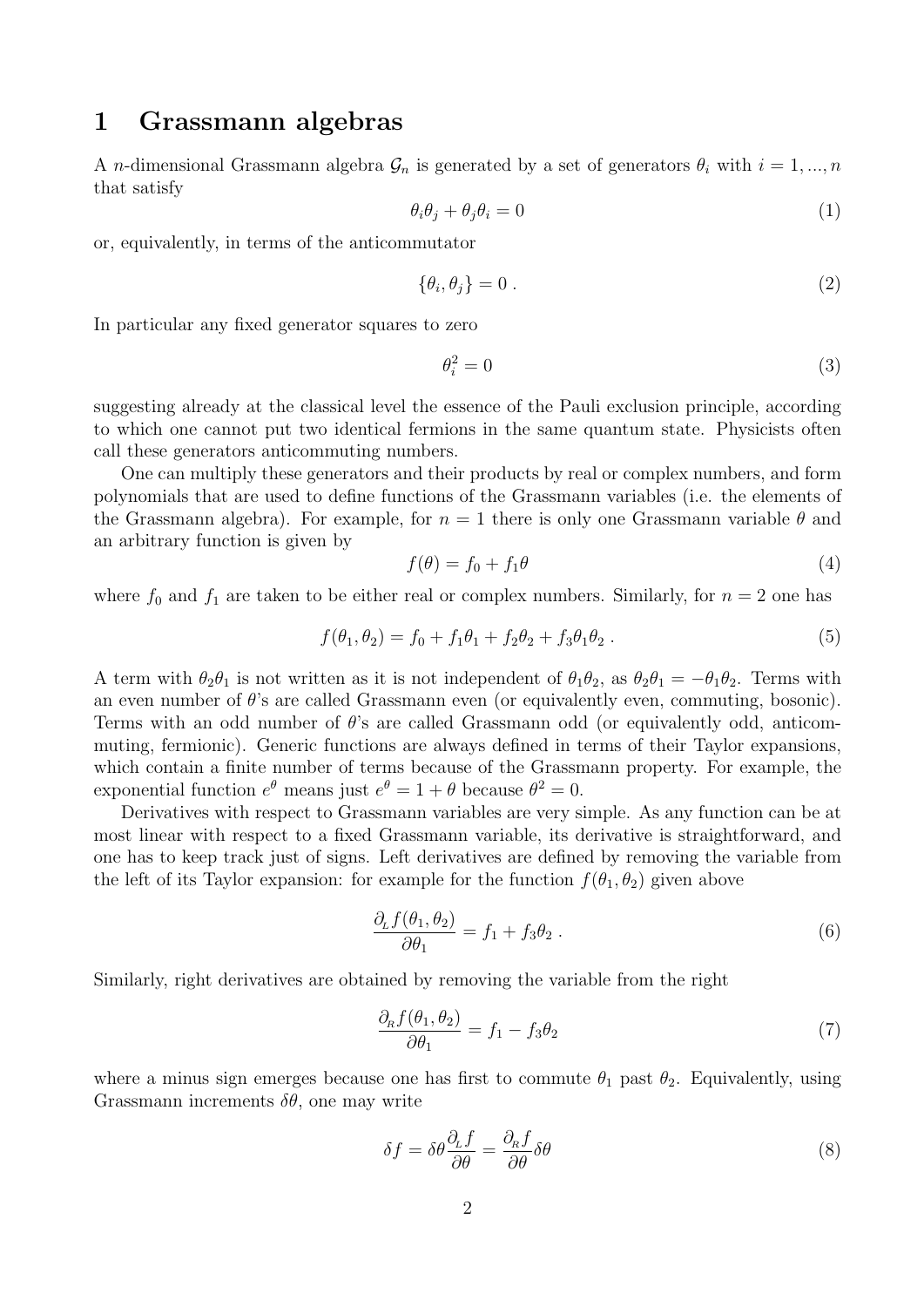# 1 Grassmann algebras

A $n$-dimensional Grassmann algebra $\mathcal{G}_n$ is generated by a set of generators $\theta_i$ with $i = 1, ..., n$ that satisfy

$$\theta_i \theta_j + \theta_j \theta_i = 0 \tag{1}$$

or, equivalently, in terms of the anticommutator

$$\{\theta_i, \theta_j\} = 0 \, . \tag{2}$$

In particular any fixed generator squares to zero

$$\theta_i^2 = 0 \tag{3}$$

suggesting already at the classical level the essence of the Pauli exclusion principle, according to which one cannot put two identical fermions in the same quantum state. Physicists often call these generators anticommuting numbers.

One can multiply these generators and their products by real or complex numbers, and form polynomials that are used to define functions of the Grassmann variables (i.e. the elements of the Grassmann algebra). For example, for $n = 1$ there is only one Grassmann variable $\theta$ and an arbitrary function is given by

$$f(\theta) = f_0 + f_1 \theta \tag{4}$$

where $f_0$ and $f_1$ are taken to be either real or complex numbers. Similarly, for $n = 2$ one has

$$f(\theta_1, \theta_2) = f_0 + f_1 \theta_1 + f_2 \theta_2 + f_3 \theta_1 \theta_2 \, . \tag{5}$$

A term with $\theta_2 \theta_1$ is not written as it is not independent of $\theta_1 \theta_2$, as $\theta_2 \theta_1 = -\theta_1 \theta_2$. Terms with an even number of $\theta$'s are called Grassmann even (or equivalently even, commuting, bosonic). Terms with an odd number of $\theta$'s are called Grassmann odd (or equivalently odd, anticommuting, fermionic). Generic functions are always defined in terms of their Taylor expansions, which contain a finite number of terms because of the Grassmann property. For example, the exponential function $e^\theta$ means just $e^\theta = 1 + \theta$ because $\theta^2 = 0$.

Derivatives with respect to Grassmann variables are very simple. As any function can be at most linear with respect to a fixed Grassmann variable, its derivative is straightforward, and one has to keep track just of signs. Left derivatives are defined by removing the variable from the left of its Taylor expansion: for example for the function $f(\theta_1, \theta_2)$ given above

$$\frac{\partial_L f(\theta_1, \theta_2)}{\partial \theta_1} = f_1 + f_3 \theta_2 \, . \tag{6}$$

Similarly, right derivatives are obtained by removing the variable from the right

$$\frac{\partial_R f(\theta_1, \theta_2)}{\partial \theta_1} = f_1 - f_3 \theta_2 \tag{7}$$

where a minus sign emerges because one has first to commute $\theta_1$ past $\theta_2$. Equivalently, using Grassmann increments $\delta\theta$, one may write

$$\delta f = \delta\theta \frac{\partial_L f}{\partial \theta} = \frac{\partial_R f}{\partial \theta} \delta\theta \tag{8}$$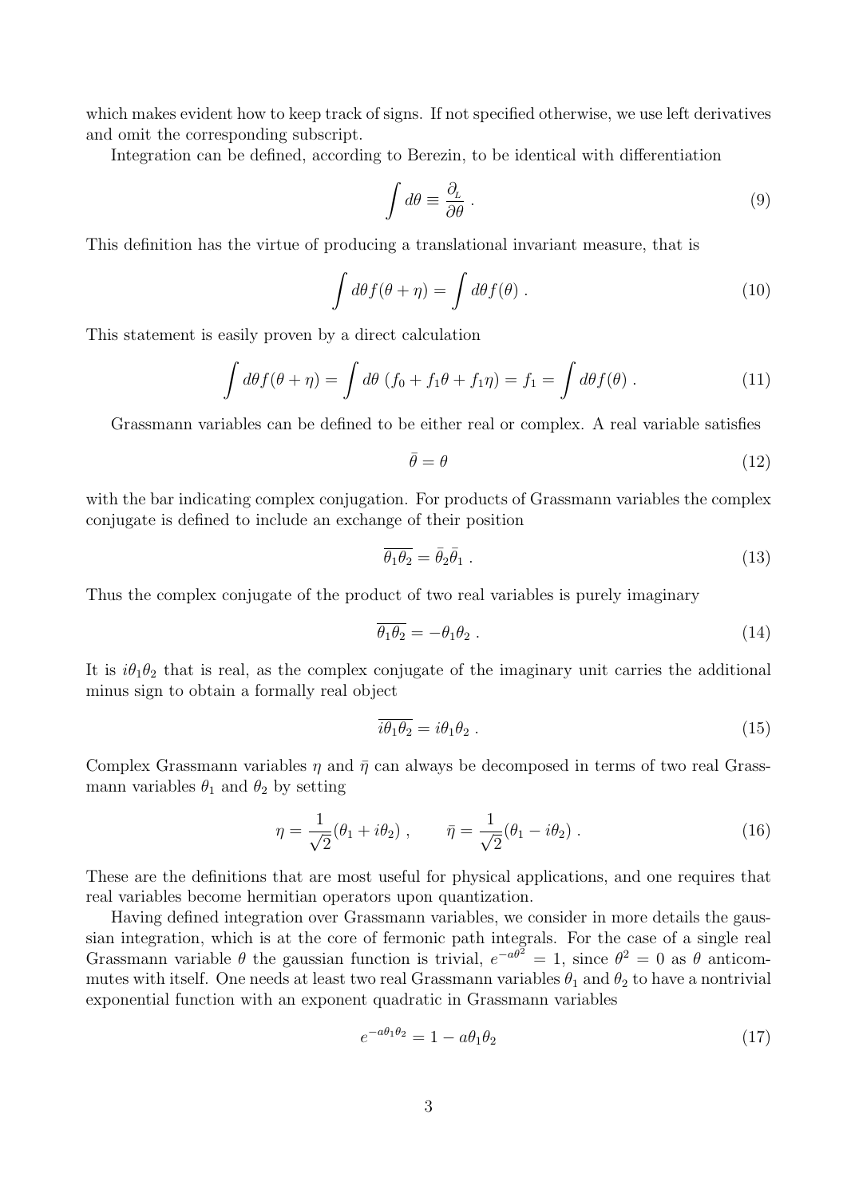which makes evident how to keep track of signs. If not specified otherwise, we use left derivatives and omit the corresponding subscript.

Integration can be defined, according to Berezin, to be identical with differentiation

$$\int d\theta \equiv \frac{\partial_{_L}}{\partial\theta} \,. \tag{9}$$

This definition has the virtue of producing a translational invariant measure, that is

$$\int d\theta f(\theta+\eta) = \int d\theta f(\theta) \,. \tag{10}$$

This statement is easily proven by a direct calculation

$$\int d\theta f(\theta+\eta) = \int d\theta \; (f_0 + f_1\theta + f_1\eta) = f_1 = \int d\theta f(\theta) \,. \tag{11}$$

Grassmann variables can be defined to be either real or complex. A real variable satisfies

$$\bar{\theta} = \theta \tag{12}$$

with the bar indicating complex conjugation. For products of Grassmann variables the complex conjugate is defined to include an exchange of their position

$$\overline{\theta_1\theta_2} = \bar{\theta}_2\bar{\theta}_1 \,. \tag{13}$$

Thus the complex conjugate of the product of two real variables is purely imaginary

$$\overline{\theta_1\theta_2} = -\theta_1\theta_2 \,. \tag{14}$$

It is $i\theta_1\theta_2$ that is real, as the complex conjugate of the imaginary unit carries the additional minus sign to obtain a formally real object

$$\overline{i\theta_1\theta_2} = i\theta_1\theta_2 \,. \tag{15}$$

Complex Grassmann variables $\eta$ and $\bar{\eta}$ can always be decomposed in terms of two real Grassmann variables $\theta_1$ and $\theta_2$ by setting

$$\eta = \frac{1}{\sqrt{2}}(\theta_1 + i\theta_2) \,, \qquad \bar{\eta} = \frac{1}{\sqrt{2}}(\theta_1 - i\theta_2) \,. \tag{16}$$

These are the definitions that are most useful for physical applications, and one requires that real variables become hermitian operators upon quantization.

Having defined integration over Grassmann variables, we consider in more details the gaussian integration, which is at the core of fermonic path integrals. For the case of a single real Grassmann variable $\theta$ the gaussian function is trivial, $e^{-a\theta^2} = 1$, since $\theta^2 = 0$ as $\theta$ anticommutes with itself. One needs at least two real Grassmann variables $\theta_1$ and $\theta_2$ to have a nontrivial exponential function with an exponent quadratic in Grassmann variables

$$e^{-a\theta_1\theta_2} = 1 - a\theta_1\theta_2 \tag{17}$$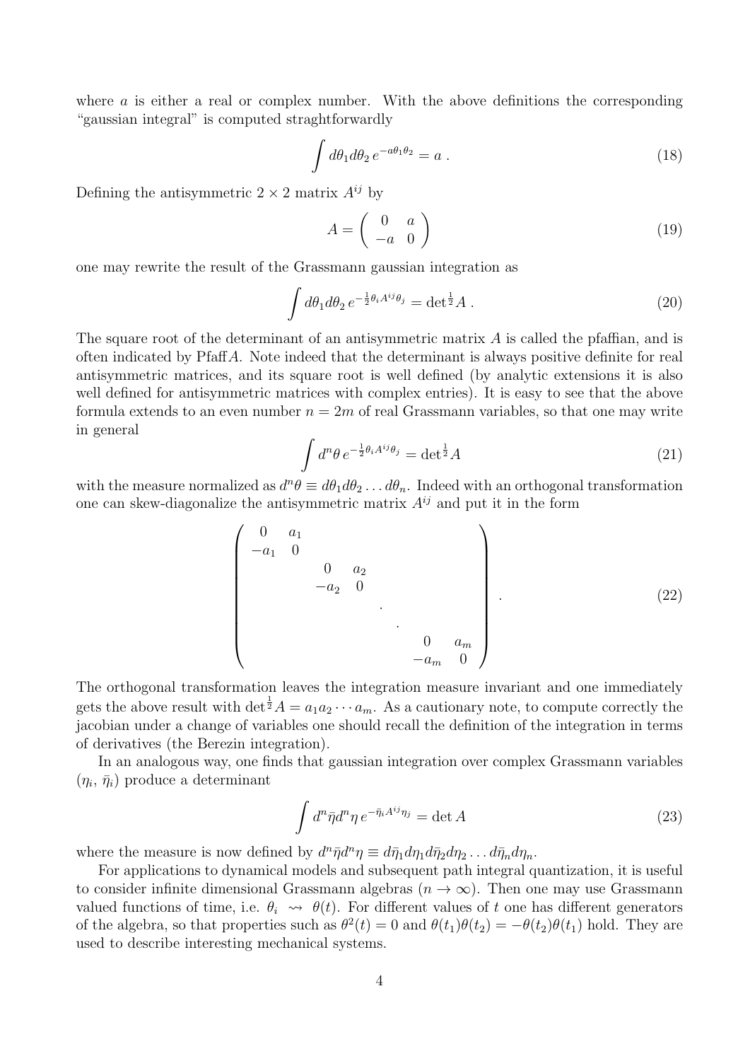where $a$ is either a real or complex number. With the above definitions the corresponding "gaussian integral" is computed straghtforwardly

$$\int d\theta_1 d\theta_2 \, e^{-a\theta_1\theta_2} = a \; . \tag{18}$$

Defining the antisymmetric $2\times 2$ matrix $A^{ij}$ by

$$A = \begin{pmatrix} 0 & a \\ -a & 0 \end{pmatrix} \tag{19}$$

one may rewrite the result of the Grassmann gaussian integration as

$$\int d\theta_1 d\theta_2 \, e^{-\frac{1}{2}\theta_i A^{ij}\theta_j} = \det{}^{\frac{1}{2}} A \; . \tag{20}$$

The square root of the determinant of an antisymmetric matrix $A$ is called the pfaffian, and is often indicated by Pfaff$A$. Note indeed that the determinant is always positive definite for real antisymmetric matrices, and its square root is well defined (by analytic extensions it is also well defined for antisymmetric matrices with complex entries). It is easy to see that the above formula extends to an even number $n = 2m$ of real Grassmann variables, so that one may write in general

$$\int d^n\theta \, e^{-\frac{1}{2}\theta_i A^{ij}\theta_j} = \det{}^{\frac{1}{2}} A \tag{21}$$

with the measure normalized as $d^n\theta \equiv d\theta_1 d\theta_2 \dots d\theta_n$. Indeed with an orthogonal transformation one can skew-diagonalize the antisymmetric matrix $A^{ij}$ and put it in the form

$$\begin{pmatrix} 0 & a_1 & & & & & & \\ -a_1 & 0 & & & & & & \\ & & 0 & a_2 & & & & \\ & & -a_2 & 0 & & & & \\ & & & & \cdot & & & \\ & & & & & \cdot & & \\ & & & & & & 0 & a_m \\ & & & & & & -a_m & 0 \end{pmatrix} . \tag{22}$$

The orthogonal transformation leaves the integration measure invariant and one immediately gets the above result with $\det^{\frac{1}{2}} A = a_1 a_2 \cdots a_m$. As a cautionary note, to compute correctly the jacobian under a change of variables one should recall the definition of the integration in terms of derivatives (the Berezin integration).

In an analogous way, one finds that gaussian integration over complex Grassmann variables $(\eta_i, \bar\eta_i)$ produce a determinant

$$\int d^n\bar\eta d^n\eta \, e^{-\bar\eta_i A^{ij}\eta_j} = \det A \tag{23}$$

where the measure is now defined by $d^n\bar\eta d^n\eta \equiv d\bar\eta_1 d\eta_1 d\bar\eta_2 d\eta_2 \dots d\bar\eta_n d\eta_n$.

For applications to dynamical models and subsequent path integral quantization, it is useful to consider infinite dimensional Grassmann algebras ($n \to \infty$). Then one may use Grassmann valued functions of time, i.e. $\theta_i \rightsquigarrow \theta(t)$. For different values of $t$ one has different generators of the algebra, so that properties such as $\theta^2(t) = 0$ and $\theta(t_1)\theta(t_2) = -\theta(t_2)\theta(t_1)$ hold. They are used to describe interesting mechanical systems.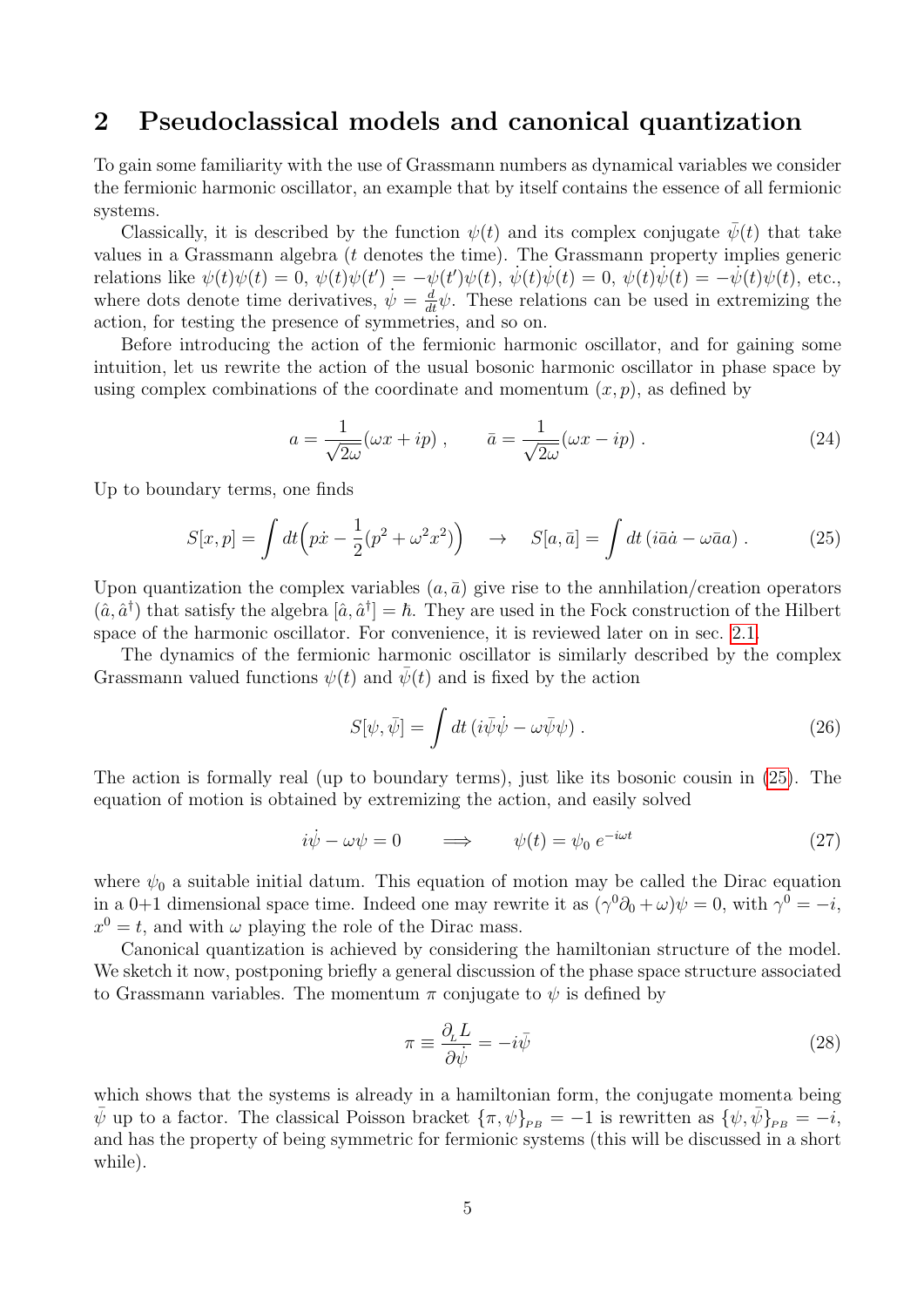## 2 Pseudoclassical models and canonical quantization

To gain some familiarity with the use of Grassmann numbers as dynamical variables we consider the fermionic harmonic oscillator, an example that by itself contains the essence of all fermionic systems.

Classically, it is described by the function $\psi(t)$ and its complex conjugate $\bar{\psi}(t)$ that take values in a Grassmann algebra ($t$ denotes the time). The Grassmann property implies generic relations like $\psi(t)\psi(t) = 0$, $\psi(t)\psi(t') = -\psi(t')\psi(t)$, $\dot{\psi}(t)\dot{\psi}(t) = 0$, $\psi(t)\dot{\psi}(t) = -\dot{\psi}(t)\psi(t)$, etc., where dots denote time derivatives, $\dot{\psi} = \frac{d}{dt}\psi$. These relations can be used in extremizing the action, for testing the presence of symmetries, and so on.

Before introducing the action of the fermionic harmonic oscillator, and for gaining some intuition, let us rewrite the action of the usual bosonic harmonic oscillator in phase space by using complex combinations of the coordinate and momentum $(x, p)$, as defined by

$$a = \frac{1}{\sqrt{2\omega}}(\omega x + ip) \,, \qquad \bar{a} = \frac{1}{\sqrt{2\omega}}(\omega x - ip) \,. \tag{24}$$

Up to boundary terms, one finds

$$S[x,p] = \int dt \Big( p\dot{x} - \frac{1}{2}(p^2 + \omega^2 x^2) \Big) \quad \rightarrow \quad S[a, \bar{a}] = \int dt \, (i\bar{a}\dot{a} - \omega \bar{a} a) \,. \tag{25}$$

Upon quantization the complex variables $(a, \bar{a})$ give rise to the annhilation/creation operators $(\hat{a}, \hat{a}^\dagger)$ that satisfy the algebra $[\hat{a}, \hat{a}^\dagger] = \hbar$. They are used in the Fock construction of the Hilbert space of the harmonic oscillator. For convenience, it is reviewed later on in sec. 2.1.

The dynamics of the fermionic harmonic oscillator is similarly described by the complex Grassmann valued functions $\psi(t)$ and $\bar{\psi}(t)$ and is fixed by the action

$$S[\psi, \bar{\psi}] = \int dt \, (i\bar{\psi}\dot{\psi} - \omega \bar{\psi}\psi) \,. \tag{26}$$

The action is formally real (up to boundary terms), just like its bosonic cousin in (25). The equation of motion is obtained by extremizing the action, and easily solved

$$i\dot{\psi} - \omega\psi = 0 \qquad \Longrightarrow \qquad \psi(t) = \psi_0 \, e^{-i\omega t} \tag{27}$$

where $\psi_0$ a suitable initial datum. This equation of motion may be called the Dirac equation in a 0+1 dimensional space time. Indeed one may rewrite it as $(\gamma^0 \partial_0 + \omega)\psi = 0$, with $\gamma^0 = -i$, $x^0 = t$, and with $\omega$ playing the role of the Dirac mass.

Canonical quantization is achieved by considering the hamiltonian structure of the model. We sketch it now, postponing briefly a general discussion of the phase space structure associated to Grassmann variables. The momentum $\pi$ conjugate to $\psi$ is defined by

$$\pi \equiv \frac{\partial_L L}{\partial \dot{\psi}} = -i\bar{\psi} \tag{28}$$

which shows that the systems is already in a hamiltonian form, the conjugate momenta being $\bar{\psi}$ up to a factor. The classical Poisson bracket $\{\pi, \psi\}_{PB} = -1$ is rewritten as $\{\psi, \bar{\psi}\}_{PB} = -i$, and has the property of being symmetric for fermionic systems (this will be discussed in a short while).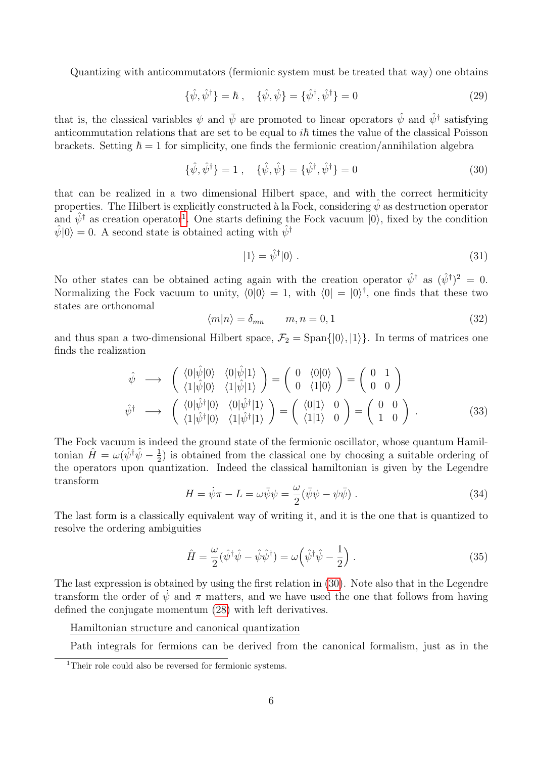Quantizing with anticommutators (fermionic system must be treated that way) one obtains

$$\{\hat{\psi}, \hat{\psi}^\dagger\} = \hbar \,, \quad \{\hat{\psi}, \hat{\psi}\} = \{\hat{\psi}^\dagger, \hat{\psi}^\dagger\} = 0 \tag{29}$$

that is, the classical variables $\psi$ and $\bar{\psi}$ are promoted to linear operators $\hat{\psi}$ and $\hat{\psi}^\dagger$ satisfying anticommutation relations that are set to be equal to $i\hbar$ times the value of the classical Poisson brackets. Setting $\hbar = 1$ for simplicity, one finds the fermionic creation/annihilation algebra

$$\{\hat{\psi}, \hat{\psi}^\dagger\} = 1 \,, \quad \{\hat{\psi}, \hat{\psi}\} = \{\hat{\psi}^\dagger, \hat{\psi}^\dagger\} = 0 \tag{30}$$

that can be realized in a two dimensional Hilbert space, and with the correct hermiticity properties. The Hilbert is explicitly constructed à la Fock, considering $\hat{\psi}$ as destruction operator and $\hat{\psi}^\dagger$ as creation operator[1]. One starts defining the Fock vacuum $|0\rangle$, fixed by the condition $\hat{\psi}|0\rangle = 0$. A second state is obtained acting with $\hat{\psi}^\dagger$

$$|1\rangle = \hat{\psi}^\dagger |0\rangle \,. \tag{31}$$

No other states can be obtained acting again with the creation operator $\hat{\psi}^\dagger$ as $(\hat{\psi}^\dagger)^2 = 0$. Normalizing the Fock vacuum to unity, $\langle 0|0\rangle = 1$, with $\langle 0| = |0\rangle^\dagger$, one finds that these two states are orthonomal

$$\langle m|n\rangle = \delta_{mn} \qquad m, n = 0, 1 \tag{32}$$

and thus span a two-dimensional Hilbert space, $\mathcal{F}_2 = \mathrm{Span}\{|0\rangle, |1\rangle\}$. In terms of matrices one finds the realization

$$\begin{aligned}
\hat{\psi} \;\; &\longrightarrow \;\; \begin{pmatrix} \langle 0|\hat{\psi}|0\rangle & \langle 0|\hat{\psi}|1\rangle \\ \langle 1|\hat{\psi}|0\rangle & \langle 1|\hat{\psi}|1\rangle \end{pmatrix} = \begin{pmatrix} 0 & \langle 0|0\rangle \\ 0 & \langle 1|0\rangle \end{pmatrix} = \begin{pmatrix} 0 & 1 \\ 0 & 0 \end{pmatrix} \\
\hat{\psi}^\dagger \;\; &\longrightarrow \;\; \begin{pmatrix} \langle 0|\hat{\psi}^\dagger|0\rangle & \langle 0|\hat{\psi}^\dagger|1\rangle \\ \langle 1|\hat{\psi}^\dagger|0\rangle & \langle 1|\hat{\psi}^\dagger|1\rangle \end{pmatrix} = \begin{pmatrix} \langle 0|1\rangle & 0 \\ \langle 1|1\rangle & 0 \end{pmatrix} = \begin{pmatrix} 0 & 0 \\ 1 & 0 \end{pmatrix} \,.
\end{aligned} \tag{33}$$

The Fock vacuum is indeed the ground state of the fermionic oscillator, whose quantum Hamiltonian $\hat{H} = \omega(\hat{\psi}^\dagger\hat{\psi} - \frac{1}{2})$ is obtained from the classical one by choosing a suitable ordering of the operators upon quantization. Indeed the classical hamiltonian is given by the Legendre transform

$$H = \dot{\psi}\pi - L = \omega\bar{\psi}\psi = \frac{\omega}{2}(\bar{\psi}\psi - \psi\bar{\psi}) \,. \tag{34}$$

The last form is a classically equivalent way of writing it, and it is the one that is quantized to resolve the ordering ambiguities

$$\hat{H} = \frac{\omega}{2}(\hat{\psi}^\dagger\hat{\psi} - \hat{\psi}\hat{\psi}^\dagger) = \omega\Big(\hat{\psi}^\dagger\hat{\psi} - \frac{1}{2}\Big) \,. \tag{35}$$

The last expression is obtained by using the first relation in (30). Note also that in the Legendre transform the order of $\dot{\psi}$ and $\pi$ matters, and we have used the one that follows from having defined the conjugate momentum (28) with left derivatives.

Hamiltonian structure and canonical quantization

Path integrals for fermions can be derived from the canonical formalism, just as in the

[1] Their role could also be reversed for fermionic systems.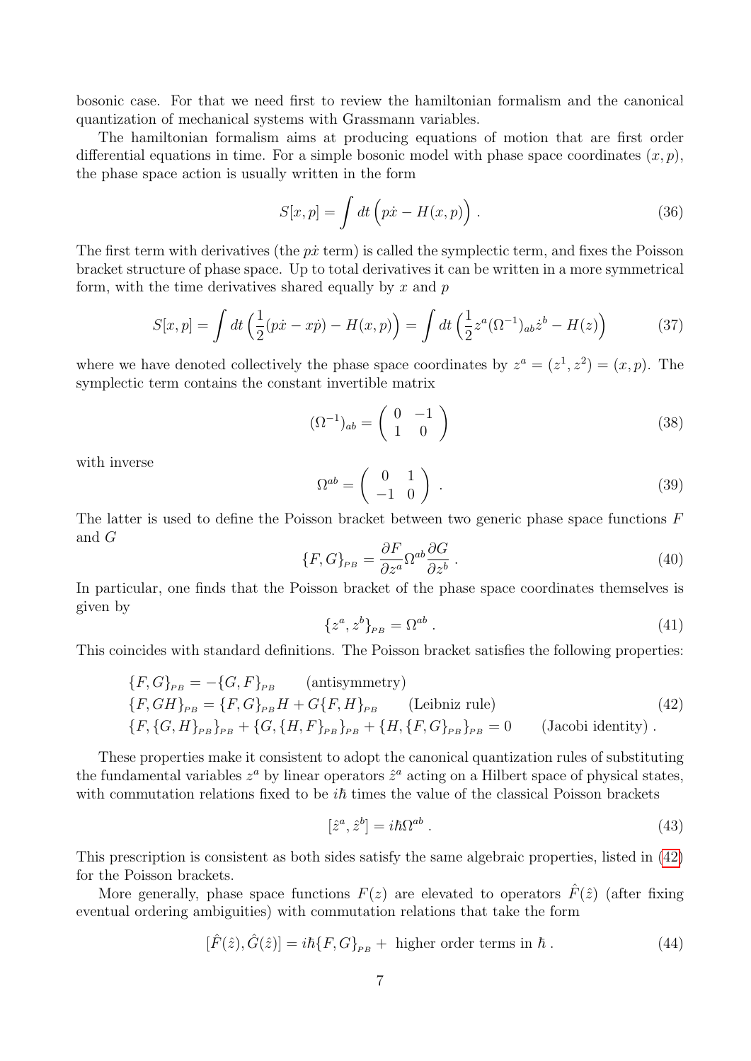bosonic case. For that we need first to review the hamiltonian formalism and the canonical quantization of mechanical systems with Grassmann variables.

The hamiltonian formalism aims at producing equations of motion that are first order differential equations in time. For a simple bosonic model with phase space coordinates $(x, p)$, the phase space action is usually written in the form

$$S[x,p] = \int dt \Big( p\dot{x} - H(x,p) \Big) \, . \tag{36}$$

The first term with derivatives (the $p\dot{x}$ term) is called the symplectic term, and fixes the Poisson bracket structure of phase space. Up to total derivatives it can be written in a more symmetrical form, with the time derivatives shared equally by $x$ and $p$

$$S[x,p] = \int dt \Big( \frac{1}{2}(p\dot{x} - x\dot{p}) - H(x,p) \Big) = \int dt \Big( \frac{1}{2} z^a (\Omega^{-1})_{ab} \dot{z}^b - H(z) \Big) \tag{37}$$

where we have denoted collectively the phase space coordinates by $z^a = (z^1, z^2) = (x, p)$. The symplectic term contains the constant invertible matrix

$$(\Omega^{-1})_{ab} = \begin{pmatrix} 0 & -1 \\ 1 & 0 \end{pmatrix} \tag{38}$$

with inverse

$$\Omega^{ab} = \begin{pmatrix} 0 & 1 \\ -1 & 0 \end{pmatrix} \, . \tag{39}$$

The latter is used to define the Poisson bracket between two generic phase space functions $F$ and $G$

$$\{F, G\}_{PB} = \frac{\partial F}{\partial z^a} \Omega^{ab} \frac{\partial G}{\partial z^b} \, . \tag{40}$$

In particular, one finds that the Poisson bracket of the phase space coordinates themselves is given by

$$\{z^a, z^b\}_{PB} = \Omega^{ab} \, . \tag{41}$$

This coincides with standard definitions. The Poisson bracket satisfies the following properties:

$$\begin{aligned}
&\{F, G\}_{PB} = -\{G, F\}_{PB} \qquad \text{(antisymmetry)} \\
&\{F, GH\}_{PB} = \{F, G\}_{PB} H + G\{F, H\}_{PB} \qquad \text{(Leibniz rule)} \\
&\{F, \{G, H\}_{PB}\}_{PB} + \{G, \{H, F\}_{PB}\}_{PB} + \{H, \{F, G\}_{PB}\}_{PB} = 0 \qquad \text{(Jacobi identity)} \, .
\end{aligned} \tag{42}$$

These properties make it consistent to adopt the canonical quantization rules of substituting the fundamental variables $z^a$ by linear operators $\hat{z}^a$ acting on a Hilbert space of physical states, with commutation relations fixed to be $i\hbar$ times the value of the classical Poisson brackets

$$[\hat{z}^a, \hat{z}^b] = i\hbar \Omega^{ab} \, . \tag{43}$$

This prescription is consistent as both sides satisfy the same algebraic properties, listed in (42) for the Poisson brackets.

More generally, phase space functions $F(z)$ are elevated to operators $\hat{F}(\hat{z})$ (after fixing eventual ordering ambiguities) with commutation relations that take the form

$$[\hat{F}(\hat{z}), \hat{G}(\hat{z})] = i\hbar \{F, G\}_{PB} + \text{ higher order terms in } \hbar \, . \tag{44}$$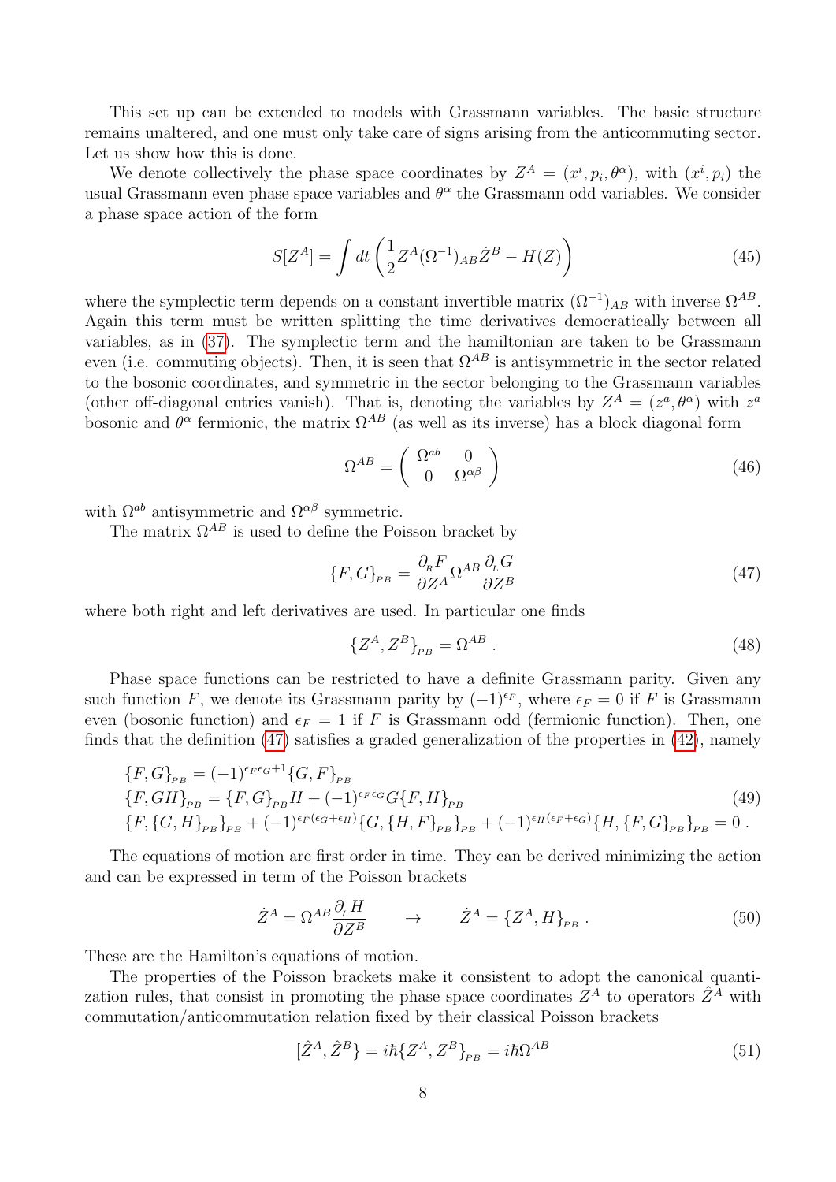This set up can be extended to models with Grassmann variables. The basic structure remains unaltered, and one must only take care of signs arising from the anticommuting sector. Let us show how this is done.

We denote collectively the phase space coordinates by $Z^A = (x^i, p_i, \theta^\alpha)$, with $(x^i, p_i)$ the usual Grassmann even phase space variables and $\theta^\alpha$ the Grassmann odd variables. We consider a phase space action of the form

$$S[Z^A] = \int dt \left( \frac{1}{2} Z^A (\Omega^{-1})_{AB} \dot{Z}^B - H(Z) \right) \tag{45}$$

where the symplectic term depends on a constant invertible matrix $(\Omega^{-1})_{AB}$ with inverse $\Omega^{AB}$. Again this term must be written splitting the time derivatives democratically between all variables, as in (37). The symplectic term and the hamiltonian are taken to be Grassmann even (i.e. commuting objects). Then, it is seen that $\Omega^{AB}$ is antisymmetric in the sector related to the bosonic coordinates, and symmetric in the sector belonging to the Grassmann variables (other off-diagonal entries vanish). That is, denoting the variables by $Z^A = (z^a, \theta^\alpha)$ with $z^a$ bosonic and $\theta^\alpha$ fermionic, the matrix $\Omega^{AB}$ (as well as its inverse) has a block diagonal form

$$\Omega^{AB} = \begin{pmatrix} \Omega^{ab} & 0 \\ 0 & \Omega^{\alpha\beta} \end{pmatrix} \tag{46}$$

with $\Omega^{ab}$ antisymmetric and $\Omega^{\alpha\beta}$ symmetric.

The matrix $\Omega^{AB}$ is used to define the Poisson bracket by

$$\{F, G\}_{_{PB}} = \frac{\partial_{_R} F}{\partial Z^A} \Omega^{AB} \frac{\partial_{_L} G}{\partial Z^B} \tag{47}$$

where both right and left derivatives are used. In particular one finds

$$\{Z^A, Z^B\}_{_{PB}} = \Omega^{AB} \,. \tag{48}$$

Phase space functions can be restricted to have a definite Grassmann parity. Given any such function $F$, we denote its Grassmann parity by $(-1)^{\epsilon_F}$, where $\epsilon_F = 0$ if $F$ is Grassmann even (bosonic function) and $\epsilon_F = 1$ if $F$ is Grassmann odd (fermionic function). Then, one finds that the definition (47) satisfies a graded generalization of the properties in (42), namely

$$\begin{aligned}
&\{F, G\}_{_{PB}} = (-1)^{\epsilon_F \epsilon_G + 1} \{G, F\}_{_{PB}} \\
&\{F, GH\}_{_{PB}} = \{F, G\}_{_{PB}} H + (-1)^{\epsilon_F \epsilon_G} G \{F, H\}_{_{PB}} \\
&\{F, \{G, H\}_{_{PB}}\}_{_{PB}} + (-1)^{\epsilon_F(\epsilon_G + \epsilon_H)} \{G, \{H, F\}_{_{PB}}\}_{_{PB}} + (-1)^{\epsilon_H(\epsilon_F + \epsilon_G)} \{H, \{F, G\}_{_{PB}}\}_{_{PB}} = 0 \,.
\end{aligned} \tag{49}$$

The equations of motion are first order in time. They can be derived minimizing the action and can be expressed in term of the Poisson brackets

$$\dot{Z}^A = \Omega^{AB} \frac{\partial_{_L} H}{\partial Z^B} \qquad \to \qquad \dot{Z}^A = \{Z^A, H\}_{_{PB}} \,. \tag{50}$$

These are the Hamilton's equations of motion.

The properties of the Poisson brackets make it consistent to adopt the canonical quantization rules, that consist in promoting the phase space coordinates $Z^A$ to operators $\hat{Z}^A$ with commutation/anticommutation relation fixed by their classical Poisson brackets

$$[\hat{Z}^A, \hat{Z}^B\} = i\hbar \{Z^A, Z^B\}_{_{PB}} = i\hbar \Omega^{AB} \tag{51}$$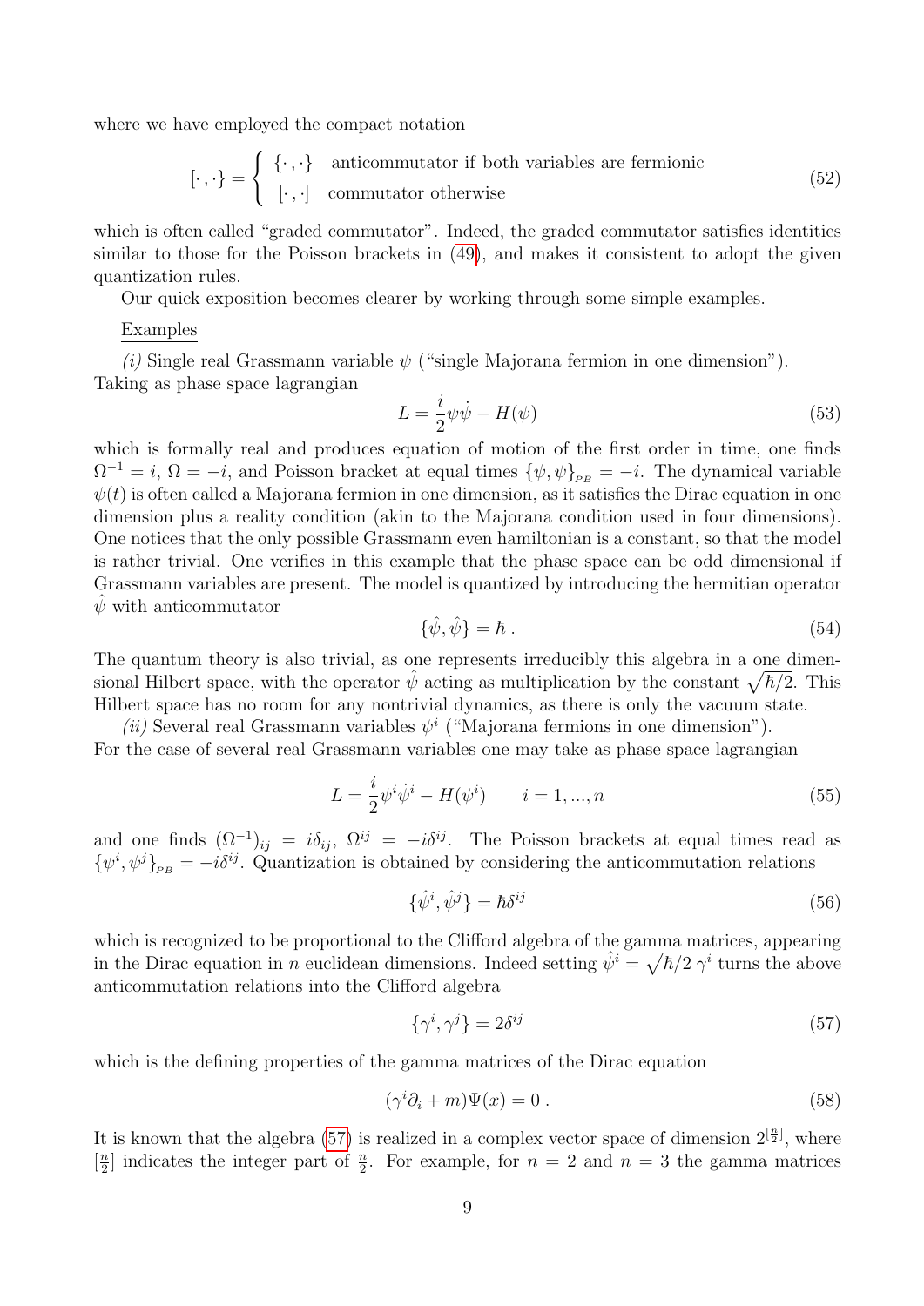where we have employed the compact notation

$$[\cdot\,,\cdot\} = \left\{ \begin{array}{ll} \{\cdot\,,\cdot\} & \text{anticommutator if both variables are fermionic} \\ \, [\cdot\,,\cdot] & \text{commutator otherwise} \end{array} \right. \tag{52}$$

which is often called "graded commutator". Indeed, the graded commutator satisfies identities similar to those for the Poisson brackets in (49), and makes it consistent to adopt the given quantization rules.

Our quick exposition becomes clearer by working through some simple examples.

Examples

*(i)* Single real Grassmann variable $\psi$ ("single Majorana fermion in one dimension"). Taking as phase space lagrangian

$$L = \frac{i}{2}\psi\dot{\psi} - H(\psi) \tag{53}$$

which is formally real and produces equation of motion of the first order in time, one finds $\Omega^{-1} = i$, $\Omega = -i$, and Poisson bracket at equal times $\{\psi,\psi\}_{_{PB}} = -i$. The dynamical variable $\psi(t)$ is often called a Majorana fermion in one dimension, as it satisfies the Dirac equation in one dimension plus a reality condition (akin to the Majorana condition used in four dimensions). One notices that the only possible Grassmann even hamiltonian is a constant, so that the model is rather trivial. One verifies in this example that the phase space can be odd dimensional if Grassmann variables are present. The model is quantized by introducing the hermitian operator $\hat{\psi}$ with anticommutator

$$\{\hat{\psi},\hat{\psi}\} = \hbar\,. \tag{54}$$

The quantum theory is also trivial, as one represents irreducibly this algebra in a one dimensional Hilbert space, with the operator $\hat{\psi}$ acting as multiplication by the constant $\sqrt{\hbar/2}$. This Hilbert space has no room for any nontrivial dynamics, as there is only the vacuum state.

*(ii)* Several real Grassmann variables $\psi^i$ ("Majorana fermions in one dimension"). For the case of several real Grassmann variables one may take as phase space lagrangian

$$L = \frac{i}{2}\psi^i\dot{\psi}^i - H(\psi^i) \qquad i = 1, ..., n \tag{55}$$

and one finds $(\Omega^{-1})_{ij} = i\delta_{ij}$, $\Omega^{ij} = -i\delta^{ij}$. The Poisson brackets at equal times read as $\{\psi^i,\psi^j\}_{_{PB}} = -i\delta^{ij}$. Quantization is obtained by considering the anticommutation relations

$$\{\hat{\psi}^i,\hat{\psi}^j\} = \hbar\delta^{ij} \tag{56}$$

which is recognized to be proportional to the Clifford algebra of the gamma matrices, appearing in the Dirac equation in $n$ euclidean dimensions. Indeed setting $\hat{\psi}^i = \sqrt{\hbar/2}\,\gamma^i$ turns the above anticommutation relations into the Clifford algebra

$$\{\gamma^i,\gamma^j\} = 2\delta^{ij} \tag{57}$$

which is the defining properties of the gamma matrices of the Dirac equation

$$(\gamma^i\partial_i + m)\Psi(x) = 0\,. \tag{58}$$

It is known that the algebra (57) is realized in a complex vector space of dimension $2^{[\frac{n}{2}]}$, where $[\frac{n}{2}]$ indicates the integer part of $\frac{n}{2}$. For example, for $n = 2$ and $n = 3$ the gamma matrices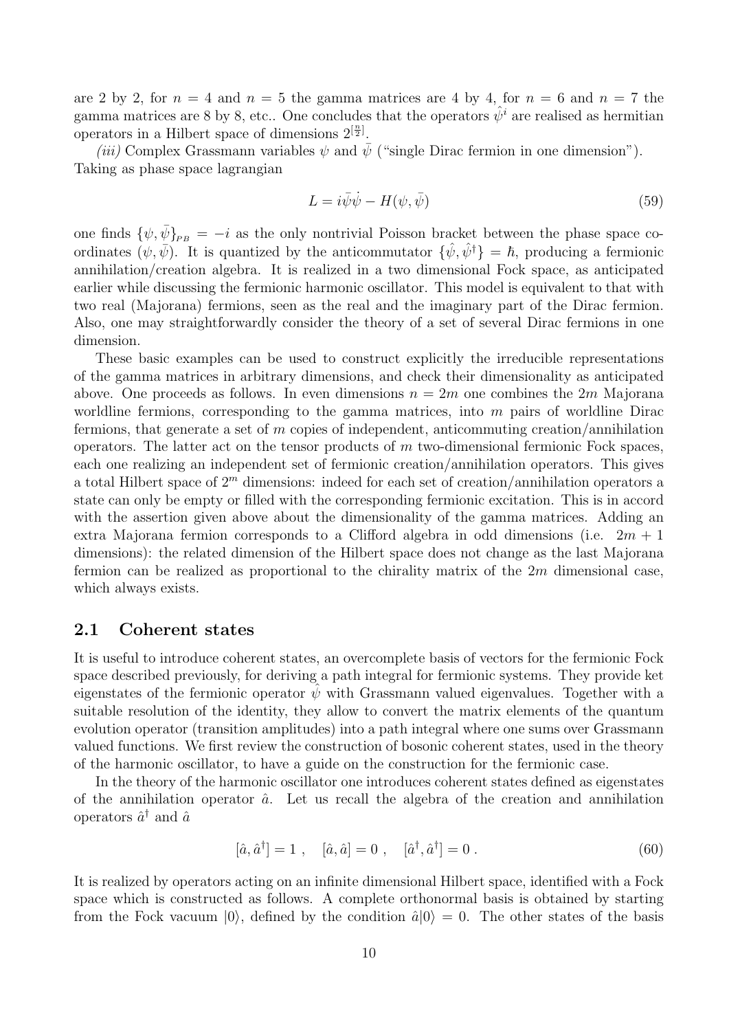are 2 by 2, for $n = 4$ and $n = 5$ the gamma matrices are 4 by 4, for $n = 6$ and $n = 7$ the gamma matrices are 8 by 8, etc.. One concludes that the operators $\hat{\psi}^i$ are realised as hermitian operators in a Hilbert space of dimensions $2^{[\frac{n}{2}]}$.

*(iii)* Complex Grassmann variables $\psi$ and $\bar{\psi}$ ("single Dirac fermion in one dimension"). Taking as phase space lagrangian

$$L = i\bar{\psi}\dot{\psi} - H(\psi, \bar{\psi}) \tag{59}$$

one finds $\{\psi, \bar{\psi}\}_{_{PB}} = -i$ as the only nontrivial Poisson bracket between the phase space coordinates $(\psi, \bar{\psi})$. It is quantized by the anticommutator $\{\hat{\psi}, \hat{\psi}^\dagger\} = \hbar$, producing a fermionic annihilation/creation algebra. It is realized in a two dimensional Fock space, as anticipated earlier while discussing the fermionic harmonic oscillator. This model is equivalent to that with two real (Majorana) fermions, seen as the real and the imaginary part of the Dirac fermion. Also, one may straightforwardly consider the theory of a set of several Dirac fermions in one dimension.

These basic examples can be used to construct explicitly the irreducible representations of the gamma matrices in arbitrary dimensions, and check their dimensionality as anticipated above. One proceeds as follows. In even dimensions $n = 2m$ one combines the $2m$ Majorana worldline fermions, corresponding to the gamma matrices, into $m$ pairs of worldline Dirac fermions, that generate a set of $m$ copies of independent, anticommuting creation/annihilation operators. The latter act on the tensor products of $m$ two-dimensional fermionic Fock spaces, each one realizing an independent set of fermionic creation/annihilation operators. This gives a total Hilbert space of $2^m$ dimensions: indeed for each set of creation/annihilation operators a state can only be empty or filled with the corresponding fermionic excitation. This is in accord with the assertion given above about the dimensionality of the gamma matrices. Adding an extra Majorana fermion corresponds to a Clifford algebra in odd dimensions (i.e. $2m + 1$ dimensions): the related dimension of the Hilbert space does not change as the last Majorana fermion can be realized as proportional to the chirality matrix of the $2m$ dimensional case, which always exists.

## 2.1 Coherent states

It is useful to introduce coherent states, an overcomplete basis of vectors for the fermionic Fock space described previously, for deriving a path integral for fermionic systems. They provide ket eigenstates of the fermionic operator $\hat{\psi}$ with Grassmann valued eigenvalues. Together with a suitable resolution of the identity, they allow to convert the matrix elements of the quantum evolution operator (transition amplitudes) into a path integral where one sums over Grassmann valued functions. We first review the construction of bosonic coherent states, used in the theory of the harmonic oscillator, to have a guide on the construction for the fermionic case.

In the theory of the harmonic oscillator one introduces coherent states defined as eigenstates of the annihilation operator $\hat{a}$. Let us recall the algebra of the creation and annihilation operators $\hat{a}^\dagger$ and $\hat{a}$

$$[\hat{a}, \hat{a}^\dagger] = 1 \ , \quad [\hat{a}, \hat{a}] = 0 \ , \quad [\hat{a}^\dagger, \hat{a}^\dagger] = 0 \ . \tag{60}$$

It is realized by operators acting on an infinite dimensional Hilbert space, identified with a Fock space which is constructed as follows. A complete orthonormal basis is obtained by starting from the Fock vacuum $|0\rangle$, defined by the condition $\hat{a}|0\rangle = 0$. The other states of the basis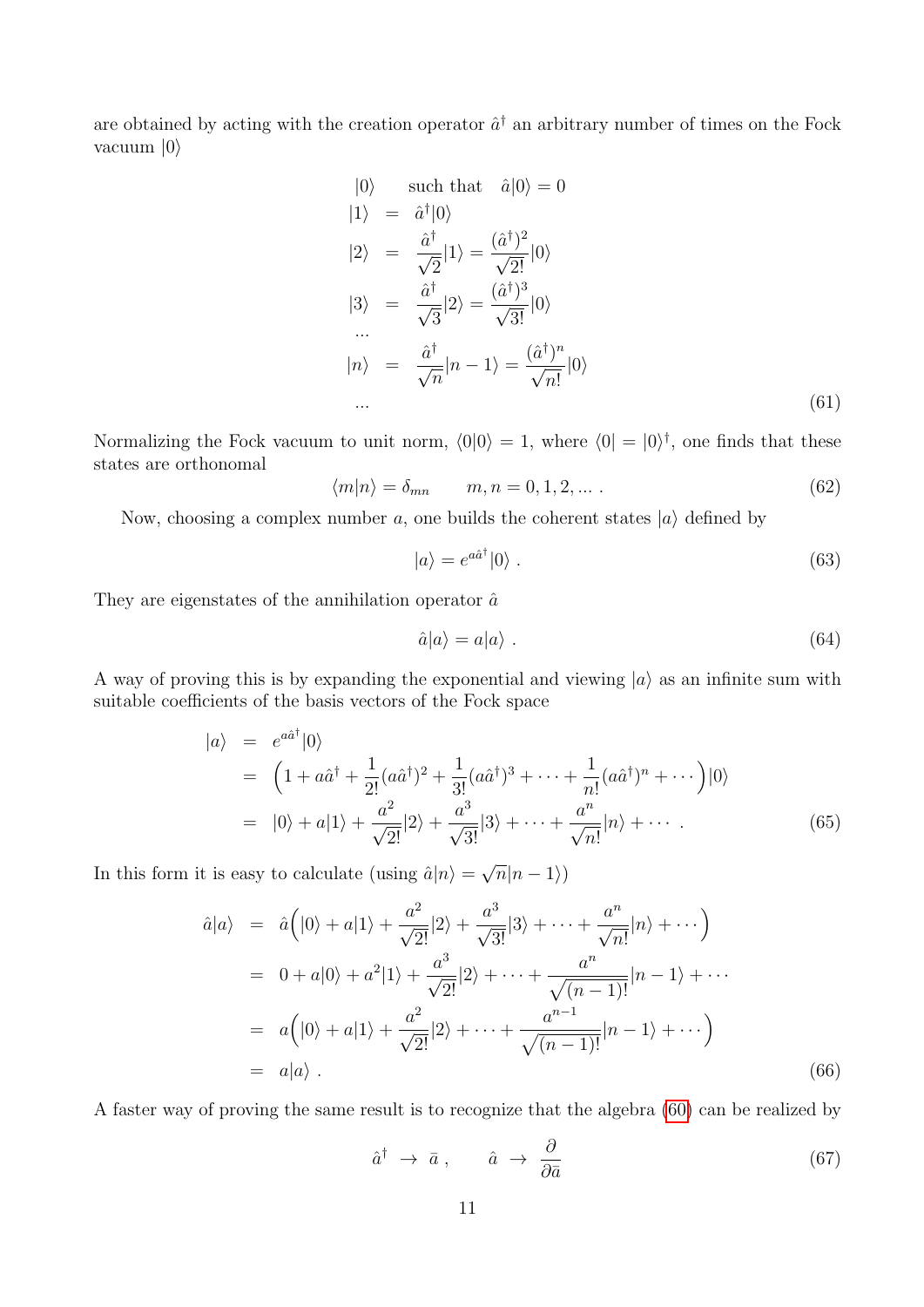are obtained by acting with the creation operator $\hat{a}^\dagger$ an arbitrary number of times on the Fock vacuum $|0\rangle$

$$
\begin{aligned}
&|0\rangle \qquad \text{such that} \quad \hat{a}|0\rangle = 0 \\
|1\rangle &= \hat{a}^\dagger|0\rangle \\
|2\rangle &= \frac{\hat{a}^\dagger}{\sqrt{2}}|1\rangle = \frac{(\hat{a}^\dagger)^2}{\sqrt{2!}}|0\rangle \\
|3\rangle &= \frac{\hat{a}^\dagger}{\sqrt{3}}|2\rangle = \frac{(\hat{a}^\dagger)^3}{\sqrt{3!}}|0\rangle \\
&\dots \\
|n\rangle &= \frac{\hat{a}^\dagger}{\sqrt{n}}|n-1\rangle = \frac{(\hat{a}^\dagger)^n}{\sqrt{n!}}|0\rangle \\
&\dots
\end{aligned}
\tag{61}
$$

Normalizing the Fock vacuum to unit norm, $\langle 0|0\rangle = 1$, where $\langle 0| = |0\rangle^\dagger$, one finds that these states are orthonomal

$$
\langle m|n\rangle = \delta_{mn} \qquad m, n = 0, 1, 2, \dots \, . \tag{62}
$$

Now, choosing a complex number $a$, one builds the coherent states $|a\rangle$ defined by

$$
|a\rangle = e^{a\hat{a}^\dagger}|0\rangle \, . \tag{63}
$$

They are eigenstates of the annihilation operator $\hat{a}$

$$
\hat{a}|a\rangle = a|a\rangle \, . \tag{64}
$$

A way of proving this is by expanding the exponential and viewing $|a\rangle$ as an infinite sum with suitable coefficients of the basis vectors of the Fock space

$$
\begin{aligned}
|a\rangle &= e^{a\hat{a}^\dagger}|0\rangle \\
&= \Big(1 + a\hat{a}^\dagger + \frac{1}{2!}(a\hat{a}^\dagger)^2 + \frac{1}{3!}(a\hat{a}^\dagger)^3 + \dots + \frac{1}{n!}(a\hat{a}^\dagger)^n + \cdots\Big)|0\rangle \\
&= |0\rangle + a|1\rangle + \frac{a^2}{\sqrt{2!}}|2\rangle + \frac{a^3}{\sqrt{3!}}|3\rangle + \dots + \frac{a^n}{\sqrt{n!}}|n\rangle + \cdots \, .
\end{aligned}
\tag{65}
$$

In this form it is easy to calculate (using $\hat{a}|n\rangle = \sqrt{n}|n-1\rangle$)

$$
\begin{aligned}
\hat{a}|a\rangle &= \hat{a}\Big(|0\rangle + a|1\rangle + \frac{a^2}{\sqrt{2!}}|2\rangle + \frac{a^3}{\sqrt{3!}}|3\rangle + \dots + \frac{a^n}{\sqrt{n!}}|n\rangle + \cdots\Big) \\
&= 0 + a|0\rangle + a^2|1\rangle + \frac{a^3}{\sqrt{2!}}|2\rangle + \dots + \frac{a^n}{\sqrt{(n-1)!}}|n-1\rangle + \cdots \\
&= a\Big(|0\rangle + a|1\rangle + \frac{a^2}{\sqrt{2!}}|2\rangle + \dots + \frac{a^{n-1}}{\sqrt{(n-1)!}}|n-1\rangle + \cdots\Big) \\
&= a|a\rangle \, .
\end{aligned}
\tag{66}
$$

A faster way of proving the same result is to recognize that the algebra (60) can be realized by

$$
\hat{a}^\dagger \;\to\; \bar{a} \, , \qquad \hat{a} \;\to\; \frac{\partial}{\partial \bar{a}} \tag{67}
$$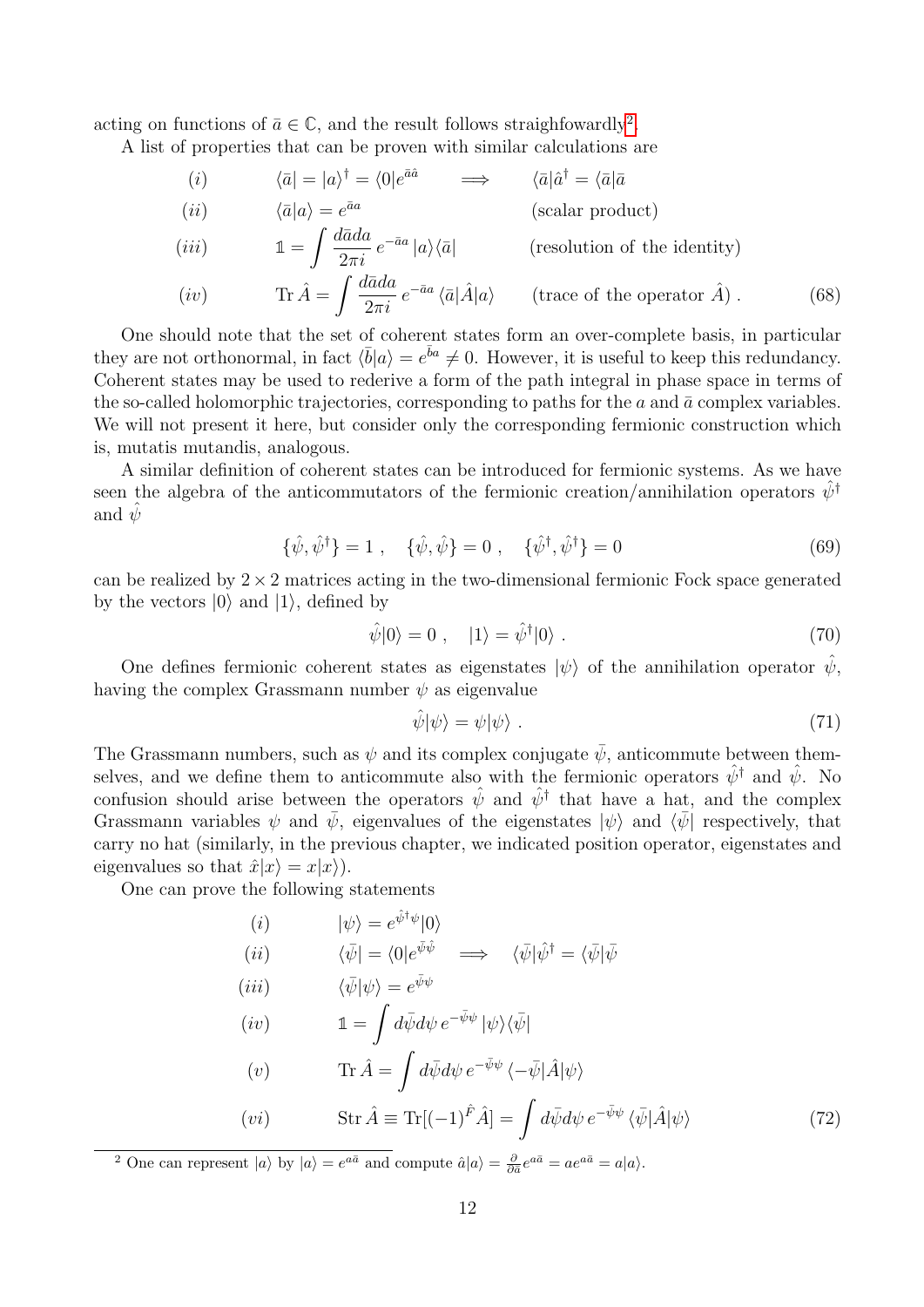acting on functions of $\bar a \in \mathbb{C}$, and the result follows straighfowardly[2].

A list of properties that can be proven with similar calculations are

$$
\begin{aligned}
&(i) \qquad && \langle \bar a| = |a\rangle^\dagger = \langle 0| e^{\bar a \hat a} \qquad \Longrightarrow \qquad && \langle \bar a|\hat a^\dagger = \langle \bar a|\bar a \\
&(ii) \qquad && \langle \bar a|a\rangle = e^{\bar a a} && \text{(scalar product)} \\
&(iii) \qquad && \mathbb{1} = \int \frac{d\bar a da}{2\pi i}\, e^{-\bar a a}\, |a\rangle\langle \bar a| && \text{(resolution of the identity)} \\
&(iv) \qquad && \mathrm{Tr}\, \hat A = \int \frac{d\bar a da}{2\pi i}\, e^{-\bar a a}\, \langle \bar a|\hat A|a\rangle && \text{(trace of the operator } \hat A) \, .
\end{aligned}
\tag{68}
$$

One should note that the set of coherent states form an over-complete basis, in particular they are not orthonormal, in fact $\langle \bar b|a\rangle = e^{\bar b a} \neq 0$. However, it is useful to keep this redundancy. Coherent states may be used to rederive a form of the path integral in phase space in terms of the so-called holomorphic trajectories, corresponding to paths for the $a$ and $\bar a$ complex variables. We will not present it here, but consider only the corresponding fermionic construction which is, mutatis mutandis, analogous.

A similar definition of coherent states can be introduced for fermionic systems. As we have seen the algebra of the anticommutators of the fermionic creation/annihilation operators $\hat\psi^\dagger$ and $\hat\psi$

$$
\{\hat\psi, \hat\psi^\dagger\} = 1 \, , \quad \{\hat\psi, \hat\psi\} = 0 \, , \quad \{\hat\psi^\dagger, \hat\psi^\dagger\} = 0 \tag{69}
$$

can be realized by $2\times 2$ matrices acting in the two-dimensional fermionic Fock space generated by the vectors $|0\rangle$ and $|1\rangle$, defined by

$$
\hat\psi|0\rangle = 0 \, , \quad |1\rangle = \hat\psi^\dagger|0\rangle \, . \tag{70}
$$

One defines fermionic coherent states as eigenstates $|\psi\rangle$ of the annihilation operator $\hat\psi$, having the complex Grassmann number $\psi$ as eigenvalue

$$
\hat\psi|\psi\rangle = \psi|\psi\rangle \, . \tag{71}
$$

The Grassmann numbers, such as $\psi$ and its complex conjugate $\bar\psi$, anticommute between themselves, and we define them to anticommute also with the fermionic operators $\hat\psi^\dagger$ and $\hat\psi$. No confusion should arise between the operators $\hat\psi$ and $\hat\psi^\dagger$ that have a hat, and the complex Grassmann variables $\psi$ and $\bar\psi$, eigenvalues of the eigenstates $|\psi\rangle$ and $\langle\bar\psi|$ respectively, that carry no hat (similarly, in the previous chapter, we indicated position operator, eigenstates and eigenvalues so that $\hat x|x\rangle = x|x\rangle$).

One can prove the following statements

$$
\begin{aligned}
&(i) \qquad && |\psi\rangle = e^{\hat\psi^\dagger \psi}|0\rangle \\
&(ii) \qquad && \langle\bar\psi| = \langle 0|e^{\bar\psi\hat\psi} \quad \Longrightarrow \quad \langle\bar\psi|\hat\psi^\dagger = \langle\bar\psi|\bar\psi \\
&(iii) \qquad && \langle\bar\psi|\psi\rangle = e^{\bar\psi\psi} \\
&(iv) \qquad && \mathbb{1} = \int d\bar\psi d\psi\, e^{-\bar\psi\psi}\, |\psi\rangle\langle\bar\psi| \\
&(v) \qquad && \mathrm{Tr}\, \hat A = \int d\bar\psi d\psi\, e^{-\bar\psi\psi}\, \langle -\bar\psi|\hat A|\psi\rangle \\
&(vi) \qquad && \mathrm{Str}\, \hat A \equiv \mathrm{Tr}[(-1)^{\hat F}\hat A] = \int d\bar\psi d\psi\, e^{-\bar\psi\psi}\, \langle\bar\psi|\hat A|\psi\rangle
\end{aligned}
\tag{72}
$$

[2] One can represent $|a\rangle$ by $|a\rangle = e^{a\bar a}$ and compute $\hat a|a\rangle = \frac{\partial}{\partial \bar a} e^{a\bar a} = a e^{a\bar a} = a|a\rangle$.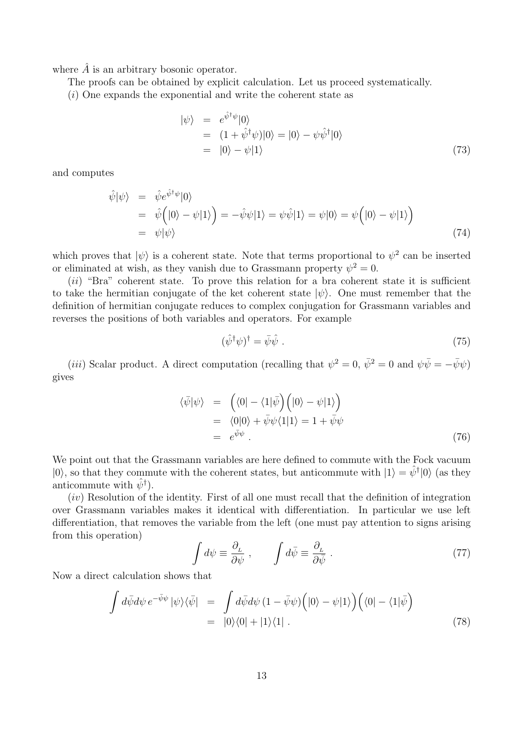where $\hat{A}$ is an arbitrary bosonic operator.

The proofs can be obtained by explicit calculation. Let us proceed systematically.

$(i)$ One expands the exponential and write the coherent state as

$$
\begin{aligned}
|\psi\rangle &= e^{\hat{\psi}^\dagger \psi}|0\rangle \\
&= (1+\hat{\psi}^\dagger \psi)|0\rangle = |0\rangle - \psi\hat{\psi}^\dagger|0\rangle \\
&= |0\rangle - \psi|1\rangle
\end{aligned}
\tag{73}
$$

and computes

$$
\begin{aligned}
\hat{\psi}|\psi\rangle &= \hat{\psi}e^{\hat{\psi}^\dagger \psi}|0\rangle \\
&= \hat{\psi}\Big(|0\rangle - \psi|1\rangle\Big) = -\hat{\psi}\psi|1\rangle = \psi\hat{\psi}|1\rangle = \psi|0\rangle = \psi\Big(|0\rangle - \psi|1\rangle\Big) \\
&= \psi|\psi\rangle
\end{aligned}
\tag{74}
$$

which proves that $|\psi\rangle$ is a coherent state. Note that terms proportional to $\psi^2$ can be inserted or eliminated at wish, as they vanish due to Grassmann property $\psi^2 = 0$.

$(ii)$ "Bra" coherent state. To prove this relation for a bra coherent state it is sufficient to take the hermitian conjugate of the ket coherent state $|\psi\rangle$. One must remember that the definition of hermitian conjugate reduces to complex conjugation for Grassmann variables and reverses the positions of both variables and operators. For example

$$
(\hat{\psi}^\dagger \psi)^\dagger = \bar{\psi}\hat{\psi} \ . \tag{75}
$$

$(iii)$ Scalar product. A direct computation (recalling that $\psi^2 = 0$, $\bar{\psi}^2 = 0$ and $\psi\bar{\psi} = -\bar{\psi}\psi$) gives

$$
\begin{aligned}
\langle\bar{\psi}|\psi\rangle &= \Big(\langle 0| - \langle 1|\bar{\psi}\Big)\Big(|0\rangle - \psi|1\rangle\Big) \\
&= \langle 0|0\rangle + \bar{\psi}\psi\langle 1|1\rangle = 1 + \bar{\psi}\psi \\
&= e^{\bar{\psi}\psi} \ .
\end{aligned}
\tag{76}
$$

We point out that the Grassmann variables are here defined to commute with the Fock vacuum $|0\rangle$, so that they commute with the coherent states, but anticommute with $|1\rangle = \hat{\psi}^\dagger|0\rangle$ (as they anticommute with $\hat{\psi}^\dagger$).

$(iv)$ Resolution of the identity. First of all one must recall that the definition of integration over Grassmann variables makes it identical with differentiation. In particular we use left differentiation, that removes the variable from the left (one must pay attention to signs arising from this operation)

$$
\int d\psi \equiv \frac{\partial_{\scriptscriptstyle L}}{\partial\psi} \ , \qquad \int d\bar{\psi} \equiv \frac{\partial_{\scriptscriptstyle L}}{\partial\bar{\psi}} \ . \tag{77}
$$

Now a direct calculation shows that

$$
\begin{aligned}
\int d\bar{\psi}d\psi\, e^{-\bar{\psi}\psi}\,|\psi\rangle\langle\bar{\psi}| &= \int d\bar{\psi}d\psi\,(1-\bar{\psi}\psi)\Big(|0\rangle - \psi|1\rangle\Big)\Big(\langle 0| - \langle 1|\bar{\psi}\Big) \\
&= |0\rangle\langle 0| + |1\rangle\langle 1| \ .
\end{aligned}
\tag{78}
$$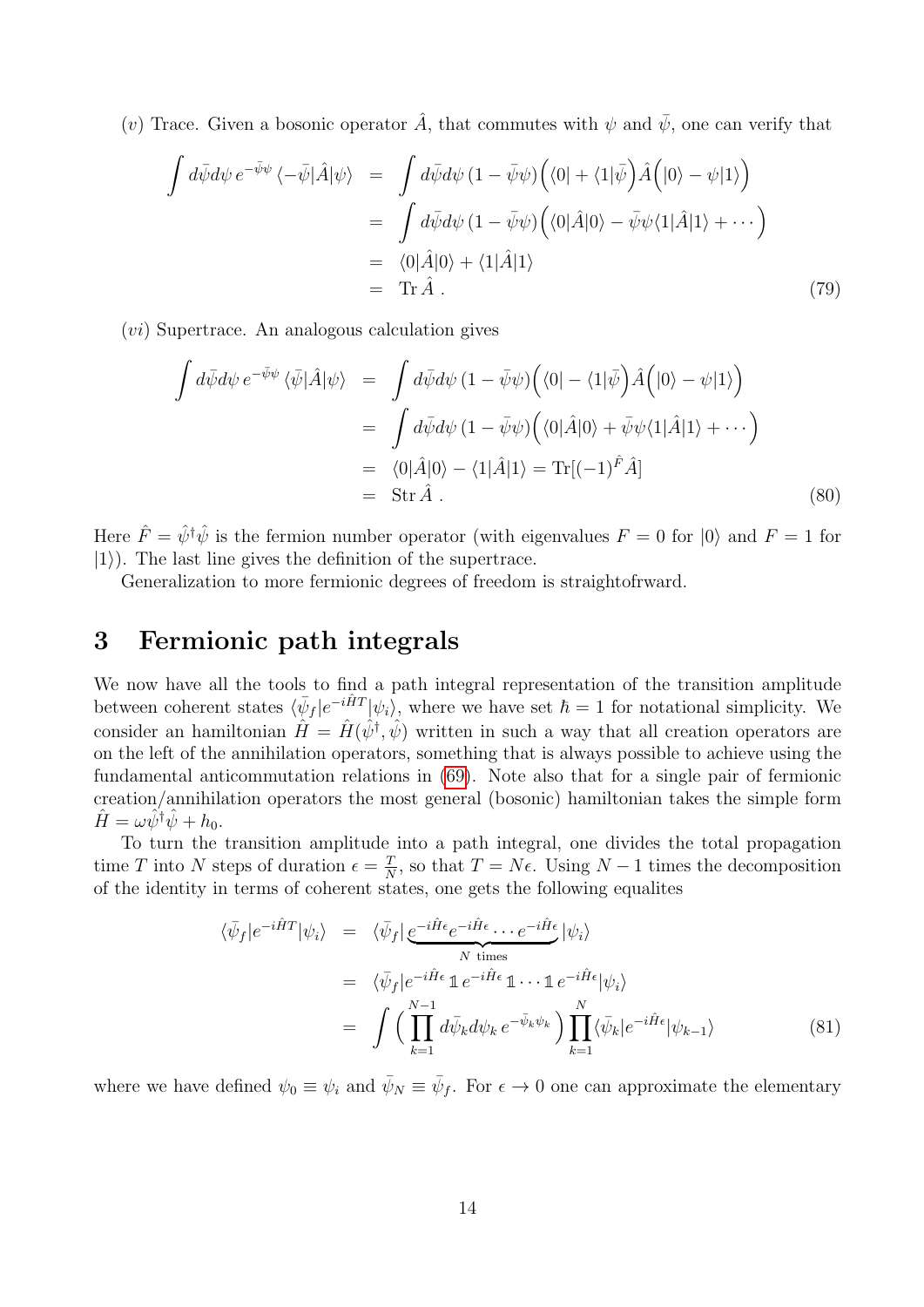($v$) Trace. Given a bosonic operator $\hat{A}$, that commutes with $\psi$ and $\bar{\psi}$, one can verify that

$$
\begin{aligned}
\int d\bar{\psi} d\psi \, e^{-\bar{\psi}\psi} \, \langle -\bar{\psi}|\hat{A}|\psi\rangle &= \int d\bar{\psi} d\psi \, (1-\bar{\psi}\psi)\Big(\langle 0| + \langle 1|\bar{\psi}\Big)\hat{A}\Big(|0\rangle - \psi|1\rangle\Big) \\
&= \int d\bar{\psi} d\psi \, (1-\bar{\psi}\psi)\Big(\langle 0|\hat{A}|0\rangle - \bar{\psi}\psi\langle 1|\hat{A}|1\rangle + \cdots\Big) \\
&= \langle 0|\hat{A}|0\rangle + \langle 1|\hat{A}|1\rangle \\
&= \mathrm{Tr}\, \hat{A} \, .
\end{aligned}
\tag{79}
$$

($vi$) Supertrace. An analogous calculation gives

$$
\begin{aligned}
\int d\bar{\psi} d\psi \, e^{-\bar{\psi}\psi} \, \langle \bar{\psi}|\hat{A}|\psi\rangle &= \int d\bar{\psi} d\psi \, (1-\bar{\psi}\psi)\Big(\langle 0| - \langle 1|\bar{\psi}\Big)\hat{A}\Big(|0\rangle - \psi|1\rangle\Big) \\
&= \int d\bar{\psi} d\psi \, (1-\bar{\psi}\psi)\Big(\langle 0|\hat{A}|0\rangle + \bar{\psi}\psi\langle 1|\hat{A}|1\rangle + \cdots\Big) \\
&= \langle 0|\hat{A}|0\rangle - \langle 1|\hat{A}|1\rangle = \mathrm{Tr}[(-1)^{\hat{F}}\hat{A}] \\
&= \mathrm{Str}\, \hat{A} \, .
\end{aligned}
\tag{80}
$$

Here $\hat{F} = \hat{\psi}^\dagger\hat{\psi}$ is the fermion number operator (with eigenvalues $F = 0$ for $|0\rangle$ and $F = 1$ for $|1\rangle$). The last line gives the definition of the supertrace.

Generalization to more fermionic degrees of freedom is straightofrward.

# 3 Fermionic path integrals

We now have all the tools to find a path integral representation of the transition amplitude between coherent states $\langle\bar{\psi}_f|e^{-i\hat{H}T}|\psi_i\rangle$, where we have set $\hbar = 1$ for notational simplicity. We consider an hamiltonian $\hat{H} = \hat{H}(\hat{\psi}^\dagger, \hat{\psi})$ written in such a way that all creation operators are on the left of the annihilation operators, something that is always possible to achieve using the fundamental anticommutation relations in (69). Note also that for a single pair of fermionic creation/annihilation operators the most general (bosonic) hamiltonian takes the simple form $\hat{H} = \omega\hat{\psi}^\dagger\hat{\psi} + h_0$.

To turn the transition amplitude into a path integral, one divides the total propagation time $T$ into $N$ steps of duration $\epsilon = \frac{T}{N}$, so that $T = N\epsilon$. Using $N-1$ times the decomposition of the identity in terms of coherent states, one gets the following equalites

$$
\begin{aligned}
\langle\bar{\psi}_f|e^{-i\hat{H}T}|\psi_i\rangle &= \langle\bar{\psi}_f|\underbrace{e^{-i\hat{H}\epsilon}e^{-i\hat{H}\epsilon}\cdots e^{-i\hat{H}\epsilon}}_{N \text{ times}}|\psi_i\rangle \\
&= \langle\bar{\psi}_f|e^{-i\hat{H}\epsilon}\,\mathbb{1}\,e^{-i\hat{H}\epsilon}\,\mathbb{1}\cdots\mathbb{1}\,e^{-i\hat{H}\epsilon}|\psi_i\rangle \\
&= \int\Big(\prod_{k=1}^{N-1} d\bar{\psi}_k d\psi_k \, e^{-\bar{\psi}_k\psi_k}\Big)\prod_{k=1}^{N}\langle\bar{\psi}_k|e^{-i\hat{H}\epsilon}|\psi_{k-1}\rangle
\end{aligned}
\tag{81}
$$

where we have defined $\psi_0 \equiv \psi_i$ and $\bar{\psi}_N \equiv \bar{\psi}_f$. For $\epsilon \to 0$ one can approximate the elementary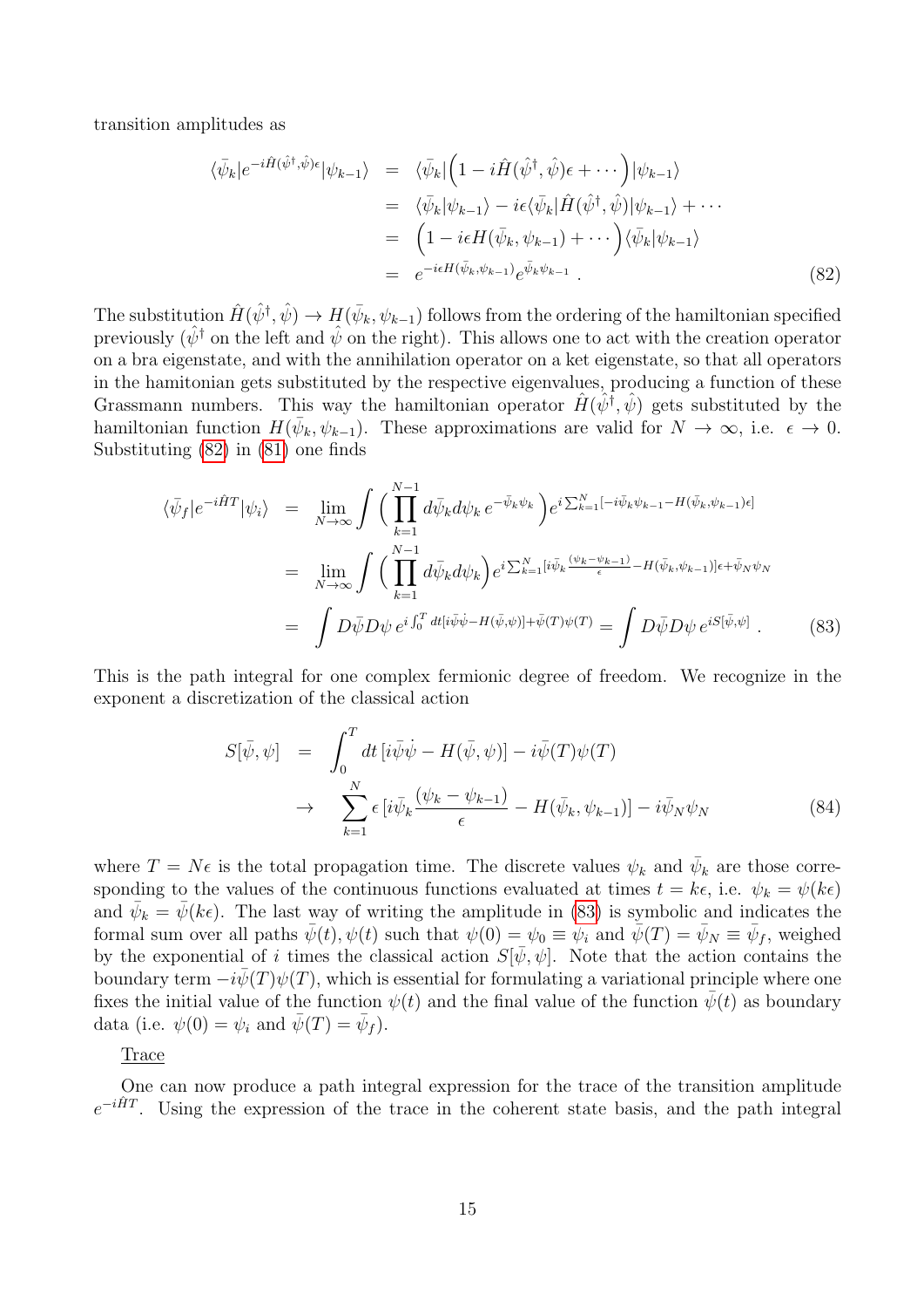transition amplitudes as

$$
\begin{aligned}
\langle\bar{\psi}_k|e^{-i\hat{H}(\hat{\psi}^\dagger,\hat{\psi})\epsilon}|\psi_{k-1}\rangle &= \langle\bar{\psi}_k|\Big(1-i\hat{H}(\hat{\psi}^\dagger,\hat{\psi})\epsilon+\cdots\Big)|\psi_{k-1}\rangle \\
&= \langle\bar{\psi}_k|\psi_{k-1}\rangle - i\epsilon\langle\bar{\psi}_k|\hat{H}(\hat{\psi}^\dagger,\hat{\psi})|\psi_{k-1}\rangle+\cdots \\
&= \Big(1-i\epsilon H(\bar{\psi}_k,\psi_{k-1})+\cdots\Big)\langle\bar{\psi}_k|\psi_{k-1}\rangle \\
&= e^{-i\epsilon H(\bar{\psi}_k,\psi_{k-1})}e^{\bar{\psi}_k\psi_{k-1}}\,.
\end{aligned}
\tag{82}
$$

The substitution $\hat{H}(\hat{\psi}^\dagger,\hat{\psi})\to H(\bar{\psi}_k,\psi_{k-1})$ follows from the ordering of the hamiltonian specified previously ($\hat{\psi}^\dagger$ on the left and $\hat{\psi}$ on the right). This allows one to act with the creation operator on a bra eigenstate, and with the annihilation operator on a ket eigenstate, so that all operators in the hamitonian gets substituted by the respective eigenvalues, producing a function of these Grassmann numbers. This way the hamiltonian operator $\hat{H}(\hat{\psi}^\dagger,\hat{\psi})$ gets substituted by the hamiltonian function $H(\bar{\psi}_k,\psi_{k-1})$. These approximations are valid for $N\to\infty$, i.e. $\epsilon\to 0$. Substituting (82) in (81) one finds

$$
\begin{aligned}
\langle\bar{\psi}_f|e^{-i\hat{H}T}|\psi_i\rangle &= \lim_{N\to\infty}\int\Big(\prod_{k=1}^{N-1}d\bar{\psi}_k d\psi_k\, e^{-\bar{\psi}_k\psi_k}\Big)e^{i\sum_{k=1}^{N}[-i\bar{\psi}_k\psi_{k-1}-H(\bar{\psi}_k,\psi_{k-1})\epsilon]} \\
&= \lim_{N\to\infty}\int\Big(\prod_{k=1}^{N-1}d\bar{\psi}_k d\psi_k\Big)e^{i\sum_{k=1}^{N}[i\bar{\psi}_k\frac{(\psi_k-\psi_{k-1})}{\epsilon}-H(\bar{\psi}_k,\psi_{k-1})]\epsilon+\bar{\psi}_N\psi_N} \\
&= \int D\bar{\psi}D\psi\, e^{i\int_0^T dt[i\bar{\psi}\dot{\psi}-H(\bar{\psi},\psi)]+\bar{\psi}(T)\psi(T)} = \int D\bar{\psi}D\psi\, e^{iS[\bar{\psi},\psi]}\,.
\end{aligned}
\tag{83}
$$

This is the path integral for one complex fermionic degree of freedom. We recognize in the exponent a discretization of the classical action

$$
\begin{aligned}
S[\bar{\psi},\psi] &= \int_0^T dt\,[i\bar{\psi}\dot{\psi}-H(\bar{\psi},\psi)]-i\bar{\psi}(T)\psi(T) \\
&\to \sum_{k=1}^{N}\epsilon\,[i\bar{\psi}_k\frac{(\psi_k-\psi_{k-1})}{\epsilon}-H(\bar{\psi}_k,\psi_{k-1})]-i\bar{\psi}_N\psi_N
\end{aligned}
\tag{84}
$$

where $T=N\epsilon$ is the total propagation time. The discrete values $\psi_k$ and $\bar{\psi}_k$ are those corresponding to the values of the continuous functions evaluated at times $t=k\epsilon$, i.e. $\psi_k=\psi(k\epsilon)$ and $\bar{\psi}_k=\bar{\psi}(k\epsilon)$. The last way of writing the amplitude in (83) is symbolic and indicates the formal sum over all paths $\bar{\psi}(t),\psi(t)$ such that $\psi(0)=\psi_0\equiv\psi_i$ and $\bar{\psi}(T)=\bar{\psi}_N\equiv\bar{\psi}_f$, weighed by the exponential of $i$ times the classical action $S[\bar{\psi},\psi]$. Note that the action contains the boundary term $-i\bar{\psi}(T)\psi(T)$, which is essential for formulating a variational principle where one fixes the initial value of the function $\psi(t)$ and the final value of the function $\bar{\psi}(t)$ as boundary data (i.e. $\psi(0)=\psi_i$ and $\bar{\psi}(T)=\bar{\psi}_f$).

Trace

One can now produce a path integral expression for the trace of the transition amplitude $e^{-i\hat{H}T}$. Using the expression of the trace in the coherent state basis, and the path integral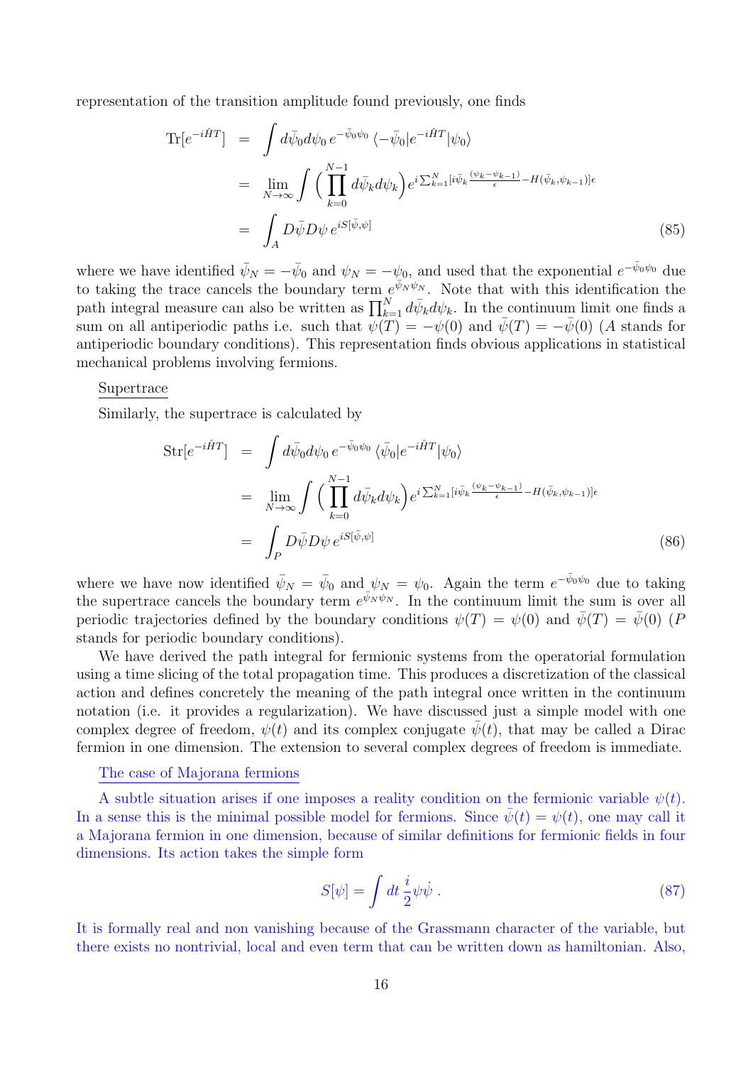representation of the transition amplitude found previously, one finds

$$
\begin{aligned}
\mathrm{Tr}[e^{-i\hat{H}T}] &= \int d\bar{\psi}_0 d\psi_0 \, e^{-\bar{\psi}_0\psi_0} \, \langle -\bar{\psi}_0| e^{-i\hat{H}T} |\psi_0\rangle \\
&= \lim_{N\to\infty} \int \Big( \prod_{k=0}^{N-1} d\bar{\psi}_k d\psi_k \Big) e^{i\sum_{k=1}^{N}[i\bar{\psi}_k \frac{(\psi_k - \psi_{k-1})}{\epsilon} - H(\bar{\psi}_k, \psi_{k-1})]\epsilon} \\
&= \int_A D\bar{\psi} D\psi \, e^{iS[\bar{\psi},\psi]}
\end{aligned} \tag{85}
$$

where we have identified $\bar{\psi}_N = -\bar{\psi}_0$ and $\psi_N = -\psi_0$, and used that the exponential $e^{-\bar{\psi}_0\psi_0}$ due to taking the trace cancels the boundary term $e^{\bar{\psi}_N\psi_N}$. Note that with this identification the path integral measure can also be written as $\prod_{k=1}^{N} d\bar{\psi}_k d\psi_k$. In the continuum limit one finds a sum on all antiperiodic paths i.e. such that $\psi(T) = -\psi(0)$ and $\bar{\psi}(T) = -\bar{\psi}(0)$ ($A$ stands for antiperiodic boundary conditions). This representation finds obvious applications in statistical mechanical problems involving fermions.

Supertrace

Similarly, the supertrace is calculated by

$$
\begin{aligned}
\mathrm{Str}[e^{-i\hat{H}T}] &= \int d\bar{\psi}_0 d\psi_0 \, e^{-\bar{\psi}_0\psi_0} \, \langle \bar{\psi}_0| e^{-i\hat{H}T} |\psi_0\rangle \\
&= \lim_{N\to\infty} \int \Big( \prod_{k=0}^{N-1} d\bar{\psi}_k d\psi_k \Big) e^{i\sum_{k=1}^{N}[i\bar{\psi}_k \frac{(\psi_k - \psi_{k-1})}{\epsilon} - H(\bar{\psi}_k, \psi_{k-1})]\epsilon} \\
&= \int_P D\bar{\psi} D\psi \, e^{iS[\bar{\psi},\psi]}
\end{aligned} \tag{86}
$$

where we have now identified $\bar{\psi}_N = \bar{\psi}_0$ and $\psi_N = \psi_0$. Again the term $e^{-\bar{\psi}_0\psi_0}$ due to taking the supertrace cancels the boundary term $e^{\bar{\psi}_N\psi_N}$. In the continuum limit the sum is over all periodic trajectories defined by the boundary conditions $\psi(T) = \psi(0)$ and $\bar{\psi}(T) = \bar{\psi}(0)$ ($P$ stands for periodic boundary conditions).

We have derived the path integral for fermionic systems from the operatorial formulation using a time slicing of the total propagation time. This produces a discretization of the classical action and defines concretely the meaning of the path integral once written in the continuum notation (i.e. it provides a regularization). We have discussed just a simple model with one complex degree of freedom, $\psi(t)$ and its complex conjugate $\bar{\psi}(t)$, that may be called a Dirac fermion in one dimension. The extension to several complex degrees of freedom is immediate.

The case of Majorana fermions

A subtle situation arises if one imposes a reality condition on the fermionic variable $\psi(t)$. In a sense this is the minimal possible model for fermions. Since $\bar{\psi}(t) = \psi(t)$, one may call it a Majorana fermion in one dimension, because of similar definitions for fermionic fields in four dimensions. Its action takes the simple form

$$
S[\psi] = \int dt \, \frac{i}{2} \psi \dot{\psi} \, . \tag{87}
$$

It is formally real and non vanishing because of the Grassmann character of the variable, but there exists no nontrivial, local and even term that can be written down as hamiltonian. Also,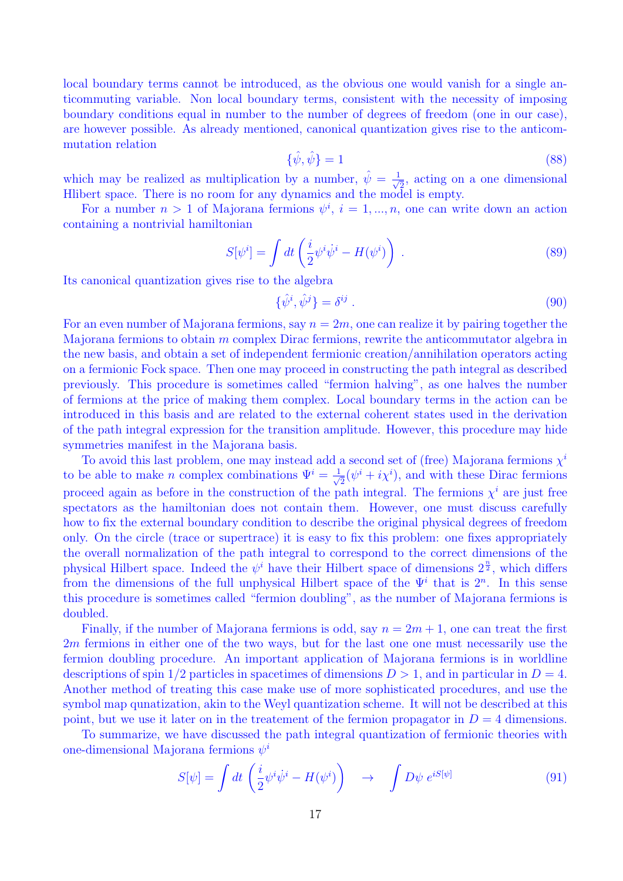local boundary terms cannot be introduced, as the obvious one would vanish for a single anticommuting variable. Non local boundary terms, consistent with the necessity of imposing boundary conditions equal in number to the number of degrees of freedom (one in our case), are however possible. As already mentioned, canonical quantization gives rise to the anticommutation relation

$$\{\hat{\psi}, \hat{\psi}\} = 1 \tag{88}$$

which may be realized as multiplication by a number, $\hat{\psi} = \frac{1}{\sqrt{2}}$, acting on a one dimensional Hlibert space. There is no room for any dynamics and the model is empty.

For a number $n > 1$ of Majorana fermions $\psi^i$, $i = 1, ..., n$, one can write down an action containing a nontrivial hamiltonian

$$S[\psi^i] = \int dt \left( \frac{i}{2} \psi^i \dot{\psi}^i - H(\psi^i) \right) . \tag{89}$$

Its canonical quantization gives rise to the algebra

$$\{\hat{\psi}^i, \hat{\psi}^j\} = \delta^{ij} . \tag{90}$$

For an even number of Majorana fermions, say $n = 2m$, one can realize it by pairing together the Majorana fermions to obtain $m$ complex Dirac fermions, rewrite the anticommutator algebra in the new basis, and obtain a set of independent fermionic creation/annihilation operators acting on a fermionic Fock space. Then one may proceed in constructing the path integral as described previously. This procedure is sometimes called "fermion halving", as one halves the number of fermions at the price of making them complex. Local boundary terms in the action can be introduced in this basis and are related to the external coherent states used in the derivation of the path integral expression for the transition amplitude. However, this procedure may hide symmetries manifest in the Majorana basis.

To avoid this last problem, one may instead add a second set of (free) Majorana fermions $\chi^i$ to be able to make $n$ complex combinations $\Psi^i = \frac{1}{\sqrt{2}}(\psi^i + i\chi^i)$, and with these Dirac fermions proceed again as before in the construction of the path integral. The fermions $\chi^i$ are just free spectators as the hamiltonian does not contain them. However, one must discuss carefully how to fix the external boundary condition to describe the original physical degrees of freedom only. On the circle (trace or supertrace) it is easy to fix this problem: one fixes appropriately the overall normalization of the path integral to correspond to the correct dimensions of the physical Hilbert space. Indeed the $\psi^i$ have their Hilbert space of dimensions $2^{\frac{n}{2}}$, which differs from the dimensions of the full unphysical Hilbert space of the $\Psi^i$ that is $2^n$. In this sense this procedure is sometimes called "fermion doubling", as the number of Majorana fermions is doubled.

Finally, if the number of Majorana fermions is odd, say $n = 2m + 1$, one can treat the first $2m$ fermions in either one of the two ways, but for the last one one must necessarily use the fermion doubling procedure. An important application of Majorana fermions is in worldline descriptions of spin 1/2 particles in spacetimes of dimensions $D > 1$, and in particular in $D = 4$. Another method of treating this case make use of more sophisticated procedures, and use the symbol map qunatization, akin to the Weyl quantization scheme. It will not be described at this point, but we use it later on in the treatement of the fermion propagator in $D = 4$ dimensions.

To summarize, we have discussed the path integral quantization of fermionic theories with one-dimensional Majorana fermions $\psi^i$

$$S[\psi] = \int dt \left( \frac{i}{2} \psi^i \dot{\psi}^i - H(\psi^i) \right) \quad \rightarrow \quad \int D\psi \; e^{iS[\psi]} \tag{91}$$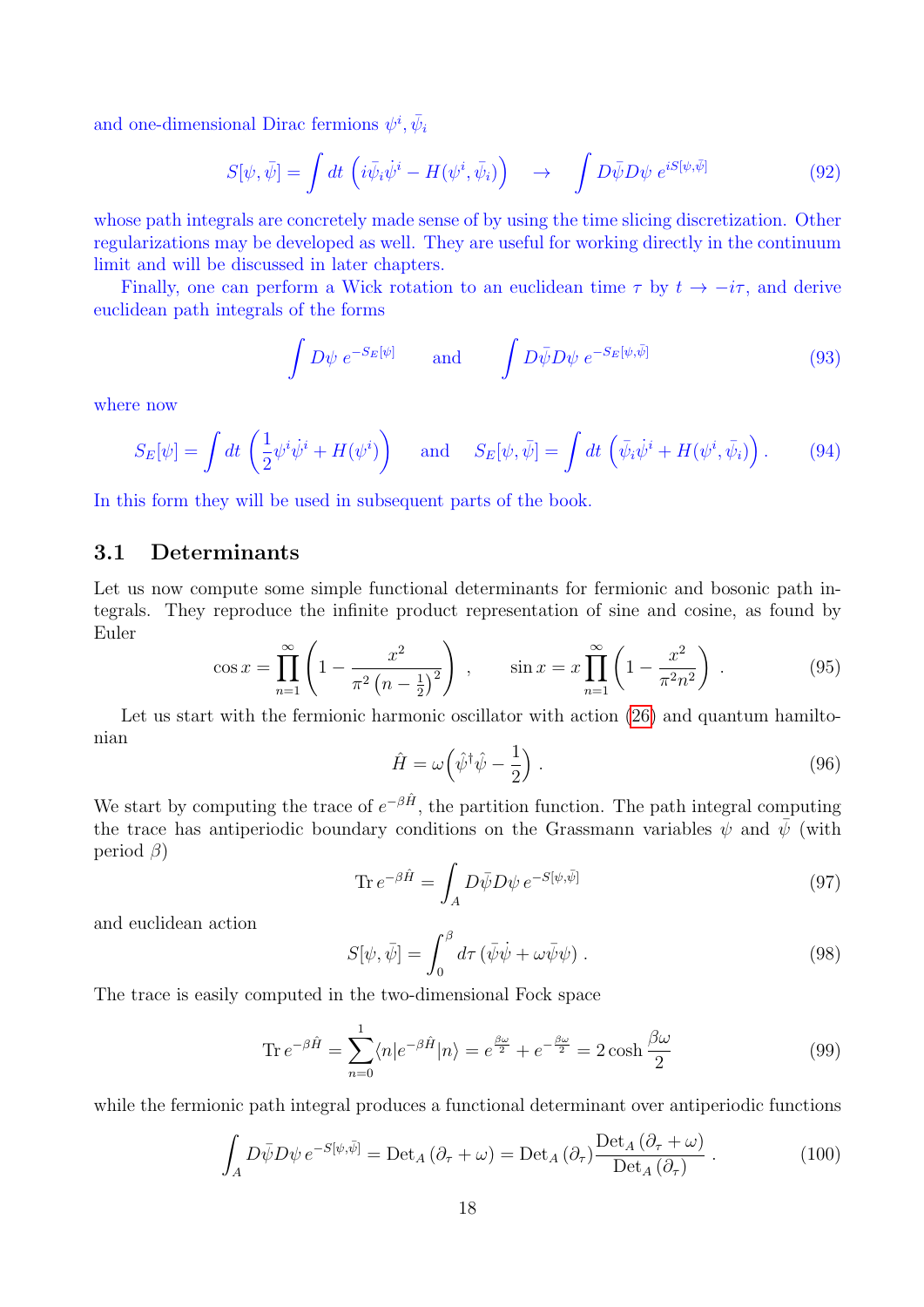and one-dimensional Dirac fermions $\psi^i, \bar{\psi}_i$

$$S[\psi,\bar{\psi}] = \int dt \, \Big( i\bar{\psi}_i \dot{\psi}^i - H(\psi^i, \bar{\psi}_i) \Big) \quad \to \quad \int D\bar{\psi} D\psi \; e^{iS[\psi,\bar{\psi}]} \tag{92}$$

whose path integrals are concretely made sense of by using the time slicing discretization. Other regularizations may be developed as well. They are useful for working directly in the continuum limit and will be discussed in later chapters.

Finally, one can perform a Wick rotation to an euclidean time $\tau$ by $t \to -i\tau$, and derive euclidean path integrals of the forms

$$\int D\psi \; e^{-S_E[\psi]} \qquad \text{and} \qquad \int D\bar{\psi} D\psi \; e^{-S_E[\psi,\bar{\psi}]} \tag{93}$$

where now

$$S_E[\psi] = \int dt \, \left( \frac{1}{2} \psi^i \dot{\psi}^i + H(\psi^i) \right) \quad \text{and} \quad S_E[\psi,\bar{\psi}] = \int dt \, \Big( \bar{\psi}_i \dot{\psi}^i + H(\psi^i, \bar{\psi}_i) \Big) \,. \tag{94}$$

In this form they will be used in subsequent parts of the book.

## 3.1 Determinants

Let us now compute some simple functional determinants for fermionic and bosonic path integrals. They reproduce the infinite product representation of sine and cosine, as found by Euler

$$\cos x = \prod_{n=1}^{\infty} \left( 1 - \frac{x^2}{\pi^2 \left(n - \frac{1}{2}\right)^2} \right) \;, \qquad \sin x = x \prod_{n=1}^{\infty} \left( 1 - \frac{x^2}{\pi^2 n^2} \right) \,. \tag{95}$$

Let us start with the fermionic harmonic oscillator with action (26) and quantum hamiltonian

$$\hat{H} = \omega \Big( \hat{\psi}^\dagger \hat{\psi} - \frac{1}{2} \Big) \,. \tag{96}$$

We start by computing the trace of $e^{-\beta \hat{H}}$, the partition function. The path integral computing the trace has antiperiodic boundary conditions on the Grassmann variables $\psi$ and $\bar{\psi}$ (with period $\beta$)

$$\mathrm{Tr}\, e^{-\beta \hat{H}} = \int_A D\bar{\psi} D\psi \, e^{-S[\psi,\bar{\psi}]} \tag{97}$$

and euclidean action

$$S[\psi,\bar{\psi}] = \int_0^\beta d\tau \, (\bar{\psi}\dot{\psi} + \omega \bar{\psi}\psi) \,. \tag{98}$$

The trace is easily computed in the two-dimensional Fock space

$$\mathrm{Tr}\, e^{-\beta \hat{H}} = \sum_{n=0}^{1} \langle n | e^{-\beta \hat{H}} | n \rangle = e^{\frac{\beta\omega}{2}} + e^{-\frac{\beta\omega}{2}} = 2 \cosh \frac{\beta\omega}{2} \tag{99}$$

while the fermionic path integral produces a functional determinant over antiperiodic functions

$$\int_A D\bar{\psi} D\psi \, e^{-S[\psi,\bar{\psi}]} = \mathrm{Det}_A \left( \partial_\tau + \omega \right) = \mathrm{Det}_A \left( \partial_\tau \right) \frac{\mathrm{Det}_A \left( \partial_\tau + \omega \right)}{\mathrm{Det}_A \left( \partial_\tau \right)} \,. \tag{100}$$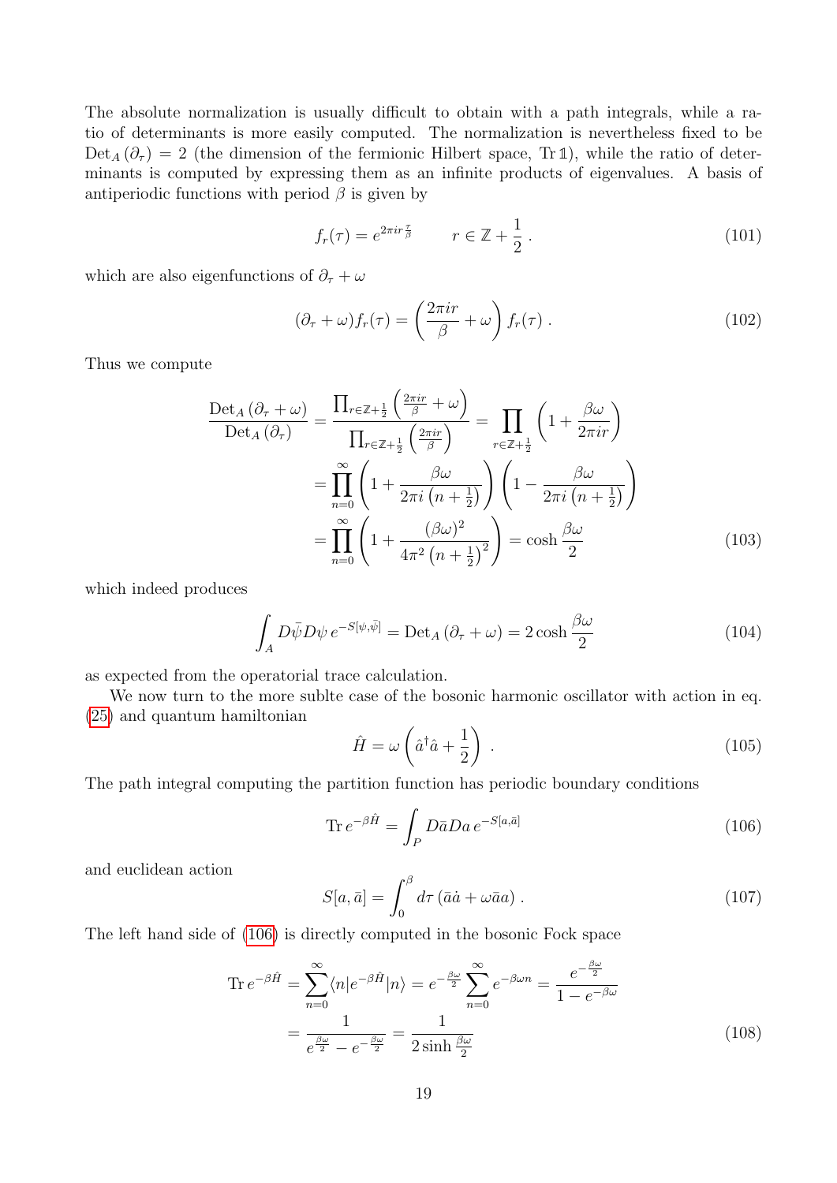The absolute normalization is usually difficult to obtain with a path integrals, while a ratio of determinants is more easily computed. The normalization is nevertheless fixed to be $\text{Det}_A(\partial_\tau) = 2$ (the dimension of the fermionic Hilbert space, $\text{Tr}\,\mathbb{1}$), while the ratio of determinants is computed by expressing them as an infinite products of eigenvalues. A basis of antiperiodic functions with period $\beta$ is given by

$$
f_r(\tau) = e^{2\pi i r \frac{\tau}{\beta}} \qquad r \in \mathbb{Z} + \frac{1}{2} \ . \tag{101}
$$

which are also eigenfunctions of $\partial_\tau + \omega$

$$
(\partial_\tau + \omega) f_r(\tau) = \left( \frac{2\pi i r}{\beta} + \omega \right) f_r(\tau) \ . \tag{102}
$$

Thus we compute

$$
\begin{aligned}
\frac{\text{Det}_A(\partial_\tau + \omega)}{\text{Det}_A(\partial_\tau)} &= \frac{\prod_{r\in\mathbb{Z}+\frac{1}{2}} \left(\frac{2\pi i r}{\beta} + \omega\right)}{\prod_{r\in\mathbb{Z}+\frac{1}{2}} \left(\frac{2\pi i r}{\beta}\right)} = \prod_{r\in\mathbb{Z}+\frac{1}{2}} \left(1 + \frac{\beta\omega}{2\pi i r}\right) \\
&= \prod_{n=0}^{\infty} \left(1 + \frac{\beta\omega}{2\pi i \left(n+\frac{1}{2}\right)}\right)\left(1 - \frac{\beta\omega}{2\pi i \left(n+\frac{1}{2}\right)}\right) \\
&= \prod_{n=0}^{\infty} \left(1 + \frac{(\beta\omega)^2}{4\pi^2 \left(n+\frac{1}{2}\right)^2}\right) = \cosh\frac{\beta\omega}{2}
\end{aligned} \tag{103}
$$

which indeed produces

$$
\int_A D\bar{\psi} D\psi \, e^{-S[\psi,\bar{\psi}]} = \text{Det}_A(\partial_\tau + \omega) = 2\cosh\frac{\beta\omega}{2} \tag{104}
$$

as expected from the operatorial trace calculation.

We now turn to the more sublte case of the bosonic harmonic oscillator with action in eq. (25) and quantum hamiltonian

$$
\hat{H} = \omega\left(\hat{a}^\dagger \hat{a} + \frac{1}{2}\right) \ . \tag{105}
$$

The path integral computing the partition function has periodic boundary conditions

$$
\text{Tr}\, e^{-\beta\hat{H}} = \int_P D\bar{a} Da \, e^{-S[a,\bar{a}]} \tag{106}
$$

and euclidean action

$$
S[a,\bar{a}] = \int_0^\beta d\tau \left(\bar{a}\dot{a} + \omega\bar{a}a\right) . \tag{107}
$$

The left hand side of (106) is directly computed in the bosonic Fock space

$$
\begin{aligned}
\text{Tr}\, e^{-\beta\hat{H}} &= \sum_{n=0}^{\infty} \langle n | e^{-\beta\hat{H}} | n\rangle = e^{-\frac{\beta\omega}{2}} \sum_{n=0}^{\infty} e^{-\beta\omega n} = \frac{e^{-\frac{\beta\omega}{2}}}{1 - e^{-\beta\omega}} \\
&= \frac{1}{e^{\frac{\beta\omega}{2}} - e^{-\frac{\beta\omega}{2}}} = \frac{1}{2\sinh\frac{\beta\omega}{2}}
\end{aligned} \tag{108}
$$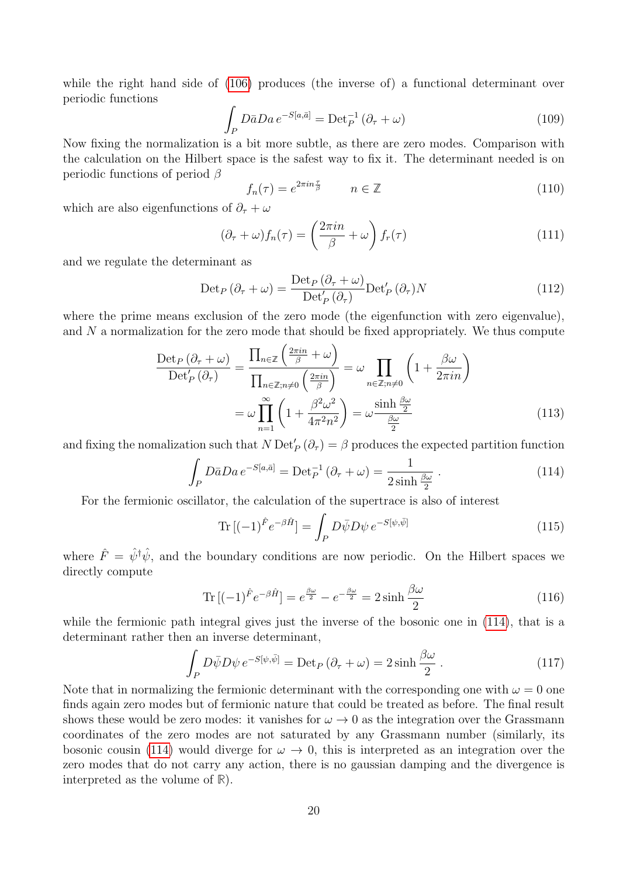while the right hand side of (106) produces (the inverse of) a functional determinant over periodic functions

$$\int_P D\bar{a} Da \, e^{-S[a,\bar{a}]} = \text{Det}_P^{-1} \left(\partial_\tau + \omega\right) \tag{109}$$

Now fixing the normalization is a bit more subtle, as there are zero modes. Comparison with the calculation on the Hilbert space is the safest way to fix it. The determinant needed is on periodic functions of period $\beta$

$$f_n(\tau) = e^{2\pi i n \frac{\tau}{\beta}} \qquad n \in \mathbb{Z} \tag{110}$$

which are also eigenfunctions of $\partial_\tau + \omega$

$$(\partial_\tau + \omega) f_n(\tau) = \left(\frac{2\pi i n}{\beta} + \omega\right) f_r(\tau) \tag{111}$$

and we regulate the determinant as

$$\text{Det}_P \left(\partial_\tau + \omega\right) = \frac{\text{Det}_P \left(\partial_\tau + \omega\right)}{\text{Det}'_P \left(\partial_\tau\right)} \text{Det}'_P \left(\partial_\tau\right) N \tag{112}$$

where the prime means exclusion of the zero mode (the eigenfunction with zero eigenvalue), and $N$ a normalization for the zero mode that should be fixed appropriately. We thus compute

$$\begin{aligned} \frac{\text{Det}_P \left(\partial_\tau + \omega\right)}{\text{Det}'_P \left(\partial_\tau\right)} &= \frac{\prod_{n\in\mathbb{Z}} \left(\frac{2\pi i n}{\beta} + \omega\right)}{\prod_{n\in\mathbb{Z}; n\neq 0} \left(\frac{2\pi i n}{\beta}\right)} = \omega \prod_{n\in\mathbb{Z}; n\neq 0} \left(1 + \frac{\beta\omega}{2\pi i n}\right) \\ &= \omega \prod_{n=1}^{\infty} \left(1 + \frac{\beta^2\omega^2}{4\pi^2 n^2}\right) = \omega \frac{\sinh\frac{\beta\omega}{2}}{\frac{\beta\omega}{2}} \end{aligned} \tag{113}$$

and fixing the nomalization such that $N \, \text{Det}'_P \left(\partial_\tau\right) = \beta$ produces the expected partition function

$$\int_P D\bar{a} Da \, e^{-S[a,\bar{a}]} = \text{Det}_P^{-1} \left(\partial_\tau + \omega\right) = \frac{1}{2\sinh\frac{\beta\omega}{2}} \, . \tag{114}$$

For the fermionic oscillator, the calculation of the supertrace is also of interest

$$\text{Tr}\,[(-1)^{\hat{F}} e^{-\beta\hat{H}}] = \int_P D\bar{\psi} D\psi \, e^{-S[\psi,\bar{\psi}]} \tag{115}$$

where $\hat{F} = \hat{\psi}^\dagger \hat{\psi}$, and the boundary conditions are now periodic. On the Hilbert spaces we directly compute

$$\text{Tr}\,[(-1)^{\hat{F}} e^{-\beta\hat{H}}] = e^{\frac{\beta\omega}{2}} - e^{-\frac{\beta\omega}{2}} = 2\sinh\frac{\beta\omega}{2} \tag{116}$$

while the fermionic path integral gives just the inverse of the bosonic one in (114), that is a determinant rather then an inverse determinant,

$$\int_P D\bar{\psi} D\psi \, e^{-S[\psi,\bar{\psi}]} = \text{Det}_P \left(\partial_\tau + \omega\right) = 2\sinh\frac{\beta\omega}{2} \, . \tag{117}$$

Note that in normalizing the fermionic determinant with the corresponding one with $\omega = 0$ one finds again zero modes but of fermionic nature that could be treated as before. The final result shows these would be zero modes: it vanishes for $\omega \to 0$ as the integration over the Grassmann coordinates of the zero modes are not saturated by any Grassmann number (similarly, its bosonic cousin (114) would diverge for $\omega \to 0$, this is interpreted as an integration over the zero modes that do not carry any action, there is no gaussian damping and the divergence is interpreted as the volume of $\mathbb{R}$).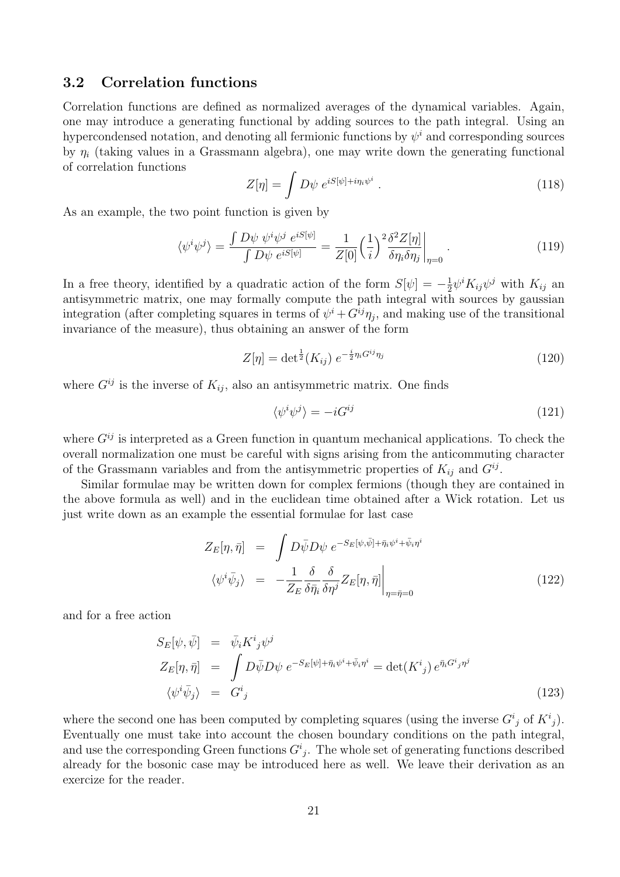### 3.2 Correlation functions

Correlation functions are defined as normalized averages of the dynamical variables. Again, one may introduce a generating functional by adding sources to the path integral. Using an hypercondensed notation, and denoting all fermionic functions by $\psi^i$ and corresponding sources by $\eta_i$ (taking values in a Grassmann algebra), one may write down the generating functional of correlation functions

$$Z[\eta] = \int D\psi \; e^{iS[\psi] + i\eta_i \psi^i} \; . \tag{118}$$

As an example, the two point function is given by

$$\langle \psi^i \psi^j \rangle = \frac{\int D\psi \; \psi^i \psi^j \; e^{iS[\psi]}}{\int D\psi \; e^{iS[\psi]}} = \frac{1}{Z[0]} \Big(\frac{1}{i}\Big)^2 \frac{\delta^2 Z[\eta]}{\delta \eta_i \delta \eta_j}\bigg|_{\eta=0} \; . \tag{119}$$

In a free theory, identified by a quadratic action of the form $S[\psi] = -\frac{1}{2}\psi^i K_{ij} \psi^j$ with $K_{ij}$ an antisymmetric matrix, one may formally compute the path integral with sources by gaussian integration (after completing squares in terms of $\psi^i + G^{ij}\eta_j$, and making use of the transitional invariance of the measure), thus obtaining an answer of the form

$$Z[\eta] = \det{}^{\frac{1}{2}}(K_{ij}) \; e^{-\frac{i}{2}\eta_i G^{ij} \eta_j} \tag{120}$$

where $G^{ij}$ is the inverse of $K_{ij}$, also an antisymmetric matrix. One finds

$$\langle \psi^i \psi^j \rangle = -iG^{ij} \tag{121}$$

where $G^{ij}$ is interpreted as a Green function in quantum mechanical applications. To check the overall normalization one must be careful with signs arising from the anticommuting character of the Grassmann variables and from the antisymmetric properties of $K_{ij}$ and $G^{ij}$.

Similar formulae may be written down for complex fermions (though they are contained in the above formula as well) and in the euclidean time obtained after a Wick rotation. Let us just write down as an example the essential formulae for last case

$$\begin{aligned} Z_E[\eta, \bar\eta] &= \int D\bar\psi D\psi \; e^{-S_E[\psi,\bar\psi] + \bar\eta_i \psi^i + \bar\psi_i \eta^i} \\ \langle \psi^i \bar\psi_j \rangle &= -\frac{1}{Z_E} \frac{\delta}{\delta \bar\eta_i} \frac{\delta}{\delta \eta^j} Z_E[\eta, \bar\eta]\bigg|_{\eta=\bar\eta=0} \end{aligned} \tag{122}$$

and for a free action

$$\begin{aligned} S_E[\psi, \bar\psi] &= \bar\psi_i K^i{}_j \psi^j \\ Z_E[\eta, \bar\eta] &= \int D\bar\psi D\psi \; e^{-S_E[\psi] + \bar\eta_i \psi^i + \bar\psi_i \eta^i} = \det(K^i{}_j) \, e^{\bar\eta_i G^i{}_j \eta^j} \\ \langle \psi^i \bar\psi_j \rangle &= G^i{}_j \end{aligned} \tag{123}$$

where the second one has been computed by completing squares (using the inverse $G^i{}_j$ of $K^i{}_j$). Eventually one must take into account the chosen boundary conditions on the path integral, and use the corresponding Green functions $G^i{}_j$. The whole set of generating functions described already for the bosonic case may be introduced here as well. We leave their derivation as an exercize for the reader.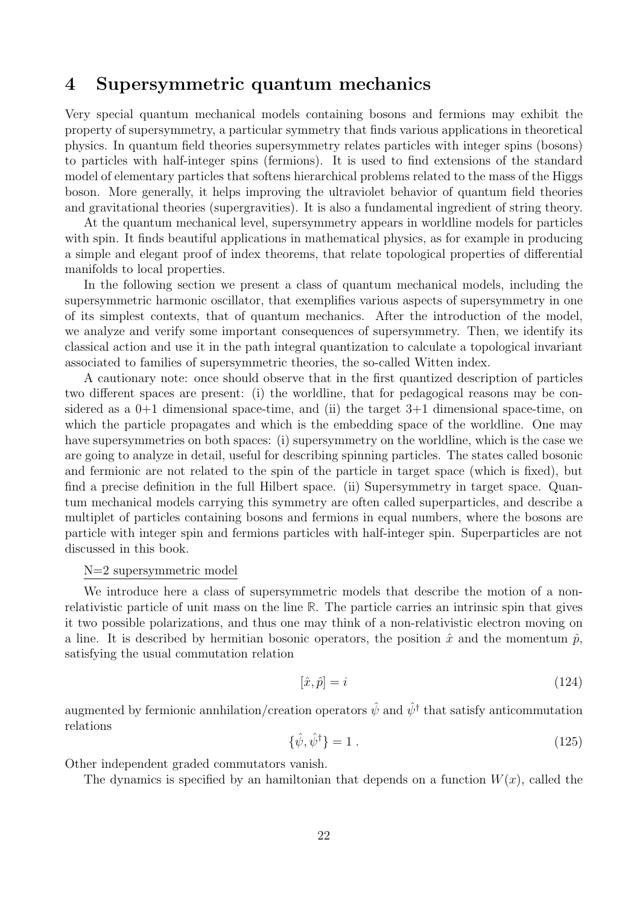## 4 Supersymmetric quantum mechanics

Very special quantum mechanical models containing bosons and fermions may exhibit the property of supersymmetry, a particular symmetry that finds various applications in theoretical physics. In quantum field theories supersymmetry relates particles with integer spins (bosons) to particles with half-integer spins (fermions). It is used to find extensions of the standard model of elementary particles that softens hierarchical problems related to the mass of the Higgs boson. More generally, it helps improving the ultraviolet behavior of quantum field theories and gravitational theories (supergravities). It is also a fundamental ingredient of string theory.

At the quantum mechanical level, supersymmetry appears in worldline models for particles with spin. It finds beautiful applications in mathematical physics, as for example in producing a simple and elegant proof of index theorems, that relate topological properties of differential manifolds to local properties.

In the following section we present a class of quantum mechanical models, including the supersymmetric harmonic oscillator, that exemplifies various aspects of supersymmetry in one of its simplest contexts, that of quantum mechanics. After the introduction of the model, we analyze and verify some important consequences of supersymmetry. Then, we identify its classical action and use it in the path integral quantization to calculate a topological invariant associated to families of supersymmetric theories, the so-called Witten index.

A cautionary note: once should observe that in the first quantized description of particles two different spaces are present: (i) the worldline, that for pedagogical reasons may be considered as a 0+1 dimensional space-time, and (ii) the target 3+1 dimensional space-time, on which the particle propagates and which is the embedding space of the worldline. One may have supersymmetries on both spaces: (i) supersymmetry on the worldline, which is the case we are going to analyze in detail, useful for describing spinning particles. The states called bosonic and fermionic are not related to the spin of the particle in target space (which is fixed), but find a precise definition in the full Hilbert space. (ii) Supersymmetry in target space. Quantum mechanical models carrying this symmetry are often called superparticles, and describe a multiplet of particles containing bosons and fermions in equal numbers, where the bosons are particle with integer spin and fermions particles with half-integer spin. Superparticles are not discussed in this book.

N=2 supersymmetric model

We introduce here a class of supersymmetric models that describe the motion of a non-relativistic particle of unit mass on the line $\mathbb{R}$. The particle carries an intrinsic spin that gives it two possible polarizations, and thus one may think of a non-relativistic electron moving on a line. It is described by hermitian bosonic operators, the position $\hat{x}$ and the momentum $\hat{p}$, satisfying the usual commutation relation

$$[\hat{x}, \hat{p}] = i \tag{124}$$

augmented by fermionic annhilation/creation operators $\hat{\psi}$ and $\hat{\psi}^\dagger$ that satisfy anticommutation relations

$$\{\hat{\psi}, \hat{\psi}^\dagger\} = 1 \,. \tag{125}$$

Other independent graded commutators vanish.

The dynamics is specified by an hamiltonian that depends on a function $W(x)$, called the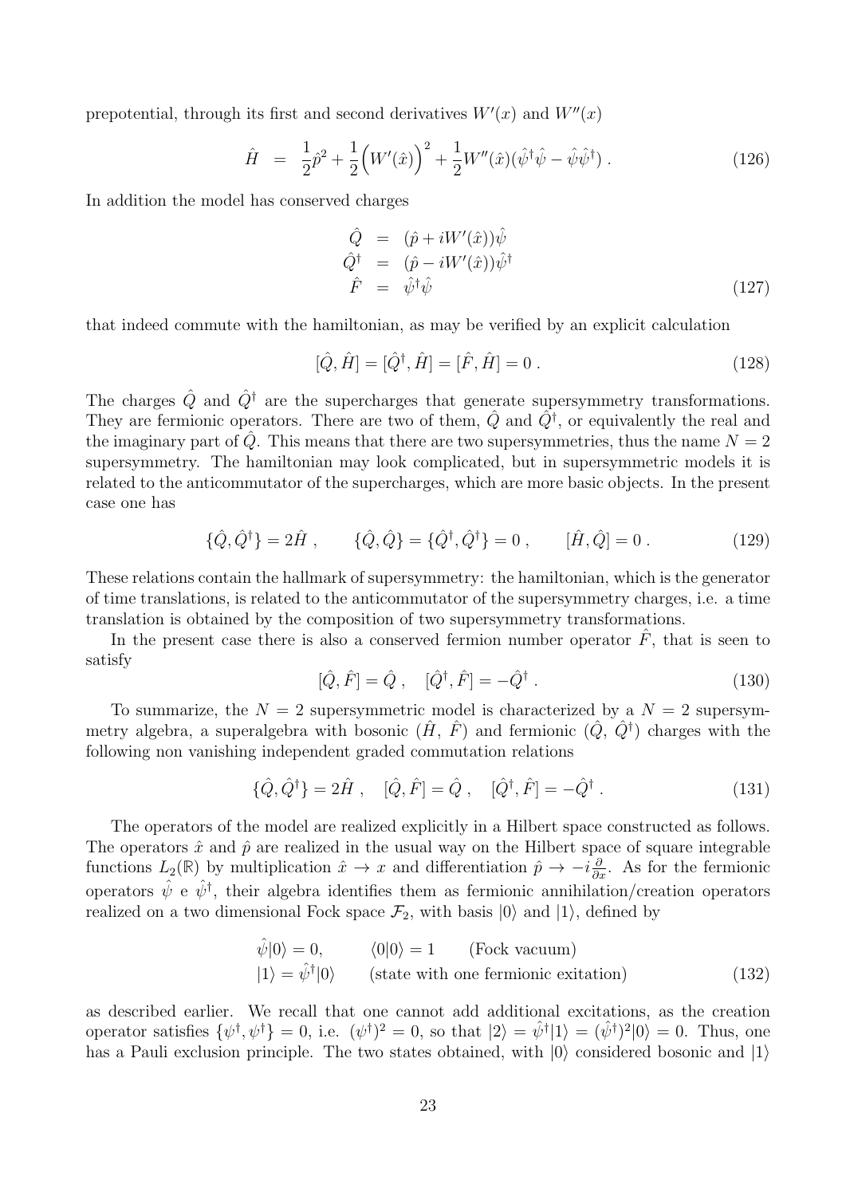prepotential, through its first and second derivatives $W'(x)$ and $W''(x)$

$$\hat{H} \;=\; \frac{1}{2}\hat{p}^2 + \frac{1}{2}\Big(W'(\hat{x})\Big)^2 + \frac{1}{2}W''(\hat{x})(\hat{\psi}^\dagger\hat{\psi} - \hat{\psi}\hat{\psi}^\dagger) \,. \tag{126}$$

In addition the model has conserved charges

$$\begin{aligned}
\hat{Q} &= (\hat{p} + iW'(\hat{x}))\hat{\psi} \\
\hat{Q}^\dagger &= (\hat{p} - iW'(\hat{x}))\hat{\psi}^\dagger \\
\hat{F} &= \hat{\psi}^\dagger\hat{\psi}
\end{aligned} \tag{127}$$

that indeed commute with the hamiltonian, as may be verified by an explicit calculation

$$[\hat{Q}, \hat{H}] = [\hat{Q}^\dagger, \hat{H}] = [\hat{F}, \hat{H}] = 0 \,. \tag{128}$$

The charges $\hat{Q}$ and $\hat{Q}^\dagger$ are the supercharges that generate supersymmetry transformations. They are fermionic operators. There are two of them, $\hat{Q}$ and $\hat{Q}^\dagger$, or equivalently the real and the imaginary part of $\hat{Q}$. This means that there are two supersymmetries, thus the name $N = 2$ supersymmetry. The hamiltonian may look complicated, but in supersymmetric models it is related to the anticommutator of the supercharges, which are more basic objects. In the present case one has

$$\{\hat{Q}, \hat{Q}^\dagger\} = 2\hat{H} \,, \qquad \{\hat{Q}, \hat{Q}\} = \{\hat{Q}^\dagger, \hat{Q}^\dagger\} = 0 \,, \qquad [\hat{H}, \hat{Q}] = 0 \,. \tag{129}$$

These relations contain the hallmark of supersymmetry: the hamiltonian, which is the generator of time translations, is related to the anticommutator of the supersymmetry charges, i.e. a time translation is obtained by the composition of two supersymmetry transformations.

In the present case there is also a conserved fermion number operator $\hat{F}$, that is seen to satisfy

$$[\hat{Q}, \hat{F}] = \hat{Q} \,, \quad [\hat{Q}^\dagger, \hat{F}] = -\hat{Q}^\dagger \,. \tag{130}$$

To summarize, the $N = 2$ supersymmetric model is characterized by a $N = 2$ supersymmetry algebra, a superalgebra with bosonic ($\hat{H}$, $\hat{F}$) and fermionic ($\hat{Q}$, $\hat{Q}^\dagger$) charges with the following non vanishing independent graded commutation relations

$$\{\hat{Q}, \hat{Q}^\dagger\} = 2\hat{H} \,, \quad [\hat{Q}, \hat{F}] = \hat{Q} \,, \quad [\hat{Q}^\dagger, \hat{F}] = -\hat{Q}^\dagger \,. \tag{131}$$

The operators of the model are realized explicitly in a Hilbert space constructed as follows. The operators $\hat{x}$ and $\hat{p}$ are realized in the usual way on the Hilbert space of square integrable functions $L_2(\mathbb{R})$ by multiplication $\hat{x} \to x$ and differentiation $\hat{p} \to -i\frac{\partial}{\partial x}$. As for the fermionic operators $\hat{\psi}$ e $\hat{\psi}^\dagger$, their algebra identifies them as fermionic annihilation/creation operators realized on a two dimensional Fock space $\mathcal{F}_2$, with basis $|0\rangle$ and $|1\rangle$, defined by

$$\begin{aligned}
&\hat{\psi}|0\rangle = 0, \qquad \langle 0|0\rangle = 1 \qquad \text{(Fock vacuum)} \\
&|1\rangle = \hat{\psi}^\dagger|0\rangle \qquad \text{(state with one fermionic exitation)}
\end{aligned} \tag{132}$$

as described earlier. We recall that one cannot add additional excitations, as the creation operator satisfies $\{\psi^\dagger, \psi^\dagger\} = 0$, i.e. $(\psi^\dagger)^2 = 0$, so that $|2\rangle = \hat{\psi}^\dagger|1\rangle = (\hat{\psi}^\dagger)^2|0\rangle = 0$. Thus, one has a Pauli exclusion principle. The two states obtained, with $|0\rangle$ considered bosonic and $|1\rangle$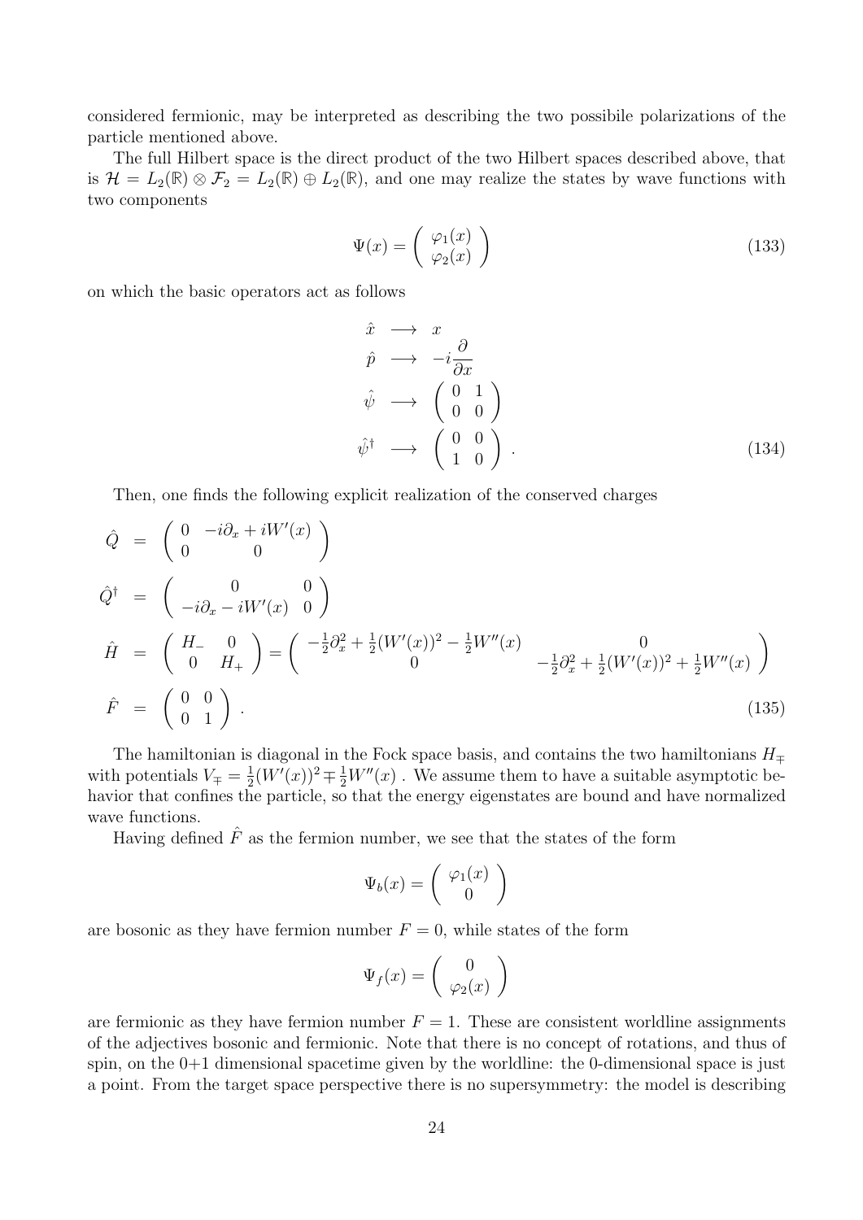considered fermionic, may be interpreted as describing the two possibile polarizations of the particle mentioned above.

The full Hilbert space is the direct product of the two Hilbert spaces described above, that is $\mathcal{H} = L_2(\mathbb{R}) \otimes \mathcal{F}_2 = L_2(\mathbb{R}) \oplus L_2(\mathbb{R})$, and one may realize the states by wave functions with two components

$$\Psi(x) = \begin{pmatrix} \varphi_1(x) \\ \varphi_2(x) \end{pmatrix} \tag{133}$$

on which the basic operators act as follows

$$\begin{aligned}
\hat{x} &\longrightarrow x \\
\hat{p} &\longrightarrow -i\frac{\partial}{\partial x} \\
\hat{\psi} &\longrightarrow \begin{pmatrix} 0 & 1 \\ 0 & 0 \end{pmatrix} \\
\hat{\psi}^\dagger &\longrightarrow \begin{pmatrix} 0 & 0 \\ 1 & 0 \end{pmatrix} .
\end{aligned} \tag{134}$$

Then, one finds the following explicit realization of the conserved charges

$$\begin{aligned}
\hat{Q} &= \begin{pmatrix} 0 & -i\partial_x + iW'(x) \\ 0 & 0 \end{pmatrix} \\
\hat{Q}^\dagger &= \begin{pmatrix} 0 & 0 \\ -i\partial_x - iW'(x) & 0 \end{pmatrix} \\
\hat{H} &= \begin{pmatrix} H_- & 0 \\ 0 & H_+ \end{pmatrix} = \begin{pmatrix} -\frac{1}{2}\partial_x^2 + \frac{1}{2}(W'(x))^2 - \frac{1}{2}W''(x) & 0 \\ 0 & -\frac{1}{2}\partial_x^2 + \frac{1}{2}(W'(x))^2 + \frac{1}{2}W''(x) \end{pmatrix} \\
\hat{F} &= \begin{pmatrix} 0 & 0 \\ 0 & 1 \end{pmatrix} .
\end{aligned} \tag{135}$$

The hamiltonian is diagonal in the Fock space basis, and contains the two hamiltonians $H_\mp$ with potentials $V_\mp = \frac{1}{2}(W'(x))^2 \mp \frac{1}{2}W''(x)$ . We assume them to have a suitable asymptotic behavior that confines the particle, so that the energy eigenstates are bound and have normalized wave functions.

Having defined $\hat{F}$ as the fermion number, we see that the states of the form

$$\Psi_b(x) = \begin{pmatrix} \varphi_1(x) \\ 0 \end{pmatrix}$$

are bosonic as they have fermion number $F = 0$, while states of the form

$$\Psi_f(x) = \begin{pmatrix} 0 \\ \varphi_2(x) \end{pmatrix}$$

are fermionic as they have fermion number $F = 1$. These are consistent worldline assignments of the adjectives bosonic and fermionic. Note that there is no concept of rotations, and thus of spin, on the 0+1 dimensional spacetime given by the worldline: the 0-dimensional space is just a point. From the target space perspective there is no supersymmetry: the model is describing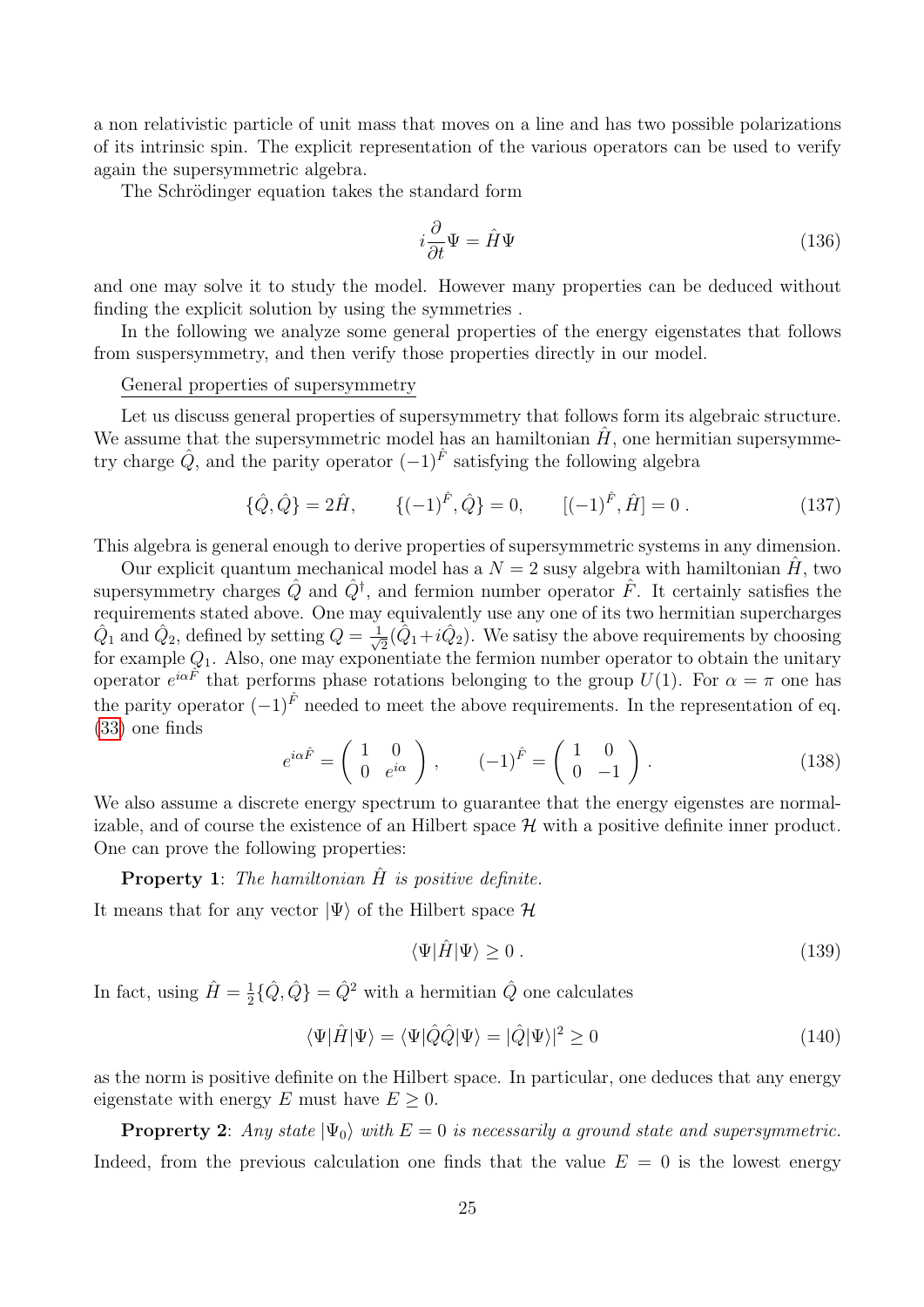a non relativistic particle of unit mass that moves on a line and has two possible polarizations of its intrinsic spin. The explicit representation of the various operators can be used to verify again the supersymmetric algebra.

The Schrödinger equation takes the standard form

$$i\frac{\partial}{\partial t}\Psi = \hat{H}\Psi \tag{136}$$

and one may solve it to study the model. However many properties can be deduced without finding the explicit solution by using the symmetries .

In the following we analyze some general properties of the energy eigenstates that follows from suspersymmetry, and then verify those properties directly in our model.

General properties of supersymmetry

Let us discuss general properties of supersymmetry that follows form its algebraic structure. We assume that the supersymmetric model has an hamiltonian $\hat{H}$, one hermitian supersymmetry charge $\hat{Q}$, and the parity operator $(-1)^{\hat{F}}$ satisfying the following algebra

$$\{\hat{Q},\hat{Q}\} = 2\hat{H}, \qquad \{(-1)^{\hat{F}},\hat{Q}\} = 0, \qquad [(-1)^{\hat{F}},\hat{H}] = 0\,. \tag{137}$$

This algebra is general enough to derive properties of supersymmetric systems in any dimension.

Our explicit quantum mechanical model has a $N = 2$ susy algebra with hamiltonian $\hat{H}$, two supersymmetry charges $\hat{Q}$ and $\hat{Q}^\dagger$, and fermion number operator $\hat{F}$. It certainly satisfies the requirements stated above. One may equivalently use any one of its two hermitian supercharges $\hat{Q}_1$ and $\hat{Q}_2$, defined by setting $Q = \frac{1}{\sqrt{2}}(\hat{Q}_1 + i\hat{Q}_2)$. We satisy the above requirements by choosing for example $Q_1$. Also, one may exponentiate the fermion number operator to obtain the unitary operator $e^{i\alpha\hat{F}}$ that performs phase rotations belonging to the group $U(1)$. For $\alpha = \pi$ one has the parity operator $(-1)^{\hat{F}}$ needed to meet the above requirements. In the representation of eq. (33) one finds

$$e^{i\alpha\hat{F}} = \begin{pmatrix} 1 & 0 \\ 0 & e^{i\alpha} \end{pmatrix}, \qquad (-1)^{\hat{F}} = \begin{pmatrix} 1 & 0 \\ 0 & -1 \end{pmatrix}. \tag{138}$$

We also assume a discrete energy spectrum to guarantee that the energy eigenstes are normalizable, and of course the existence of an Hilbert space $\mathcal{H}$ with a positive definite inner product. One can prove the following properties:

**Property 1**: *The hamiltonian $\hat{H}$ is positive definite.*

It means that for any vector $|\Psi\rangle$ of the Hilbert space $\mathcal{H}$

$$\langle\Psi|\hat{H}|\Psi\rangle \geq 0\,. \tag{139}$$

In fact, using $\hat{H} = \frac{1}{2}\{\hat{Q},\hat{Q}\} = \hat{Q}^2$ with a hermitian $\hat{Q}$ one calculates

$$\langle\Psi|\hat{H}|\Psi\rangle = \langle\Psi|\hat{Q}\hat{Q}|\Psi\rangle = |\hat{Q}|\Psi\rangle|^2 \geq 0 \tag{140}$$

as the norm is positive definite on the Hilbert space. In particular, one deduces that any energy eigenstate with energy $E$ must have $E \geq 0$.

**Proprerty 2**: *Any state $|\Psi_0\rangle$ with $E = 0$ is necessarily a ground state and supersymmetric.*

Indeed, from the previous calculation one finds that the value $E = 0$ is the lowest energy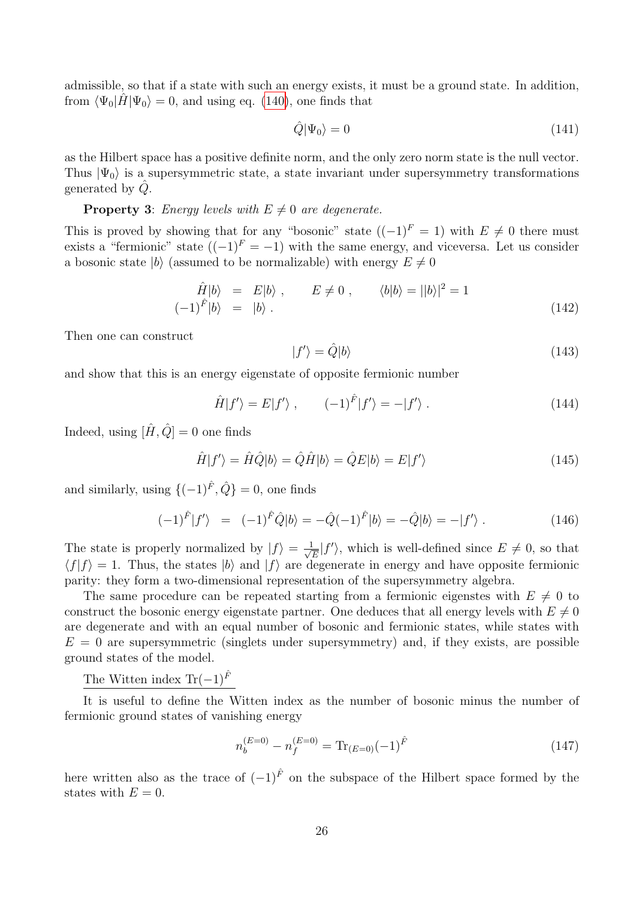admissible, so that if a state with such an energy exists, it must be a ground state. In addition, from $\langle\Psi_0|\hat{H}|\Psi_0\rangle = 0$, and using eq. (140), one finds that

$$\hat{Q}|\Psi_0\rangle = 0 \tag{141}$$

as the Hilbert space has a positive definite norm, and the only zero norm state is the null vector. Thus $|\Psi_0\rangle$ is a supersymmetric state, a state invariant under supersymmetry transformations generated by $\hat{Q}$.

**Property 3**: *Energy levels with $E \neq 0$ are degenerate.*

This is proved by showing that for any "bosonic" state ($(-1)^F = 1$) with $E \neq 0$ there must exists a "fermionic" state ($(-1)^F = -1$) with the same energy, and viceversa. Let us consider a bosonic state $|b\rangle$ (assumed to be normalizable) with energy $E \neq 0$

$$\begin{aligned} \hat{H}|b\rangle &= E|b\rangle\ , \qquad E \neq 0\ , \qquad \langle b|b\rangle = ||b\rangle|^2 = 1 \\ (-1)^{\hat{F}}|b\rangle &= |b\rangle\ . \end{aligned} \tag{142}$$

Then one can construct

$$|f'\rangle = \hat{Q}|b\rangle \tag{143}$$

and show that this is an energy eigenstate of opposite fermionic number

$$\hat{H}|f'\rangle = E|f'\rangle\ , \qquad (-1)^{\hat{F}}|f'\rangle = -|f'\rangle\ . \tag{144}$$

Indeed, using $[\hat{H}, \hat{Q}] = 0$ one finds

$$\hat{H}|f'\rangle = \hat{H}\hat{Q}|b\rangle = \hat{Q}\hat{H}|b\rangle = \hat{Q}E|b\rangle = E|f'\rangle \tag{145}$$

and similarly, using $\{(-1)^{\hat{F}}, \hat{Q}\} = 0$, one finds

$$(-1)^{\hat{F}}|f'\rangle \ = \ (-1)^{\hat{F}}\hat{Q}|b\rangle = -\hat{Q}(-1)^{\hat{F}}|b\rangle = -\hat{Q}|b\rangle = -|f'\rangle\ . \tag{146}$$

The state is properly normalized by $|f\rangle = \frac{1}{\sqrt{E}}|f'\rangle$, which is well-defined since $E \neq 0$, so that $\langle f|f\rangle = 1$. Thus, the states $|b\rangle$ and $|f\rangle$ are degenerate in energy and have opposite fermionic parity: they form a two-dimensional representation of the supersymmetry algebra.

The same procedure can be repeated starting from a fermionic eigenstes with $E \neq 0$ to construct the bosonic energy eigenstate partner. One deduces that all energy levels with $E \neq 0$ are degenerate and with an equal number of bosonic and fermionic states, while states with $E = 0$ are supersymmetric (singlets under supersymmetry) and, if they exists, are possible ground states of the model.

The Witten index $\mathrm{Tr}(-1)^{\hat{F}}$

It is useful to define the Witten index as the number of bosonic minus the number of fermionic ground states of vanishing energy

$$n_b^{(E=0)} - n_f^{(E=0)} = \mathrm{Tr}_{(E=0)}(-1)^{\hat{F}} \tag{147}$$

here written also as the trace of $(-1)^{\hat{F}}$ on the subspace of the Hilbert space formed by the states with $E = 0$.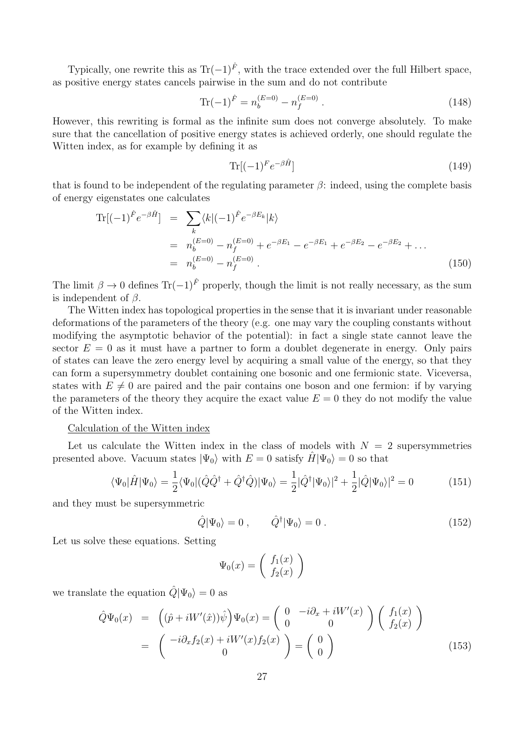Typically, one rewrite this as $\text{Tr}(-1)^{\hat{F}}$, with the trace extended over the full Hilbert space, as positive energy states cancels pairwise in the sum and do not contribute

$$\text{Tr}(-1)^{\hat{F}} = n_b^{(E=0)} - n_f^{(E=0)} \, . \tag{148}$$

However, this rewriting is formal as the infinite sum does not converge absolutely. To make sure that the cancellation of positive energy states is achieved orderly, one should regulate the Witten index, as for example by defining it as

$$\text{Tr}[(-1)^F e^{-\beta \hat{H}}] \tag{149}$$

that is found to be independent of the regulating parameter $\beta$: indeed, using the complete basis of energy eigenstates one calculates

$$\begin{aligned} \text{Tr}[(-1)^{\hat{F}} e^{-\beta \hat{H}}] &= \sum_k \langle k | (-1)^{\hat{F}} e^{-\beta E_k} | k \rangle \\ &= n_b^{(E=0)} - n_f^{(E=0)} + e^{-\beta E_1} - e^{-\beta E_1} + e^{-\beta E_2} - e^{-\beta E_2} + \ldots \\ &= n_b^{(E=0)} - n_f^{(E=0)} \, . \end{aligned} \tag{150}$$

The limit $\beta \to 0$ defines $\text{Tr}(-1)^{\hat{F}}$ properly, though the limit is not really necessary, as the sum is independent of $\beta$.

The Witten index has topological properties in the sense that it is invariant under reasonable deformations of the parameters of the theory (e.g. one may vary the coupling constants without modifying the asymptotic behavior of the potential): in fact a single state cannot leave the sector $E = 0$ as it must have a partner to form a doublet degenerate in energy. Only pairs of states can leave the zero energy level by acquiring a small value of the energy, so that they can form a supersymmetry doublet containing one bosonic and one fermionic state. Viceversa, states with $E \neq 0$ are paired and the pair contains one boson and one fermion: if by varying the parameters of the theory they acquire the exact value $E = 0$ they do not modify the value of the Witten index.

Calculation of the Witten index

Let us calculate the Witten index in the class of models with $N = 2$ supersymmetries presented above. Vacuum states $|\Psi_0\rangle$ with $E = 0$ satisfy $\hat{H}|\Psi_0\rangle = 0$ so that

$$\langle \Psi_0 | \hat{H} | \Psi_0 \rangle = \frac{1}{2} \langle \Psi_0 | (\hat{Q}\hat{Q}^\dagger + \hat{Q}^\dagger \hat{Q}) | \Psi_0 \rangle = \frac{1}{2} |\hat{Q}^\dagger |\Psi_0\rangle|^2 + \frac{1}{2} |\hat{Q}|\Psi_0\rangle|^2 = 0 \tag{151}$$

and they must be supersymmetric

$$\hat{Q}|\Psi_0\rangle = 0 \, , \qquad \hat{Q}^\dagger |\Psi_0\rangle = 0 \, . \tag{152}$$

Let us solve these equations. Setting

$$\Psi_0(x) = \begin{pmatrix} f_1(x) \\ f_2(x) \end{pmatrix}$$

we translate the equation $\hat{Q}|\Psi_0\rangle = 0$ as

$$\begin{aligned} \hat{Q}\Psi_0(x) &= \Big( (\hat{p} + iW'(\hat{x}))\hat{\psi} \Big) \Psi_0(x) = \begin{pmatrix} 0 & -i\partial_x + iW'(x) \\ 0 & 0 \end{pmatrix} \begin{pmatrix} f_1(x) \\ f_2(x) \end{pmatrix} \\ &= \begin{pmatrix} -i\partial_x f_2(x) + iW'(x) f_2(x) \\ 0 \end{pmatrix} = \begin{pmatrix} 0 \\ 0 \end{pmatrix} \end{aligned} \tag{153}$$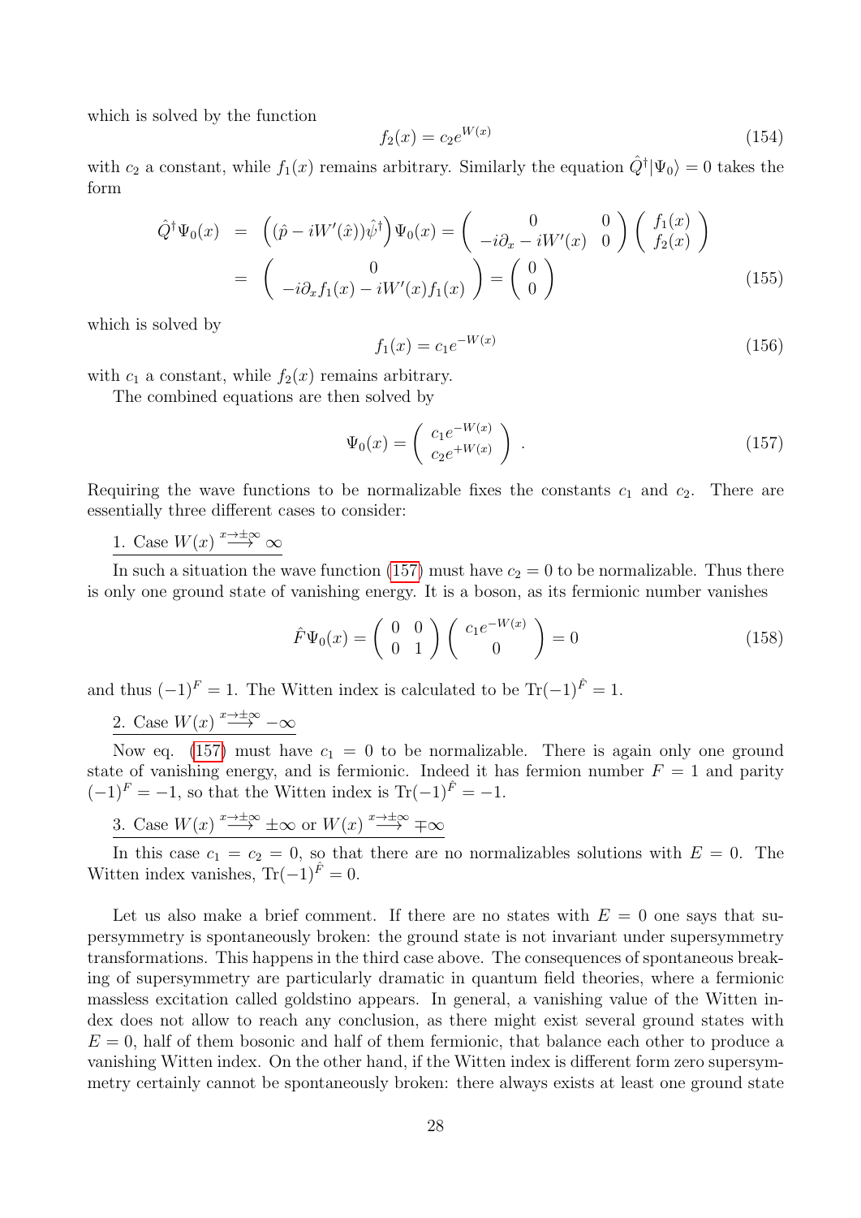which is solved by the function

$$f_2(x) = c_2 e^{W(x)} \tag{154}$$

with $c_2$ a constant, while $f_1(x)$ remains arbitrary. Similarly the equation $\hat{Q}^\dagger|\Psi_0\rangle = 0$ takes the form

$$\begin{aligned} \hat{Q}^\dagger \Psi_0(x) &= \left( (\hat{p} - iW'(\hat{x}))\hat{\psi}^\dagger \right) \Psi_0(x) = \begin{pmatrix} 0 & 0 \\ -i\partial_x - iW'(x) & 0 \end{pmatrix} \begin{pmatrix} f_1(x) \\ f_2(x) \end{pmatrix} \\ &= \begin{pmatrix} 0 \\ -i\partial_x f_1(x) - iW'(x) f_1(x) \end{pmatrix} = \begin{pmatrix} 0 \\ 0 \end{pmatrix} \end{aligned} \tag{155}$$

which is solved by

$$f_1(x) = c_1 e^{-W(x)} \tag{156}$$

with $c_1$ a constant, while $f_2(x)$ remains arbitrary.

The combined equations are then solved by

$$\Psi_0(x) = \begin{pmatrix} c_1 e^{-W(x)} \\ c_2 e^{+W(x)} \end{pmatrix} . \tag{157}$$

Requiring the wave functions to be normalizable fixes the constants $c_1$ and $c_2$. There are essentially three different cases to consider:

1. Case $W(x) \overset{x\to\pm\infty}{\longrightarrow} \infty$

In such a situation the wave function (157) must have $c_2 = 0$ to be normalizable. Thus there is only one ground state of vanishing energy. It is a boson, as its fermionic number vanishes

$$\hat{F}\Psi_0(x) = \begin{pmatrix} 0 & 0 \\ 0 & 1 \end{pmatrix} \begin{pmatrix} c_1 e^{-W(x)} \\ 0 \end{pmatrix} = 0 \tag{158}$$

and thus $(-1)^F = 1$. The Witten index is calculated to be $\mathrm{Tr}(-1)^{\hat{F}} = 1$.

2. Case $W(x) \overset{x\to\pm\infty}{\longrightarrow} -\infty$

Now eq. (157) must have $c_1 = 0$ to be normalizable. There is again only one ground state of vanishing energy, and is fermionic. Indeed it has fermion number $F = 1$ and parity $(-1)^F = -1$, so that the Witten index is $\mathrm{Tr}(-1)^{\hat{F}} = -1$.

3. Case $W(x) \overset{x\to\pm\infty}{\longrightarrow} \pm\infty$ or $W(x) \overset{x\to\pm\infty}{\longrightarrow} \mp\infty$

In this case $c_1 = c_2 = 0$, so that there are no normalizables solutions with $E = 0$. The Witten index vanishes, $\mathrm{Tr}(-1)^{\hat{F}} = 0$.

Let us also make a brief comment. If there are no states with $E = 0$ one says that supersymmetry is spontaneously broken: the ground state is not invariant under supersymmetry transformations. This happens in the third case above. The consequences of spontaneous breaking of supersymmetry are particularly dramatic in quantum field theories, where a fermionic massless excitation called goldstino appears. In general, a vanishing value of the Witten index does not allow to reach any conclusion, as there might exist several ground states with $E = 0$, half of them bosonic and half of them fermionic, that balance each other to produce a vanishing Witten index. On the other hand, if the Witten index is different form zero supersymmetry certainly cannot be spontaneously broken: there always exists at least one ground state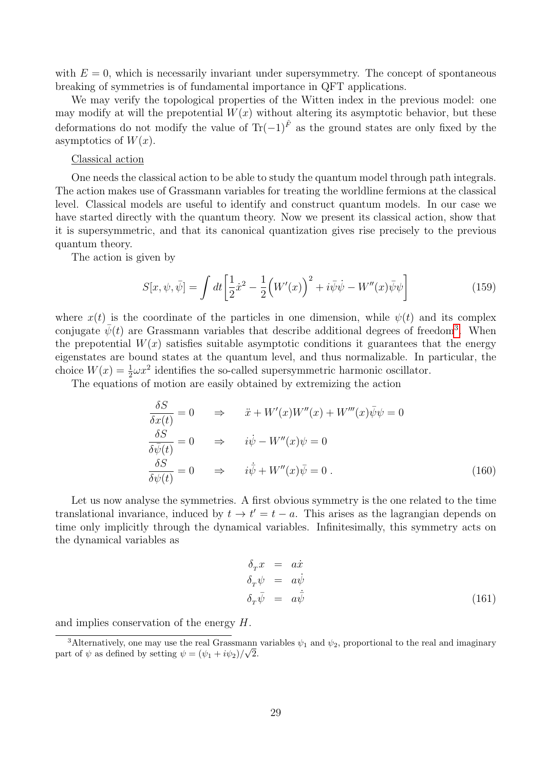with $E = 0$, which is necessarily invariant under supersymmetry. The concept of spontaneous breaking of symmetries is of fundamental importance in QFT applications.

We may verify the topological properties of the Witten index in the previous model: one may modify at will the prepotential $W(x)$ without altering its asymptotic behavior, but these deformations do not modify the value of $\text{Tr}(-1)^{\hat{F}}$ as the ground states are only fixed by the asymptotics of $W(x)$.

Classical action

One needs the classical action to be able to study the quantum model through path integrals. The action makes use of Grassmann variables for treating the worldline fermions at the classical level. Classical models are useful to identify and construct quantum models. In our case we have started directly with the quantum theory. Now we present its classical action, show that it is supersymmetric, and that its canonical quantization gives rise precisely to the previous quantum theory.

The action is given by

$$S[x, \psi, \bar{\psi}] = \int dt \left[ \frac{1}{2}\dot{x}^2 - \frac{1}{2}\Big(W'(x)\Big)^2 + i\bar{\psi}\dot{\psi} - W''(x)\bar{\psi}\psi \right] \tag{159}$$

where $x(t)$ is the coordinate of the particles in one dimension, while $\psi(t)$ and its complex conjugate $\bar{\psi}(t)$ are Grassmann variables that describe additional degrees of freedom[3]. When the prepotential $W(x)$ satisfies suitable asymptotic conditions it guarantees that the energy eigenstates are bound states at the quantum level, and thus normalizable. In particular, the choice $W(x) = \frac{1}{2}\omega x^2$ identifies the so-called supersymmetric harmonic oscillator.

The equations of motion are easily obtained by extremizing the action

$$\begin{aligned}
\frac{\delta S}{\delta x(t)} = 0 \qquad &\Rightarrow \qquad \ddot{x} + W'(x)W''(x) + W'''(x)\bar{\psi}\psi = 0 \\
\frac{\delta S}{\delta \bar{\psi}(t)} = 0 \qquad &\Rightarrow \qquad i\dot{\psi} - W''(x)\psi = 0 \\
\frac{\delta S}{\delta \psi(t)} = 0 \qquad &\Rightarrow \qquad i\dot{\bar{\psi}} + W''(x)\bar{\psi} = 0 \; .
\end{aligned} \tag{160}$$

Let us now analyse the symmetries. A first obvious symmetry is the one related to the time translational invariance, induced by $t \to t' = t - a$. This arises as the lagrangian depends on time only implicitly through the dynamical variables. Infinitesimally, this symmetry acts on the dynamical variables as

$$\begin{aligned}
\delta_{_T} x &= a\dot{x} \\
\delta_{_T} \psi &= a\dot{\psi} \\
\delta_{_T} \bar{\psi} &= a\dot{\bar{\psi}}
\end{aligned} \tag{161}$$

and implies conservation of the energy $H$.

[3] Alternatively, one may use the real Grassmann variables $\psi_1$ and $\psi_2$, proportional to the real and imaginary part of $\psi$ as defined by setting $\psi = (\psi_1 + i\psi_2)/\sqrt{2}$.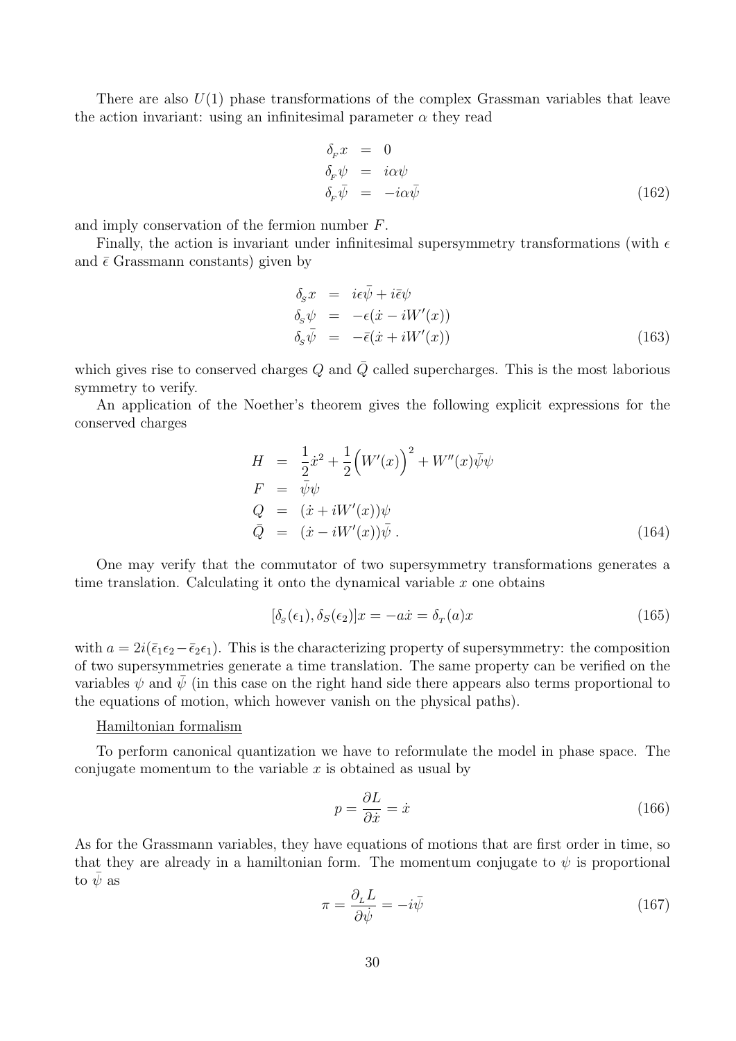There are also $U(1)$ phase transformations of the complex Grassman variables that leave the action invariant: using an infinitesimal parameter $\alpha$ they read

$$
\begin{aligned}
\delta_{_F} x &= 0 \\
\delta_{_F} \psi &= i\alpha\psi \\
\delta_{_F} \bar{\psi} &= -i\alpha\bar{\psi}
\end{aligned}
\tag{162}
$$

and imply conservation of the fermion number $F$.

Finally, the action is invariant under infinitesimal supersymmetry transformations (with $\epsilon$ and $\bar{\epsilon}$ Grassmann constants) given by

$$
\begin{aligned}
\delta_{_S} x &= i\epsilon\bar{\psi} + i\bar{\epsilon}\psi \\
\delta_{_S} \psi &= -\epsilon(\dot{x} - iW'(x)) \\
\delta_{_S} \bar{\psi} &= -\bar{\epsilon}(\dot{x} + iW'(x))
\end{aligned}
\tag{163}
$$

which gives rise to conserved charges $Q$ and $\bar{Q}$ called supercharges. This is the most laborious symmetry to verify.

An application of the Noether's theorem gives the following explicit expressions for the conserved charges

$$
\begin{aligned}
H &= \frac{1}{2}\dot{x}^2 + \frac{1}{2}\Big(W'(x)\Big)^2 + W''(x)\bar{\psi}\psi \\
F &= \bar{\psi}\psi \\
Q &= (\dot{x} + iW'(x))\psi \\
\bar{Q} &= (\dot{x} - iW'(x))\bar{\psi}\,.
\end{aligned}
\tag{164}
$$

One may verify that the commutator of two supersymmetry transformations generates a time translation. Calculating it onto the dynamical variable $x$ one obtains

$$
[\delta_{_S}(\epsilon_1), \delta_S(\epsilon_2)]x = -a\dot{x} = \delta_{_T}(a)x
\tag{165}
$$

with $a = 2i(\bar{\epsilon}_1\epsilon_2 - \bar{\epsilon}_2\epsilon_1)$. This is the characterizing property of supersymmetry: the composition of two supersymmetries generate a time translation. The same property can be verified on the variables $\psi$ and $\bar{\psi}$ (in this case on the right hand side there appears also terms proportional to the equations of motion, which however vanish on the physical paths).

<u>Hamiltonian formalism</u>

To perform canonical quantization we have to reformulate the model in phase space. The conjugate momentum to the variable $x$ is obtained as usual by

$$
p = \frac{\partial L}{\partial \dot{x}} = \dot{x}
\tag{166}
$$

As for the Grassmann variables, they have equations of motions that are first order in time, so that they are already in a hamiltonian form. The momentum conjugate to $\psi$ is proportional to $\bar{\psi}$ as

$$
\pi = \frac{\partial_{_L} L}{\partial \dot{\psi}} = -i\bar{\psi}
\tag{167}
$$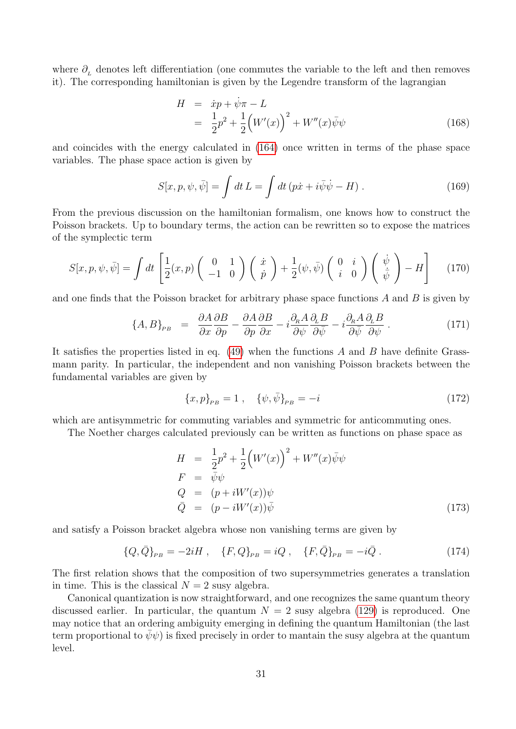where $\partial_{_L}$ denotes left differentiation (one commutes the variable to the left and then removes it). The corresponding hamiltonian is given by the Legendre transform of the lagrangian

$$
\begin{aligned}
H &= \dot{x}p + \dot{\psi}\pi - L \\
&= \frac{1}{2}p^2 + \frac{1}{2}\Big(W'(x)\Big)^2 + W''(x)\bar{\psi}\psi
\end{aligned}
\tag{168}
$$

and coincides with the energy calculated in (164) once written in terms of the phase space variables. The phase space action is given by

$$
S[x,p,\psi,\bar{\psi}] = \int dt\, L = \int dt\, (p\dot{x} + i\bar{\psi}\dot{\psi} - H)\,. \tag{169}
$$

From the previous discussion on the hamiltonian formalism, one knows how to construct the Poisson brackets. Up to boundary terms, the action can be rewritten so to expose the matrices of the symplectic term

$$
S[x,p,\psi,\bar{\psi}] = \int dt \left[ \frac{1}{2}(x,p) \begin{pmatrix} 0 & 1 \\ -1 & 0 \end{pmatrix} \begin{pmatrix} \dot{x} \\ \dot{p} \end{pmatrix} + \frac{1}{2}(\psi,\bar{\psi}) \begin{pmatrix} 0 & i \\ i & 0 \end{pmatrix} \begin{pmatrix} \dot{\psi} \\ \dot{\bar{\psi}} \end{pmatrix} - H \right] \tag{170}
$$

and one finds that the Poisson bracket for arbitrary phase space functions $A$ and $B$ is given by

$$
\{A,B\}_{_{PB}} = \frac{\partial A}{\partial x}\frac{\partial B}{\partial p} - \frac{\partial A}{\partial p}\frac{\partial B}{\partial x} - i\frac{\partial_{_R} A}{\partial \psi}\frac{\partial_{_L} B}{\partial \bar{\psi}} - i\frac{\partial_{_R} A}{\partial \bar{\psi}}\frac{\partial_{_L} B}{\partial \psi}\,. \tag{171}
$$

It satisfies the properties listed in eq. (49) when the functions $A$ and $B$ have definite Grassmann parity. In particular, the independent and non vanishing Poisson brackets between the fundamental variables are given by

$$
\{x,p\}_{_{PB}} = 1\,, \quad \{\psi,\bar{\psi}\}_{_{PB}} = -i \tag{172}
$$

which are antisymmetric for commuting variables and symmetric for anticommuting ones.

The Noether charges calculated previously can be written as functions on phase space as

$$
\begin{aligned}
H &= \frac{1}{2}p^2 + \frac{1}{2}\Big(W'(x)\Big)^2 + W''(x)\bar{\psi}\psi \\
F &= \bar{\psi}\psi \\
Q &= (p + iW'(x))\psi \\
\bar{Q} &= (p - iW'(x))\bar{\psi}
\end{aligned}
\tag{173}
$$

and satisfy a Poisson bracket algebra whose non vanishing terms are given by

$$
\{Q,\bar{Q}\}_{_{PB}} = -2iH\,, \quad \{F,Q\}_{_{PB}} = iQ\,, \quad \{F,\bar{Q}\}_{_{PB}} = -i\bar{Q}\,. \tag{174}
$$

The first relation shows that the composition of two supersymmetries generates a translation in time. This is the classical $N=2$ susy algebra.

Canonical quantization is now straightforward, and one recognizes the same quantum theory discussed earlier. In particular, the quantum $N=2$ susy algebra (129) is reproduced. One may notice that an ordering ambiguity emerging in defining the quantum Hamiltonian (the last term proportional to $\bar{\psi}\psi$) is fixed precisely in order to mantain the susy algebra at the quantum level.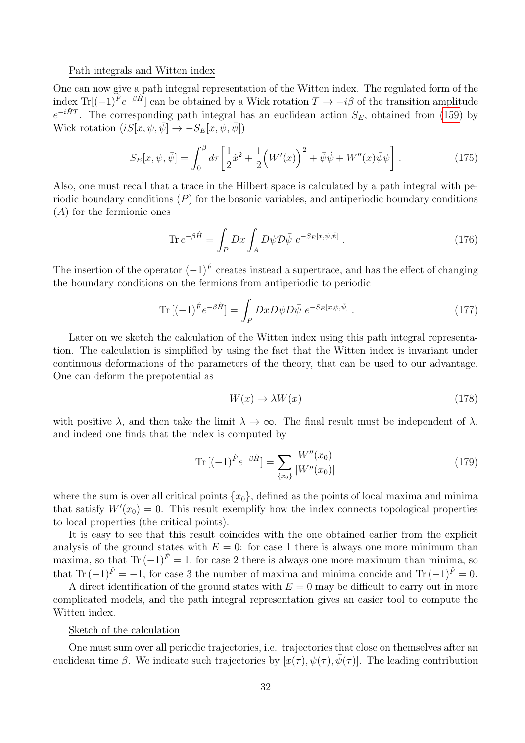Path integrals and Witten index

One can now give a path integral representation of the Witten index. The regulated form of the index $\text{Tr}[(-1)^{\hat{F}} e^{-\beta \hat{H}}]$ can be obtained by a Wick rotation $T \to -i\beta$ of the transition amplitude $e^{-i\hat{H}T}$. The corresponding path integral has an euclidean action $S_E$, obtained from (159) by Wick rotation ($iS[x, \psi, \bar{\psi}] \to -S_E[x, \psi, \bar{\psi}]$)

$$S_E[x, \psi, \bar{\psi}] = \int_0^\beta d\tau \bigg[ \frac{1}{2}\dot{x}^2 + \frac{1}{2}\Big(W'(x)\Big)^2 + \bar{\psi}\dot{\psi} + W''(x)\bar{\psi}\psi \bigg] . \tag{175}$$

Also, one must recall that a trace in the Hilbert space is calculated by a path integral with periodic boundary conditions ($P$) for the bosonic variables, and antiperiodic boundary conditions ($A$) for the fermionic ones

$$\text{Tr}\, e^{-\beta \hat{H}} = \int_P Dx \int_A D\psi \mathcal{D}\bar{\psi}\ e^{-S_E[x,\psi,\bar{\psi}]} . \tag{176}$$

The insertion of the operator $(-1)^{\hat{F}}$ creates instead a supertrace, and has the effect of changing the boundary conditions on the fermions from antiperiodic to periodic

$$\text{Tr}\, [(-1)^{\hat{F}} e^{-\beta \hat{H}}] = \int_P Dx D\psi D\bar{\psi}\ e^{-S_E[x,\psi,\bar{\psi}]} . \tag{177}$$

Later on we sketch the calculation of the Witten index using this path integral representation. The calculation is simplified by using the fact that the Witten index is invariant under continuous deformations of the parameters of the theory, that can be used to our advantage. One can deform the prepotential as

$$W(x) \to \lambda W(x) \tag{178}$$

with positive $\lambda$, and then take the limit $\lambda \to \infty$. The final result must be independent of $\lambda$, and indeed one finds that the index is computed by

$$\text{Tr}\, [(-1)^{\hat{F}} e^{-\beta \hat{H}}] = \sum_{\{x_0\}} \frac{W''(x_0)}{|W''(x_0)|} \tag{179}$$

where the sum is over all critical points $\{x_0\}$, defined as the points of local maxima and minima that satisfy $W'(x_0) = 0$. This result exemplify how the index connects topological properties to local properties (the critical points).

It is easy to see that this result coincides with the one obtained earlier from the explicit analysis of the ground states with $E = 0$: for case 1 there is always one more minimum than maxima, so that $\text{Tr}\,(-1)^{\hat{F}} = 1$, for case 2 there is always one more maximum than minima, so that $\text{Tr}\,(-1)^{\hat{F}} = -1$, for case 3 the number of maxima and minima concide and $\text{Tr}\,(-1)^{\hat{F}} = 0$.

A direct identification of the ground states with $E = 0$ may be difficult to carry out in more complicated models, and the path integral representation gives an easier tool to compute the Witten index.

Sketch of the calculation

One must sum over all periodic trajectories, i.e. trajectories that close on themselves after an euclidean time $\beta$. We indicate such trajectories by $[x(\tau), \psi(\tau), \bar{\psi}(\tau)]$. The leading contribution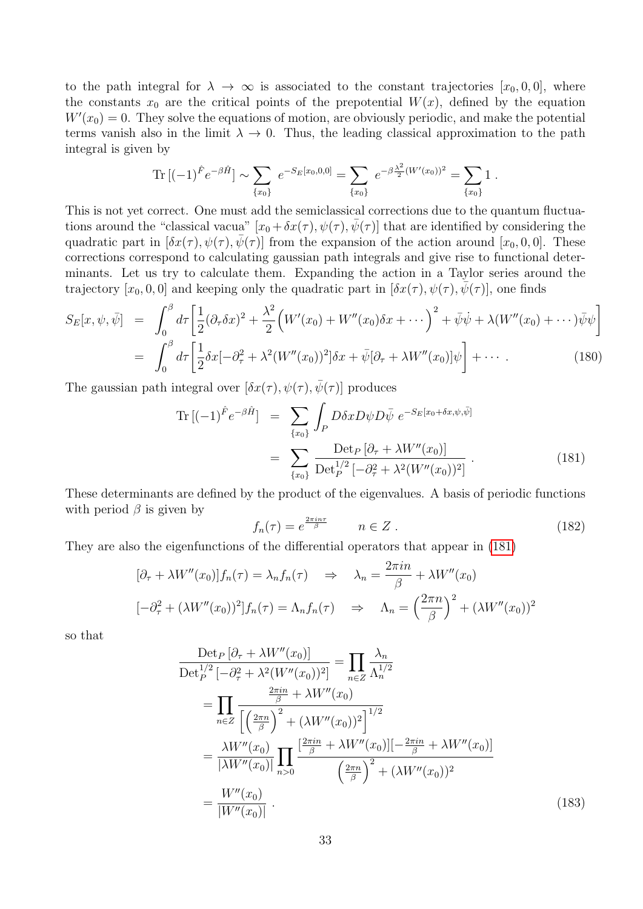to the path integral for $\lambda \to \infty$ is associated to the constant trajectories $[x_0, 0, 0]$, where the constants $x_0$ are the critical points of the prepotential $W(x)$, defined by the equation $W'(x_0) = 0$. They solve the equations of motion, are obviously periodic, and make the potential terms vanish also in the limit $\lambda \to 0$. Thus, the leading classical approximation to the path integral is given by

$$\mathrm{Tr}\,[(-1)^{\hat{F}} e^{-\beta \hat{H}}] \sim \sum_{\{x_0\}} e^{-S_E[x_0,0,0]} = \sum_{\{x_0\}} e^{-\beta \frac{\lambda^2}{2}(W'(x_0))^2} = \sum_{\{x_0\}} 1 \,.$$

This is not yet correct. One must add the semiclassical corrections due to the quantum fluctuations around the "classical vacua" $[x_0 + \delta x(\tau), \psi(\tau), \bar{\psi}(\tau)]$ that are identified by considering the quadratic part in $[\delta x(\tau), \psi(\tau), \bar{\psi}(\tau)]$ from the expansion of the action around $[x_0, 0, 0]$. These corrections correspond to calculating gaussian path integrals and give rise to functional determinants. Let us try to calculate them. Expanding the action in a Taylor series around the trajectory $[x_0, 0, 0]$ and keeping only the quadratic part in $[\delta x(\tau), \psi(\tau), \bar{\psi}(\tau)]$, one finds

$$\begin{aligned} S_E[x,\psi,\bar{\psi}] &= \int_0^\beta d\tau \bigg[\frac{1}{2}(\partial_\tau \delta x)^2 + \frac{\lambda^2}{2}\Big(W'(x_0) + W''(x_0)\delta x + \cdots\Big)^2 + \bar{\psi}\dot{\psi} + \lambda(W''(x_0) + \cdots)\bar{\psi}\psi\bigg] \\ &= \int_0^\beta d\tau \bigg[\frac{1}{2}\delta x[-\partial_\tau^2 + \lambda^2 (W''(x_0))^2]\delta x + \bar{\psi}[\partial_\tau + \lambda W''(x_0)]\psi\bigg] + \cdots \,. \end{aligned} \tag{180}$$

The gaussian path integral over $[\delta x(\tau), \psi(\tau), \bar{\psi}(\tau)]$ produces

$$\begin{aligned} \mathrm{Tr}\,[(-1)^{\hat{F}} e^{-\beta \hat{H}}] &= \sum_{\{x_0\}} \int_P D\delta x D\psi D\bar{\psi}\; e^{-S_E[x_0+\delta x,\psi,\bar{\psi}]} \\ &= \sum_{\{x_0\}} \frac{\mathrm{Det}_P\,[\partial_\tau + \lambda W''(x_0)]}{\mathrm{Det}_P^{1/2}\,[-\partial_\tau^2 + \lambda^2 (W''(x_0))^2]} \,. \end{aligned} \tag{181}$$

These determinants are defined by the product of the eigenvalues. A basis of periodic functions with period $\beta$ is given by

$$f_n(\tau) = e^{\frac{2\pi i n \tau}{\beta}} \qquad n \in Z \,. \tag{182}$$

They are also the eigenfunctions of the differential operators that appear in (181)

$$\begin{aligned} &[\partial_\tau + \lambda W''(x_0)] f_n(\tau) = \lambda_n f_n(\tau) \quad \Rightarrow \quad \lambda_n = \frac{2\pi i n}{\beta} + \lambda W''(x_0) \\ &[-\partial_\tau^2 + (\lambda W''(x_0))^2] f_n(\tau) = \Lambda_n f_n(\tau) \quad \Rightarrow \quad \Lambda_n = \Big(\frac{2\pi n}{\beta}\Big)^2 + (\lambda W''(x_0))^2 \end{aligned}$$

so that

$$\begin{aligned} \frac{\mathrm{Det}_P\,[\partial_\tau + \lambda W''(x_0)]}{\mathrm{Det}_P^{1/2}\,[-\partial_\tau^2 + \lambda^2 (W''(x_0))^2]} &= \prod_{n\in Z} \frac{\lambda_n}{\Lambda_n^{1/2}} \\ &= \prod_{n\in Z} \frac{\frac{2\pi i n}{\beta} + \lambda W''(x_0)}{\Big[\Big(\frac{2\pi n}{\beta}\Big)^2 + (\lambda W''(x_0))^2\Big]^{1/2}} \\ &= \frac{\lambda W''(x_0)}{|\lambda W''(x_0)|} \prod_{n>0} \frac{[\frac{2\pi i n}{\beta} + \lambda W''(x_0)][-\frac{2\pi i n}{\beta} + \lambda W''(x_0)]}{\Big(\frac{2\pi n}{\beta}\Big)^2 + (\lambda W''(x_0))^2} \\ &= \frac{W''(x_0)}{|W''(x_0)|} \,. \end{aligned} \tag{183}$$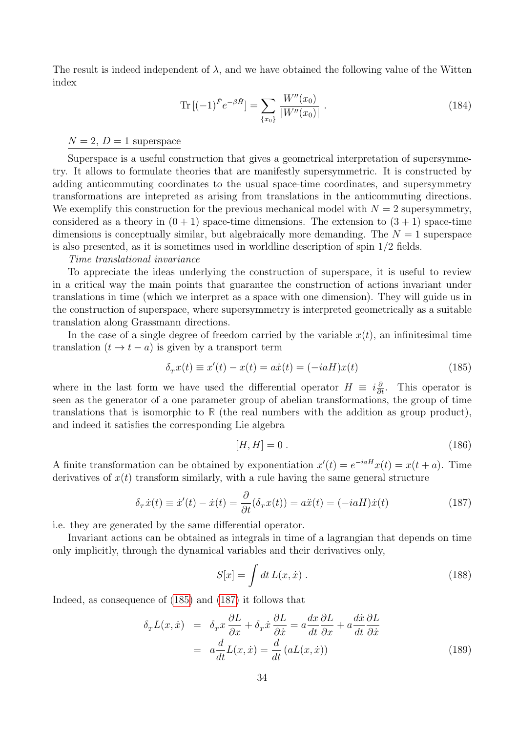The result is indeed independent of $\lambda$, and we have obtained the following value of the Witten index

$$\mathrm{Tr}\,[(-1)^{\hat{F}} e^{-\beta \hat{H}}] = \sum_{\{x_0\}} \frac{W''(x_0)}{|W''(x_0)|} \,. \tag{184}$$

<u>$N = 2$, $D = 1$ superspace</u>

Superspace is a useful construction that gives a geometrical interpretation of supersymmetry. It allows to formulate theories that are manifestly supersymmetric. It is constructed by adding anticommuting coordinates to the usual space-time coordinates, and supersymmetry transformations are intepreted as arising from translations in the anticommuting directions. We exemplify this construction for the previous mechanical model with $N = 2$ supersymmetry, considered as a theory in $(0 + 1)$ space-time dimensions. The extension to $(3 + 1)$ space-time dimensions is conceptually similar, but algebraically more demanding. The $N = 1$ superspace is also presented, as it is sometimes used in worldline description of spin 1/2 fields.

*Time translational invariance*

To appreciate the ideas underlying the construction of superspace, it is useful to review in a critical way the main points that guarantee the construction of actions invariant under translations in time (which we interpret as a space with one dimension). They will guide us in the construction of superspace, where supersymmetry is interpreted geometrically as a suitable translation along Grassmann directions.

In the case of a single degree of freedom carried by the variable $x(t)$, an infinitesimal time translation ($t \to t - a$) is given by a transport term

$$\delta_{_T} x(t) \equiv x'(t) - x(t) = a\dot{x}(t) = (-iaH)x(t) \tag{185}$$

where in the last form we have used the differential operator $H \equiv i\frac{\partial}{\partial t}$. This operator is seen as the generator of a one parameter group of abelian transformations, the group of time translations that is isomorphic to $\mathbb{R}$ (the real numbers with the addition as group product), and indeed it satisfies the corresponding Lie algebra

$$[H, H] = 0 \,. \tag{186}$$

A finite transformation can be obtained by exponentiation $x'(t) = e^{-iaH}x(t) = x(t + a)$. Time derivatives of $x(t)$ transform similarly, with a rule having the same general structure

$$\delta_{_T} \dot{x}(t) \equiv \dot{x}'(t) - \dot{x}(t) = \frac{\partial}{\partial t}(\delta_{_T} x(t)) = a\ddot{x}(t) = (-iaH)\dot{x}(t) \tag{187}$$

i.e. they are generated by the same differential operator.

Invariant actions can be obtained as integrals in time of a lagrangian that depends on time only implicitly, through the dynamical variables and their derivatives only,

$$S[x] = \int dt\, L(x, \dot{x}) \,. \tag{188}$$

Indeed, as consequence of (185) and (187) it follows that

$$\begin{aligned}
\delta_{_T} L(x, \dot{x}) &= \delta_{_T} x\, \frac{\partial L}{\partial x} + \delta_{_T} \dot{x}\, \frac{\partial L}{\partial \dot{x}} = a\frac{dx}{dt}\frac{\partial L}{\partial x} + a\frac{d\dot{x}}{dt}\frac{\partial L}{\partial \dot{x}} \\
&= a\frac{d}{dt}L(x, \dot{x}) = \frac{d}{dt}\left(aL(x, \dot{x})\right)
\end{aligned} \tag{189}$$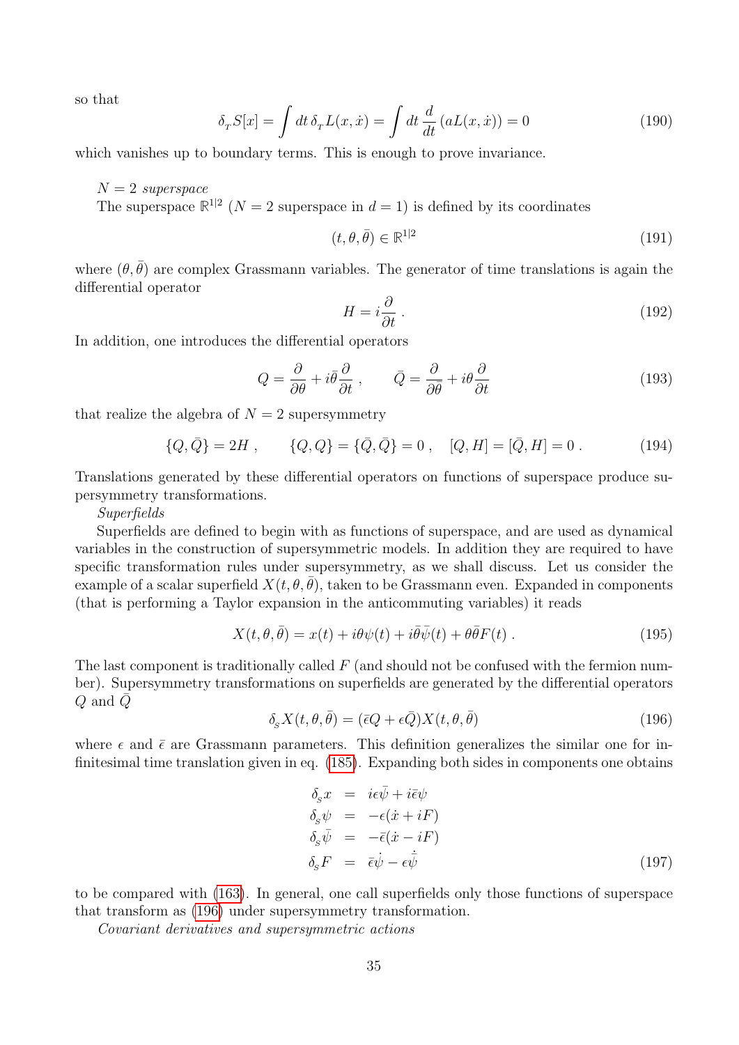so that

$$
\delta_{_T} S[x] = \int dt\, \delta_{_T} L(x,\dot{x}) = \int dt\, \frac{d}{dt}\left(aL(x,\dot{x})\right) = 0 \tag{190}
$$

which vanishes up to boundary terms. This is enough to prove invariance.

*$N = 2$ superspace*

The superspace $\mathbb{R}^{1|2}$ ($N = 2$ superspace in $d = 1$) is defined by its coordinates

$$
(t, \theta, \bar{\theta}) \in \mathbb{R}^{1|2} \tag{191}
$$

where $(\theta, \bar{\theta})$ are complex Grassmann variables. The generator of time translations is again the differential operator

$$
H = i\frac{\partial}{\partial t}\,. \tag{192}
$$

In addition, one introduces the differential operators

$$
Q = \frac{\partial}{\partial \theta} + i\bar{\theta}\frac{\partial}{\partial t}\,, \qquad \bar{Q} = \frac{\partial}{\partial \bar{\theta}} + i\theta\frac{\partial}{\partial t} \tag{193}
$$

that realize the algebra of $N = 2$ supersymmetry

$$
\{Q, \bar{Q}\} = 2H\,, \qquad \{Q, Q\} = \{\bar{Q}, \bar{Q}\} = 0\,, \quad [Q, H] = [\bar{Q}, H] = 0\,. \tag{194}
$$

Translations generated by these differential operators on functions of superspace produce supersymmetry transformations.

*Superfields*

Superfields are defined to begin with as functions of superspace, and are used as dynamical variables in the construction of supersymmetric models. In addition they are required to have specific transformation rules under supersymmetry, as we shall discuss. Let us consider the example of a scalar superfield $X(t, \theta, \bar{\theta})$, taken to be Grassmann even. Expanded in components (that is performing a Taylor expansion in the anticommuting variables) it reads

$$
X(t, \theta, \bar{\theta}) = x(t) + i\theta\psi(t) + i\bar{\theta}\bar{\psi}(t) + \theta\bar{\theta}F(t)\,. \tag{195}
$$

The last component is traditionally called $F$ (and should not be confused with the fermion number). Supersymmetry transformations on superfields are generated by the differential operators $Q$ and $\bar{Q}$

$$
\delta_{_S} X(t, \theta, \bar{\theta}) = (\bar{\epsilon}Q + \epsilon\bar{Q})X(t, \theta, \bar{\theta}) \tag{196}
$$

where $\epsilon$ and $\bar{\epsilon}$ are Grassmann parameters. This definition generalizes the similar one for infinitesimal time translation given in eq. (185). Expanding both sides in components one obtains

$$
\begin{aligned}
\delta_{_S} x &= i\epsilon\bar{\psi} + i\bar{\epsilon}\psi \\
\delta_{_S} \psi &= -\epsilon(\dot{x} + iF) \\
\delta_{_S} \bar{\psi} &= -\bar{\epsilon}(\dot{x} - iF) \\
\delta_{_S} F &= \bar{\epsilon}\dot{\psi} - \epsilon\dot{\bar{\psi}}
\end{aligned} \tag{197}
$$

to be compared with (163). In general, one call superfields only those functions of superspace that transform as (196) under supersymmetry transformation.

*Covariant derivatives and supersymmetric actions*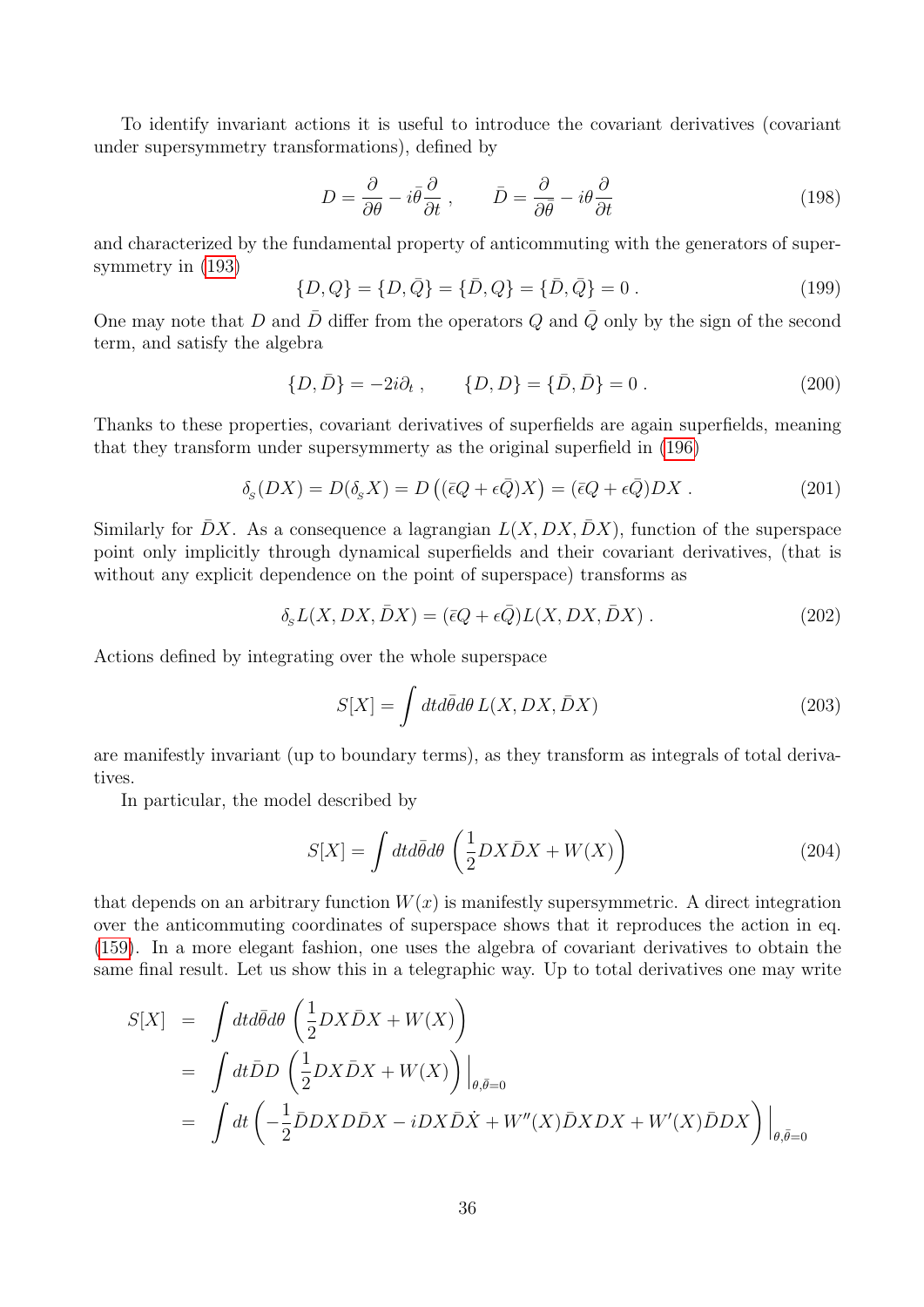To identify invariant actions it is useful to introduce the covariant derivatives (covariant under supersymmetry transformations), defined by

$$D = \frac{\partial}{\partial \theta} - i\bar{\theta}\frac{\partial}{\partial t} \ , \qquad \bar{D} = \frac{\partial}{\partial \bar{\theta}} - i\theta\frac{\partial}{\partial t} \tag{198}$$

and characterized by the fundamental property of anticommuting with the generators of supersymmetry in (193)

$$\{D, Q\} = \{D, \bar{Q}\} = \{\bar{D}, Q\} = \{\bar{D}, \bar{Q}\} = 0 \ . \tag{199}$$

One may note that $D$ and $\bar{D}$ differ from the operators $Q$ and $\bar{Q}$ only by the sign of the second term, and satisfy the algebra

$$\{D, \bar{D}\} = -2i\partial_t \ , \qquad \{D, D\} = \{\bar{D}, \bar{D}\} = 0 \ . \tag{200}$$

Thanks to these properties, covariant derivatives of superfields are again superfields, meaning that they transform under supersymmerty as the original superfield in (196)

$$\delta_{_S}(DX) = D(\delta_{_S}X) = D\left((\bar{\epsilon}Q + \epsilon\bar{Q})X\right) = (\bar{\epsilon}Q + \epsilon\bar{Q})DX \ . \tag{201}$$

Similarly for $\bar{D}X$. As a consequence a lagrangian $L(X, DX, \bar{D}X)$, function of the superspace point only implicitly through dynamical superfields and their covariant derivatives, (that is without any explicit dependence on the point of superspace) transforms as

$$\delta_{_S} L(X, DX, \bar{D}X) = (\bar{\epsilon}Q + \epsilon\bar{Q})L(X, DX, \bar{D}X) \ . \tag{202}$$

Actions defined by integrating over the whole superspace

$$S[X] = \int dt d\bar{\theta} d\theta \, L(X, DX, \bar{D}X) \tag{203}$$

are manifestly invariant (up to boundary terms), as they transform as integrals of total derivatives.

In particular, the model described by

$$S[X] = \int dt d\bar{\theta} d\theta \left(\frac{1}{2}DX\bar{D}X + W(X)\right) \tag{204}$$

that depends on an arbitrary function $W(x)$ is manifestly supersymmetric. A direct integration over the anticommuting coordinates of superspace shows that it reproduces the action in eq. (159). In a more elegant fashion, one uses the algebra of covariant derivatives to obtain the same final result. Let us show this in a telegraphic way. Up to total derivatives one may write

$$\begin{aligned}
S[X] &= \int dt d\bar{\theta} d\theta \left(\frac{1}{2}DX\bar{D}X + W(X)\right) \\
&= \int dt \bar{D} D \left(\frac{1}{2}DX\bar{D}X + W(X)\right)\Big|_{\theta,\bar{\theta}=0} \\
&= \int dt \left(-\frac{1}{2}\bar{D}DXD\bar{D}X - iDX\bar{D}\dot{X} + W''(X)\bar{D}XDX + W'(X)\bar{D}DX\right)\Big|_{\theta,\bar{\theta}=0}
\end{aligned}$$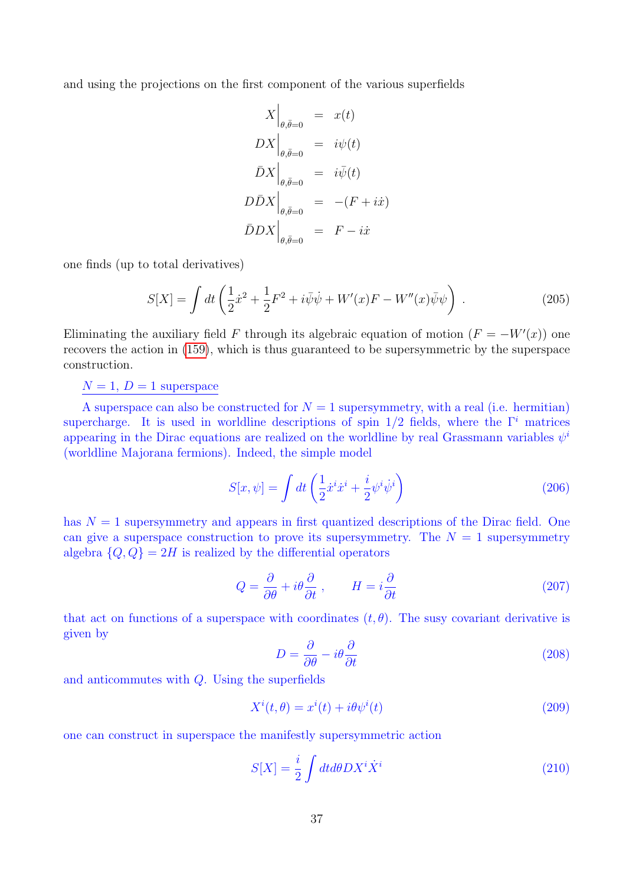and using the projections on the first component of the various superfields

$$
\begin{aligned}
X\Big|_{\theta,\bar\theta=0} &= x(t) \\
DX\Big|_{\theta,\bar\theta=0} &= i\psi(t) \\
\bar{D}X\Big|_{\theta,\bar\theta=0} &= i\bar\psi(t) \\
D\bar{D}X\Big|_{\theta,\bar\theta=0} &= -(F+i\dot{x}) \\
\bar{D}DX\Big|_{\theta,\bar\theta=0} &= F-i\dot{x}
\end{aligned}
$$

one finds (up to total derivatives)

$$
S[X] = \int dt \left( \frac{1}{2}\dot{x}^2 + \frac{1}{2}F^2 + i\bar\psi\dot\psi + W'(x)F - W''(x)\bar\psi\psi \right) . \tag{205}
$$

Eliminating the auxiliary field $F$ through its algebraic equation of motion ($F = -W'(x)$) one recovers the action in (159), which is thus guaranteed to be supersymmetric by the superspace construction.

$N = 1$, $D = 1$ superspace

A superspace can also be constructed for $N = 1$ supersymmetry, with a real (i.e. hermitian) supercharge. It is used in worldline descriptions of spin 1/2 fields, where the $\Gamma^i$ matrices appearing in the Dirac equations are realized on the worldline by real Grassmann variables $\psi^i$ (worldline Majorana fermions). Indeed, the simple model

$$
S[x,\psi] = \int dt \left( \frac{1}{2}\dot{x}^i\dot{x}^i + \frac{i}{2}\psi^i\dot\psi^i \right) \tag{206}
$$

has $N = 1$ supersymmetry and appears in first quantized descriptions of the Dirac field. One can give a superspace construction to prove its supersymmetry. The $N = 1$ supersymmetry algebra $\{Q,Q\} = 2H$ is realized by the differential operators

$$
Q = \frac{\partial}{\partial\theta} + i\theta\frac{\partial}{\partial t} , \qquad H = i\frac{\partial}{\partial t} \tag{207}
$$

that act on functions of a superspace with coordinates $(t,\theta)$. The susy covariant derivative is given by

$$
D = \frac{\partial}{\partial\theta} - i\theta\frac{\partial}{\partial t} \tag{208}
$$

and anticommutes with $Q$. Using the superfields

$$
X^i(t,\theta) = x^i(t) + i\theta\psi^i(t) \tag{209}
$$

one can construct in superspace the manifestly supersymmetric action

$$
S[X] = \frac{i}{2}\int dt d\theta DX^i\dot{X}^i \tag{210}
$$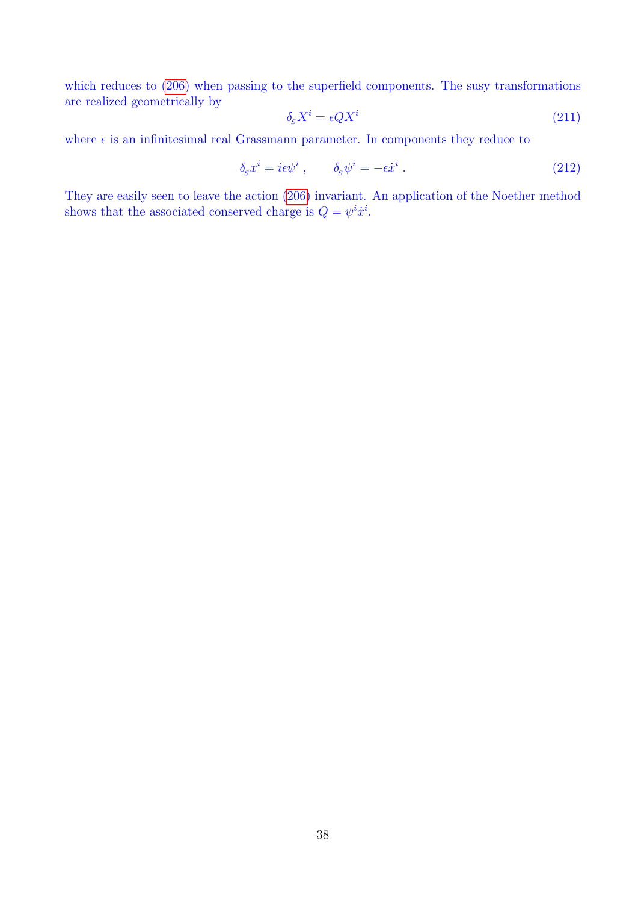which reduces to (206) when passing to the superfield components. The susy transformations are realized geometrically by

$$\delta_s X^i = \epsilon Q X^i \tag{211}$$

where $\epsilon$ is an infinitesimal real Grassmann parameter. In components they reduce to

$$\delta_s x^i = i\epsilon\psi^i \,, \qquad \delta_s \psi^i = -\epsilon \dot{x}^i \,. \tag{212}$$

They are easily seen to leave the action (206) invariant. An application of the Noether method shows that the associated conserved charge is $Q = \psi^i \dot{x}^i$.